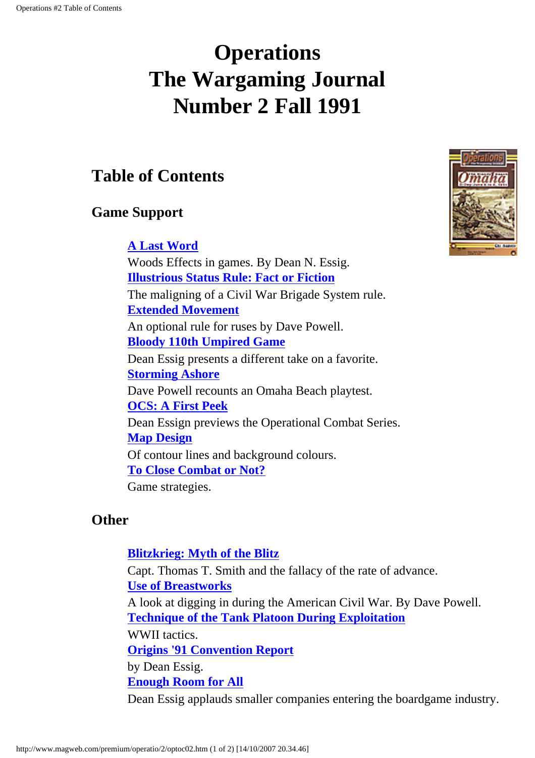# Operations
# The Wargaming Journal
# Number 2 Fall 1991

## Table of Contents

### Game Support

**A Last Word**
Woods Effects in games. By Dean N. Essig.
**Illustrious Status Rule: Fact or Fiction**
The maligning of a Civil War Brigade System rule.
**Extended Movement**
An optional rule for ruses by Dave Powell.
**Bloody 110th Umpired Game**
Dean Essig presents a different take on a favorite.
**Storming Ashore**
Dave Powell recounts an Omaha Beach playtest.
**OCS: A First Peek**
Dean Essign previews the Operational Combat Series.
**Map Design**
Of contour lines and background colours.
**To Close Combat or Not?**
Game strategies.

### Other

**Blitzkrieg: Myth of the Blitz**
Capt. Thomas T. Smith and the fallacy of the rate of advance.
**Use of Breastworks**
A look at digging in during the American Civil War. By Dave Powell.
**Technique of the Tank Platoon During Exploitation**
WWII tactics.
**Origins '91 Convention Report**
by Dean Essig.
**Enough Room for All**
Dean Essig applauds smaller companies entering the boardgame industry.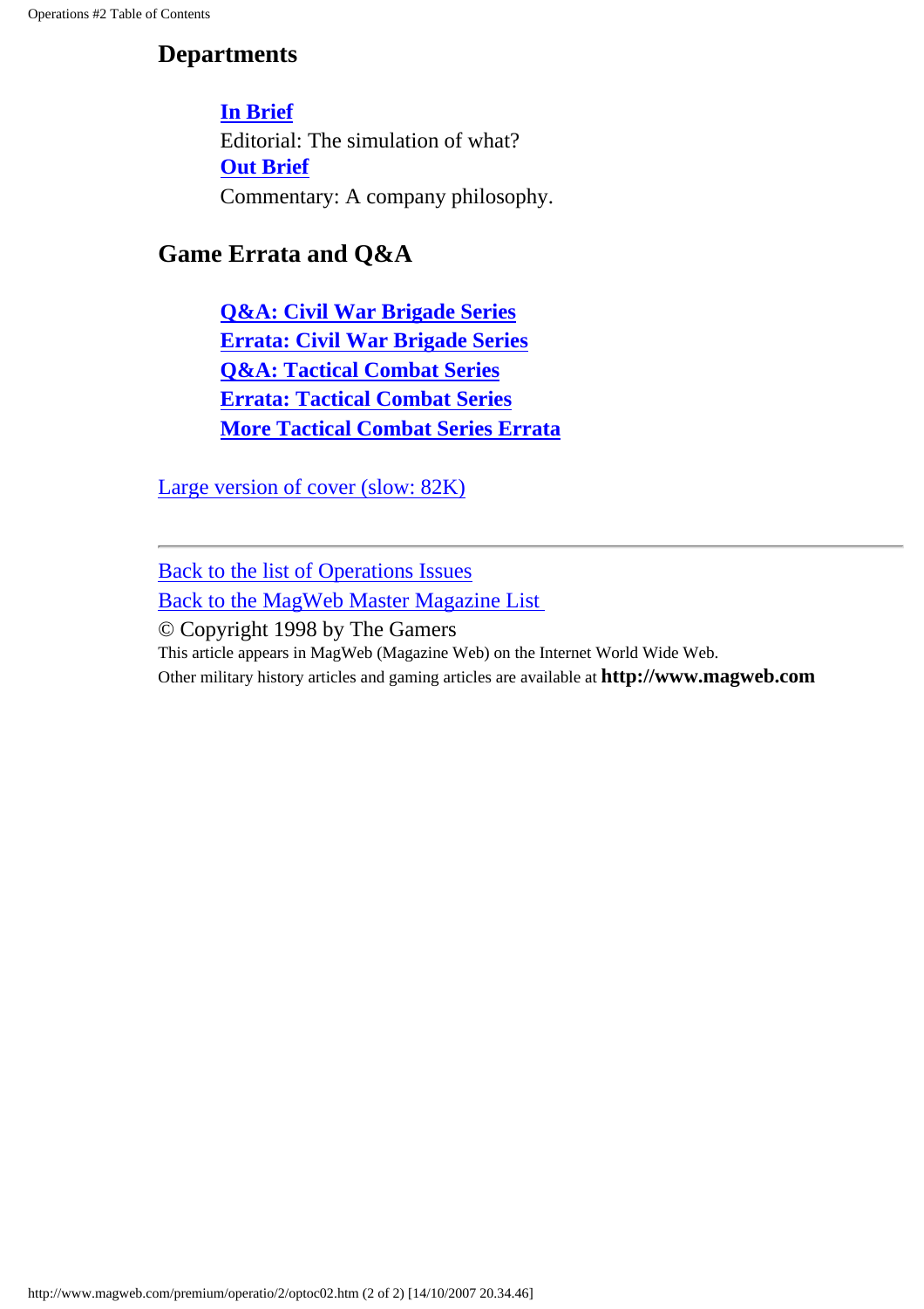## Departments

**In Brief**
Editorial: The simulation of what?
**Out Brief**
Commentary: A company philosophy.

## Game Errata and Q&A

**Q&A: Civil War Brigade Series**
**Errata: Civil War Brigade Series**
**Q&A: Tactical Combat Series**
**Errata: Tactical Combat Series**
**More Tactical Combat Series Errata**

Large version of cover (slow: 82K)

---

Back to the list of Operations Issues
Back to the MagWeb Master Magazine List
© Copyright 1998 by The Gamers
This article appears in MagWeb (Magazine Web) on the Internet World Wide Web.
Other military history articles and gaming articles are available at **http://www.magweb.com**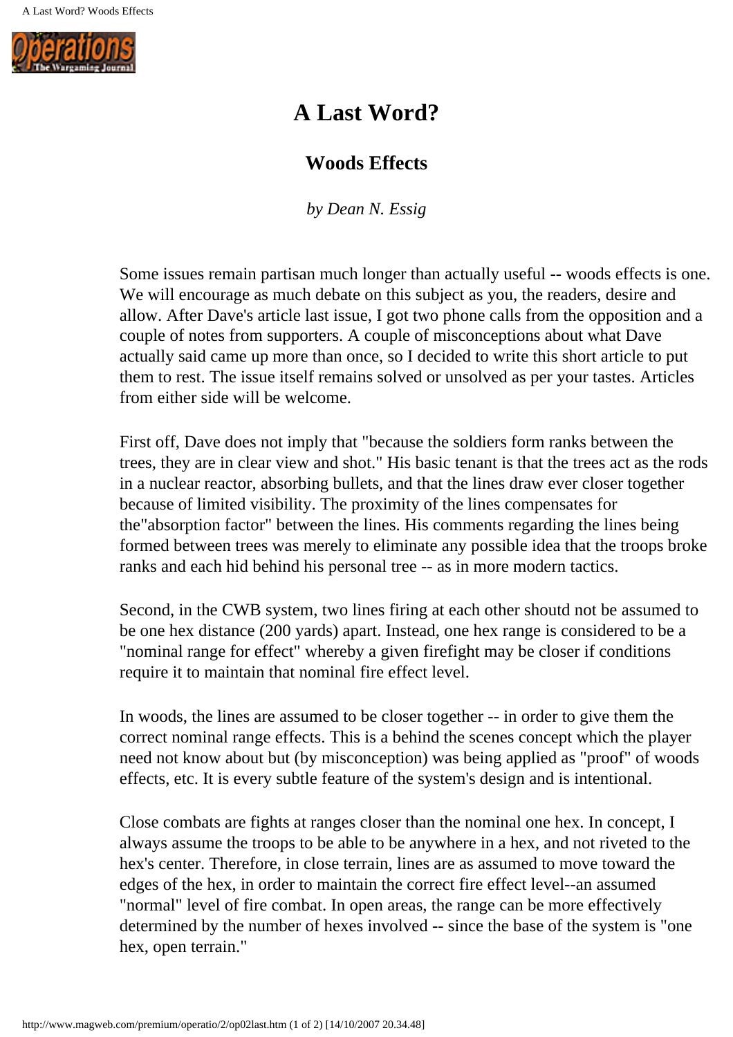# A Last Word?

## Woods Effects

*by Dean N. Essig*

Some issues remain partisan much longer than actually useful -- woods effects is one. We will encourage as much debate on this subject as you, the readers, desire and allow. After Dave's article last issue, I got two phone calls from the opposition and a couple of notes from supporters. A couple of misconceptions about what Dave actually said came up more than once, so I decided to write this short article to put them to rest. The issue itself remains solved or unsolved as per your tastes. Articles from either side will be welcome.

First off, Dave does not imply that "because the soldiers form ranks between the trees, they are in clear view and shot." His basic tenant is that the trees act as the rods in a nuclear reactor, absorbing bullets, and that the lines draw ever closer together because of limited visibility. The proximity of the lines compensates for the"absorption factor" between the lines. His comments regarding the lines being formed between trees was merely to eliminate any possible idea that the troops broke ranks and each hid behind his personal tree -- as in more modern tactics.

Second, in the CWB system, two lines firing at each other shoutd not be assumed to be one hex distance (200 yards) apart. Instead, one hex range is considered to be a "nominal range for effect" whereby a given firefight may be closer if conditions require it to maintain that nominal fire effect level.

In woods, the lines are assumed to be closer together -- in order to give them the correct nominal range effects. This is a behind the scenes concept which the player need not know about but (by misconception) was being applied as "proof" of woods effects, etc. It is every subtle feature of the system's design and is intentional.

Close combats are fights at ranges closer than the nominal one hex. In concept, I always assume the troops to be able to be anywhere in a hex, and not riveted to the hex's center. Therefore, in close terrain, lines are as assumed to move toward the edges of the hex, in order to maintain the correct fire effect level--an assumed "normal" level of fire combat. In open areas, the range can be more effectively determined by the number of hexes involved -- since the base of the system is "one hex, open terrain."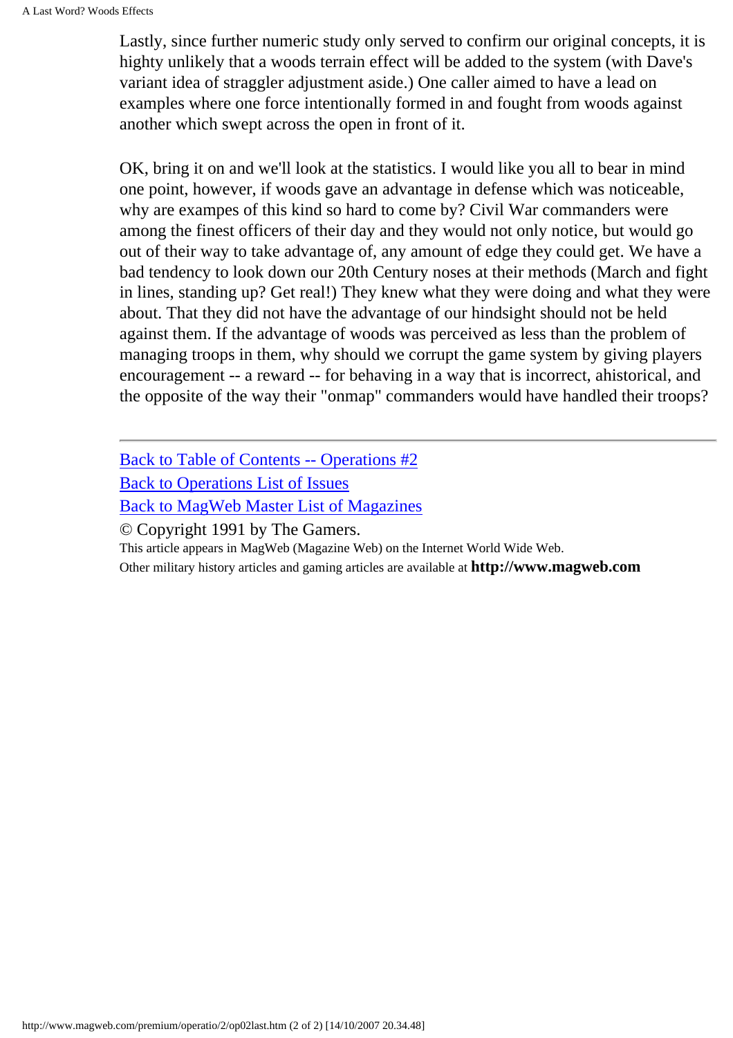Lastly, since further numeric study only served to confirm our original concepts, it is highty unlikely that a woods terrain effect will be added to the system (with Dave's variant idea of straggler adjustment aside.) One caller aimed to have a lead on examples where one force intentionally formed in and fought from woods against another which swept across the open in front of it.

OK, bring it on and we'll look at the statistics. I would like you all to bear in mind one point, however, if woods gave an advantage in defense which was noticeable, why are exampes of this kind so hard to come by? Civil War commanders were among the finest officers of their day and they would not only notice, but would go out of their way to take advantage of, any amount of edge they could get. We have a bad tendency to look down our 20th Century noses at their methods (March and fight in lines, standing up? Get real!) They knew what they were doing and what they were about. That they did not have the advantage of our hindsight should not be held against them. If the advantage of woods was perceived as less than the problem of managing troops in them, why should we corrupt the game system by giving players encouragement -- a reward -- for behaving in a way that is incorrect, ahistorical, and the opposite of the way their "onmap" commanders would have handled their troops?

---

Back to Table of Contents -- Operations #2
Back to Operations List of Issues
Back to MagWeb Master List of Magazines
© Copyright 1991 by The Gamers.
This article appears in MagWeb (Magazine Web) on the Internet World Wide Web.
Other military history articles and gaming articles are available at **http://www.magweb.com**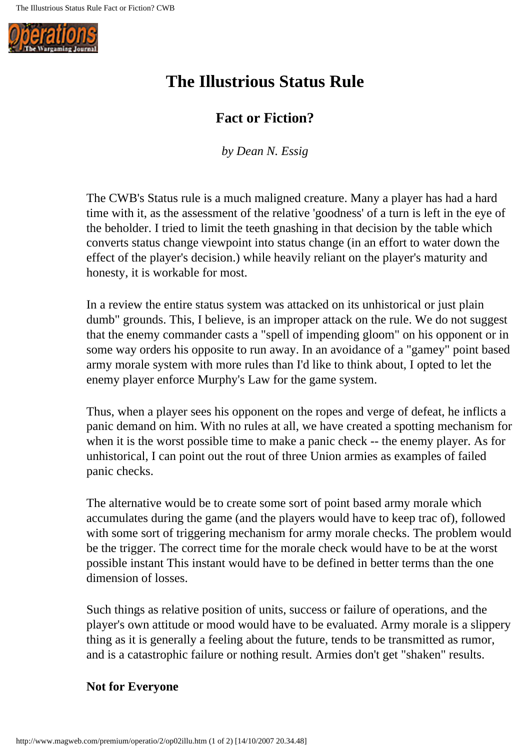# The Illustrious Status Rule

## Fact or Fiction?

*by Dean N. Essig*

The CWB's Status rule is a much maligned creature. Many a player has had a hard time with it, as the assessment of the relative 'goodness' of a turn is left in the eye of the beholder. I tried to limit the teeth gnashing in that decision by the table which converts status change viewpoint into status change (in an effort to water down the effect of the player's decision.) while heavily reliant on the player's maturity and honesty, it is workable for most.

In a review the entire status system was attacked on its unhistorical or just plain dumb" grounds. This, I believe, is an improper attack on the rule. We do not suggest that the enemy commander casts a "spell of impending gloom" on his opponent or in some way orders his opposite to run away. In an avoidance of a "gamey" point based army morale system with more rules than I'd like to think about, I opted to let the enemy player enforce Murphy's Law for the game system.

Thus, when a player sees his opponent on the ropes and verge of defeat, he inflicts a panic demand on him. With no rules at all, we have created a spotting mechanism for when it is the worst possible time to make a panic check -- the enemy player. As for unhistorical, I can point out the rout of three Union armies as examples of failed panic checks.

The alternative would be to create some sort of point based army morale which accumulates during the game (and the players would have to keep trac of), followed with some sort of triggering mechanism for army morale checks. The problem would be the trigger. The correct time for the morale check would have to be at the worst possible instant This instant would have to be defined in better terms than the one dimension of losses.

Such things as relative position of units, success or failure of operations, and the player's own attitude or mood would have to be evaluated. Army morale is a slippery thing as it is generally a feeling about the future, tends to be transmitted as rumor, and is a catastrophic failure or nothing result. Armies don't get "shaken" results.

**Not for Everyone**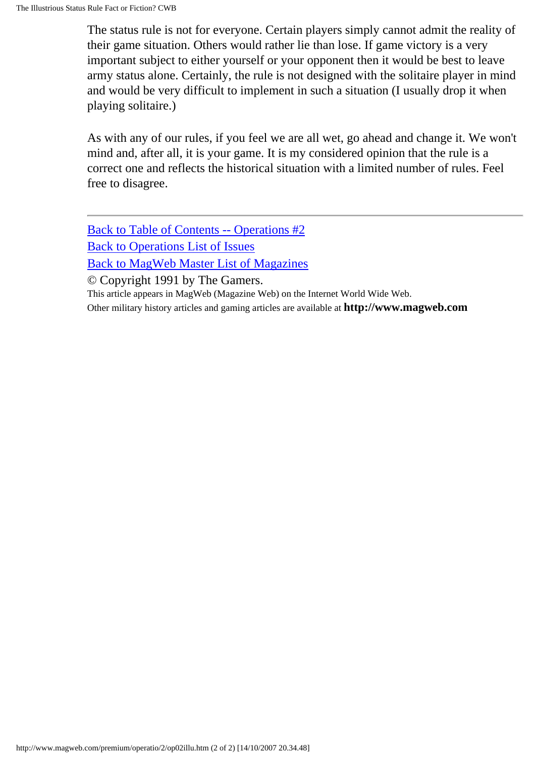The status rule is not for everyone. Certain players simply cannot admit the reality of their game situation. Others would rather lie than lose. If game victory is a very important subject to either yourself or your opponent then it would be best to leave army status alone. Certainly, the rule is not designed with the solitaire player in mind and would be very difficult to implement in such a situation (I usually drop it when playing solitaire.)

As with any of our rules, if you feel we are all wet, go ahead and change it. We won't mind and, after all, it is your game. It is my considered opinion that the rule is a correct one and reflects the historical situation with a limited number of rules. Feel free to disagree.

---

Back to Table of Contents -- Operations #2

Back to Operations List of Issues

Back to MagWeb Master List of Magazines

© Copyright 1991 by The Gamers.

This article appears in MagWeb (Magazine Web) on the Internet World Wide Web.

Other military history articles and gaming articles are available at **http://www.magweb.com**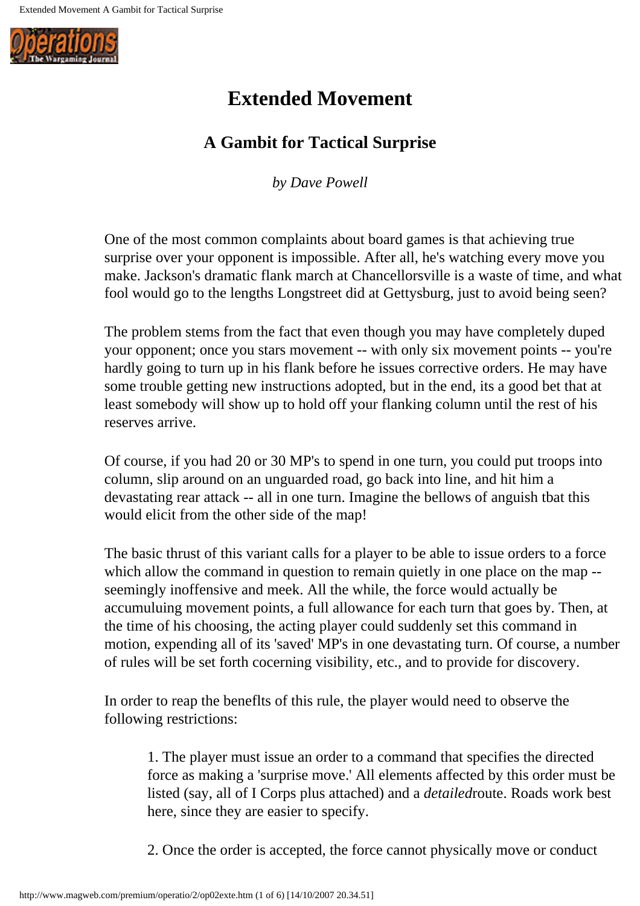# Extended Movement

## A Gambit for Tactical Surprise

*by Dave Powell*

One of the most common complaints about board games is that achieving true surprise over your opponent is impossible. After all, he's watching every move you make. Jackson's dramatic flank march at Chancellorsville is a waste of time, and what fool would go to the lengths Longstreet did at Gettysburg, just to avoid being seen?

The problem stems from the fact that even though you may have completely duped your opponent; once you stars movement -- with only six movement points -- you're hardly going to turn up in his flank before he issues corrective orders. He may have some trouble getting new instructions adopted, but in the end, its a good bet that at least somebody will show up to hold off your flanking column until the rest of his reserves arrive.

Of course, if you had 20 or 30 MP's to spend in one turn, you could put troops into column, slip around on an unguarded road, go back into line, and hit him a devastating rear attack -- all in one turn. Imagine the bellows of anguish tbat this would elicit from the other side of the map!

The basic thrust of this variant calls for a player to be able to issue orders to a force which allow the command in question to remain quietly in one place on the map -- seemingly inoffensive and meek. All the while, the force would actually be accumuluing movement points, a full allowance for each turn that goes by. Then, at the time of his choosing, the acting player could suddenly set this command in motion, expending all of its 'saved' MP's in one devastating turn. Of course, a number of rules will be set forth cocerning visibility, etc., and to provide for discovery.

In order to reap the beneflts of this rule, the player would need to observe the following restrictions:

1. The player must issue an order to a command that specifies the directed force as making a 'surprise move.' All elements affected by this order must be listed (say, all of I Corps plus attached) and a *detailed*route. Roads work best here, since they are easier to specify.

2. Once the order is accepted, the force cannot physically move or conduct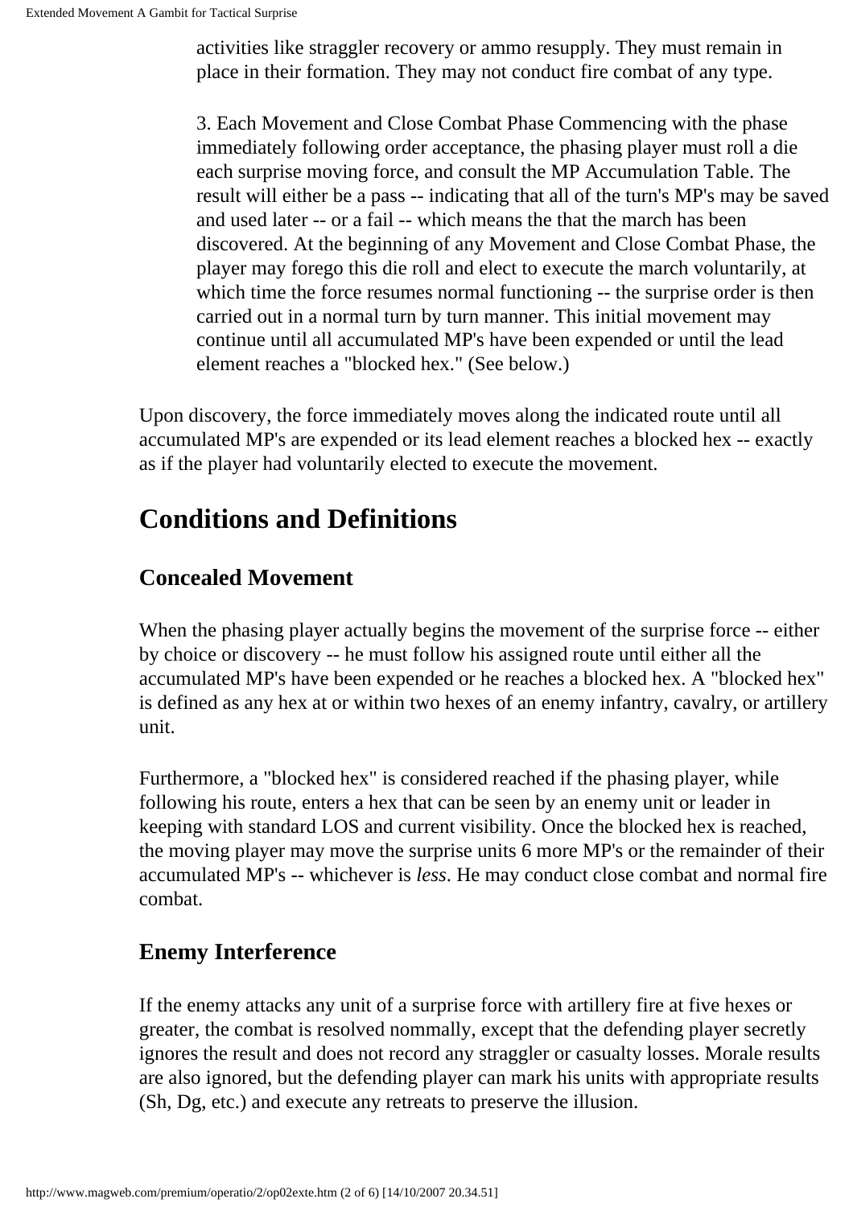activities like straggler recovery or ammo resupply. They must remain in place in their formation. They may not conduct fire combat of any type.

3. Each Movement and Close Combat Phase Commencing with the phase immediately following order acceptance, the phasing player must roll a die each surprise moving force, and consult the MP Accumulation Table. The result will either be a pass -- indicating that all of the turn's MP's may be saved and used later -- or a fail -- which means the that the march has been discovered. At the beginning of any Movement and Close Combat Phase, the player may forego this die roll and elect to execute the march voluntarily, at which time the force resumes normal functioning -- the surprise order is then carried out in a normal turn by turn manner. This initial movement may continue until all accumulated MP's have been expended or until the lead element reaches a "blocked hex." (See below.)

Upon discovery, the force immediately moves along the indicated route until all accumulated MP's are expended or its lead element reaches a blocked hex -- exactly as if the player had voluntarily elected to execute the movement.

## Conditions and Definitions

### Concealed Movement

When the phasing player actually begins the movement of the surprise force -- either by choice or discovery -- he must follow his assigned route until either all the accumulated MP's have been expended or he reaches a blocked hex. A "blocked hex" is defined as any hex at or within two hexes of an enemy infantry, cavalry, or artillery unit.

Furthermore, a "blocked hex" is considered reached if the phasing player, while following his route, enters a hex that can be seen by an enemy unit or leader in keeping with standard LOS and current visibility. Once the blocked hex is reached, the moving player may move the surprise units 6 more MP's or the remainder of their accumulated MP's -- whichever is *less*. He may conduct close combat and normal fire combat.

### Enemy Interference

If the enemy attacks any unit of a surprise force with artillery fire at five hexes or greater, the combat is resolved nommally, except that the defending player secretly ignores the result and does not record any straggler or casualty losses. Morale results are also ignored, but the defending player can mark his units with appropriate results (Sh, Dg, etc.) and execute any retreats to preserve the illusion.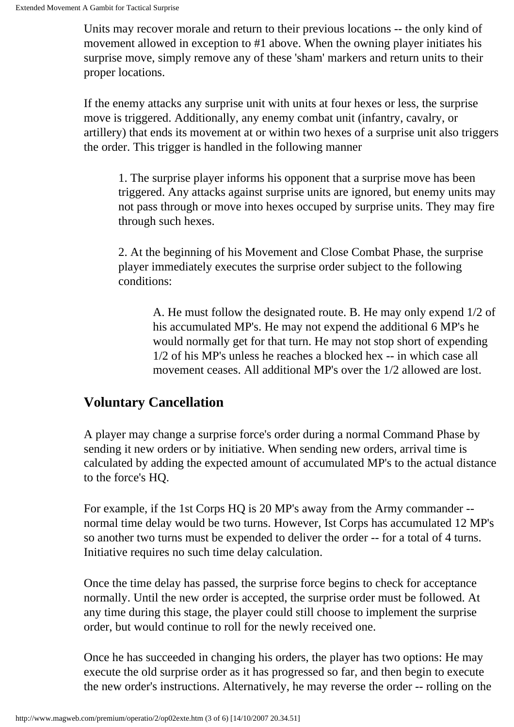Units may recover morale and return to their previous locations -- the only kind of movement allowed in exception to #1 above. When the owning player initiates his surprise move, simply remove any of these 'sham' markers and return units to their proper locations.

If the enemy attacks any surprise unit with units at four hexes or less, the surprise move is triggered. Additionally, any enemy combat unit (infantry, cavalry, or artillery) that ends its movement at or within two hexes of a surprise unit also triggers the order. This trigger is handled in the following manner

> 1. The surprise player informs his opponent that a surprise move has been triggered. Any attacks against surprise units are ignored, but enemy units may not pass through or move into hexes occuped by surprise units. They may fire through such hexes.
>
> 2. At the beginning of his Movement and Close Combat Phase, the surprise player immediately executes the surprise order subject to the following conditions:
>
> > A. He must follow the designated route. B. He may only expend 1/2 of his accumulated MP's. He may not expend the additional 6 MP's he would normally get for that turn. He may not stop short of expending 1/2 of his MP's unless he reaches a blocked hex -- in which case all movement ceases. All additional MP's over the 1/2 allowed are lost.

## Voluntary Cancellation

A player may change a surprise force's order during a normal Command Phase by sending it new orders or by initiative. When sending new orders, arrival time is calculated by adding the expected amount of accumulated MP's to the actual distance to the force's HQ.

For example, if the 1st Corps HQ is 20 MP's away from the Army commander -- normal time delay would be two turns. However, Ist Corps has accumulated 12 MP's so another two turns must be expended to deliver the order -- for a total of 4 turns. Initiative requires no such time delay calculation.

Once the time delay has passed, the surprise force begins to check for acceptance normally. Until the new order is accepted, the surprise order must be followed. At any time during this stage, the player could still choose to implement the surprise order, but would continue to roll for the newly received one.

Once he has succeeded in changing his orders, the player has two options: He may execute the old surprise order as it has progressed so far, and then begin to execute the new order's instructions. Alternatively, he may reverse the order -- rolling on the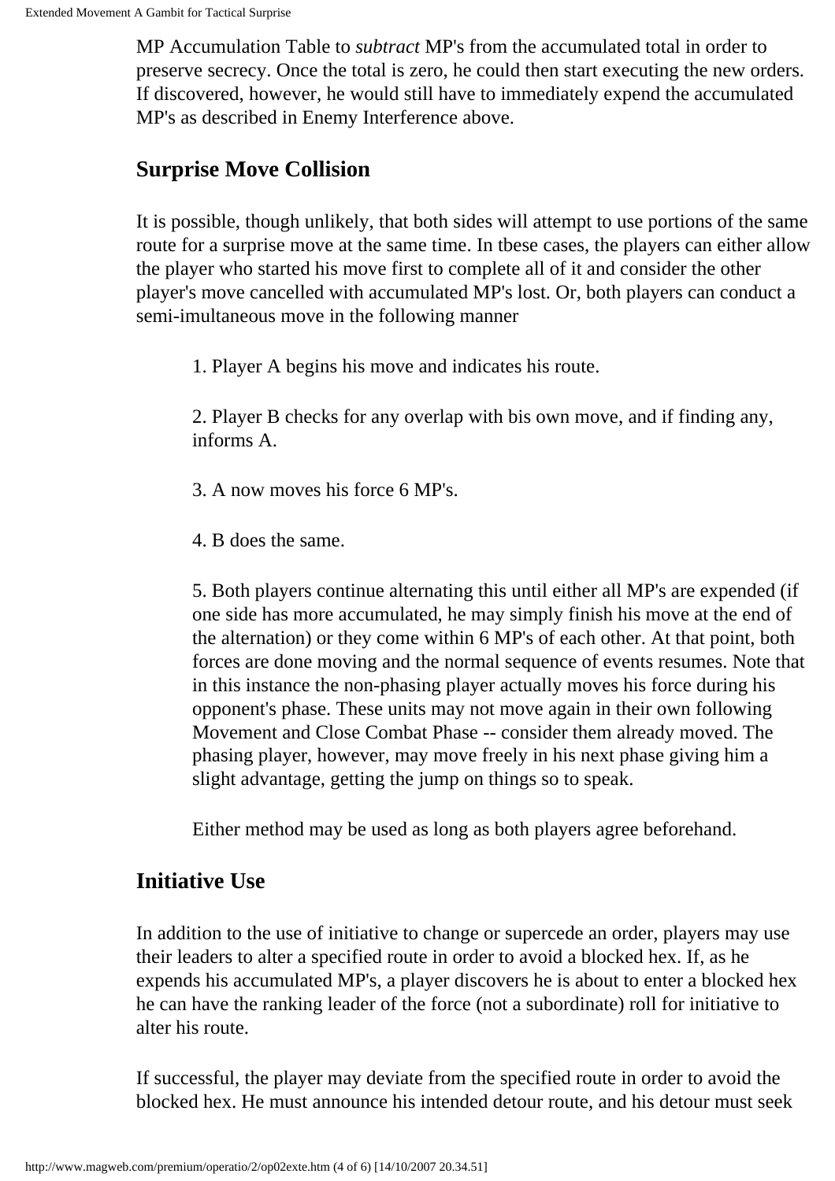MP Accumulation Table to *subtract* MP's from the accumulated total in order to preserve secrecy. Once the total is zero, he could then start executing the new orders. If discovered, however, he would still have to immediately expend the accumulated MP's as described in Enemy Interference above.

## Surprise Move Collision

It is possible, though unlikely, that both sides will attempt to use portions of the same route for a surprise move at the same time. In tbese cases, the players can either allow the player who started his move first to complete all of it and consider the other player's move cancelled with accumulated MP's lost. Or, both players can conduct a semi-imultaneous move in the following manner

1. Player A begins his move and indicates his route.

2. Player B checks for any overlap with bis own move, and if finding any, informs A.

3. A now moves his force 6 MP's.

4. B does the same.

5. Both players continue alternating this until either all MP's are expended (if one side has more accumulated, he may simply finish his move at the end of the alternation) or they come within 6 MP's of each other. At that point, both forces are done moving and the normal sequence of events resumes. Note that in this instance the non-phasing player actually moves his force during his opponent's phase. These units may not move again in their own following Movement and Close Combat Phase -- consider them already moved. The phasing player, however, may move freely in his next phase giving him a slight advantage, getting the jump on things so to speak.

Either method may be used as long as both players agree beforehand.

## Initiative Use

In addition to the use of initiative to change or supercede an order, players may use their leaders to alter a specified route in order to avoid a blocked hex. If, as he expends his accumulated MP's, a player discovers he is about to enter a blocked hex he can have the ranking leader of the force (not a subordinate) roll for initiative to alter his route.

If successful, the player may deviate from the specified route in order to avoid the blocked hex. He must announce his intended detour route, and his detour must seek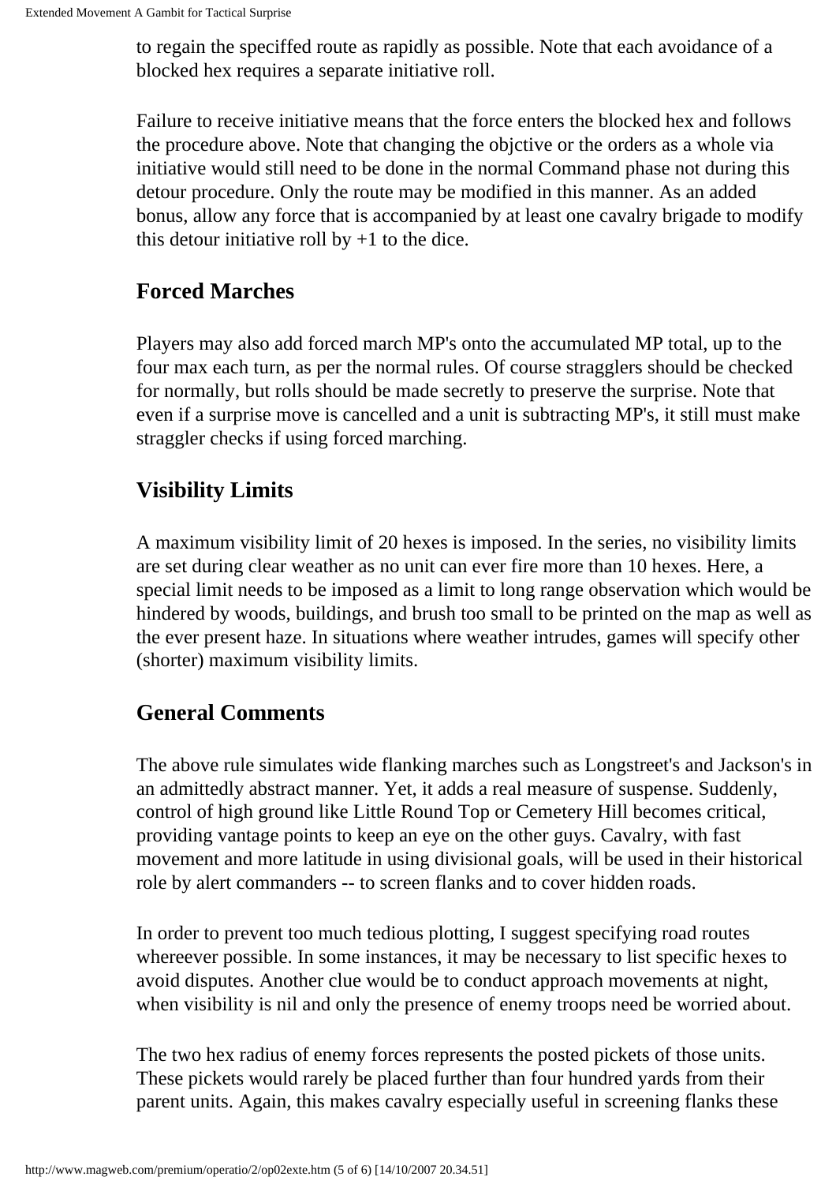to regain the speciffed route as rapidly as possible. Note that each avoidance of a blocked hex requires a separate initiative roll.

Failure to receive initiative means that the force enters the blocked hex and follows the procedure above. Note that changing the objctive or the orders as a whole via initiative would still need to be done in the normal Command phase not during this detour procedure. Only the route may be modified in this manner. As an added bonus, allow any force that is accompanied by at least one cavalry brigade to modify this detour initiative roll by +1 to the dice.

## Forced Marches

Players may also add forced march MP's onto the accumulated MP total, up to the four max each turn, as per the normal rules. Of course stragglers should be checked for normally, but rolls should be made secretly to preserve the surprise. Note that even if a surprise move is cancelled and a unit is subtracting MP's, it still must make straggler checks if using forced marching.

## Visibility Limits

A maximum visibility limit of 20 hexes is imposed. In the series, no visibility limits are set during clear weather as no unit can ever fire more than 10 hexes. Here, a special limit needs to be imposed as a limit to long range observation which would be hindered by woods, buildings, and brush too small to be printed on the map as well as the ever present haze. In situations where weather intrudes, games will specify other (shorter) maximum visibility limits.

## General Comments

The above rule simulates wide flanking marches such as Longstreet's and Jackson's in an admittedly abstract manner. Yet, it adds a real measure of suspense. Suddenly, control of high ground like Little Round Top or Cemetery Hill becomes critical, providing vantage points to keep an eye on the other guys. Cavalry, with fast movement and more latitude in using divisional goals, will be used in their historical role by alert commanders -- to screen flanks and to cover hidden roads.

In order to prevent too much tedious plotting, I suggest specifying road routes whereever possible. In some instances, it may be necessary to list specific hexes to avoid disputes. Another clue would be to conduct approach movements at night, when visibility is nil and only the presence of enemy troops need be worried about.

The two hex radius of enemy forces represents the posted pickets of those units. These pickets would rarely be placed further than four hundred yards from their parent units. Again, this makes cavalry especially useful in screening flanks these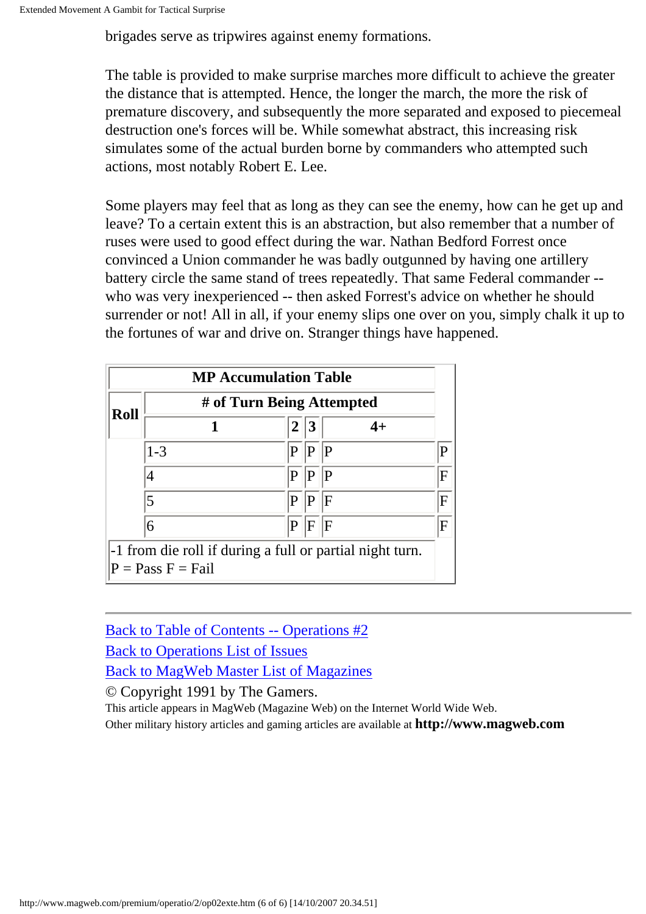brigades serve as tripwires against enemy formations.

The table is provided to make surprise marches more difficult to achieve the greater the distance that is attempted. Hence, the longer the march, the more the risk of premature discovery, and subsequently the more separated and exposed to piecemeal destruction one's forces will be. While somewhat abstract, this increasing risk simulates some of the actual burden borne by commanders who attempted such actions, most notably Robert E. Lee.

Some players may feel that as long as they can see the enemy, how can he get up and leave? To a certain extent this is an abstraction, but also remember that a number of ruses were used to good effect during the war. Nathan Bedford Forrest once convinced a Union commander he was badly outgunned by having one artillery battery circle the same stand of trees repeatedly. That same Federal commander -- who was very inexperienced -- then asked Forrest's advice on whether he should surrender or not! All in all, if your enemy slips one over on you, simply chalk it up to the fortunes of war and drive on. Stranger things have happened.

**MP Accumulation Table**

| Roll | # of Turn Being Attempted | | | |
|---|---|---|---|---|
| | **1** | **2** | **3** | **4+** |
| 1-3 | P | P | P | P |
| 4 | P | P | P | F |
| 5 | P | P | F | F |
| 6 | P | F | F | F |

-1 from die roll if during a full or partial night turn.
P = Pass F = Fail

---

Back to Table of Contents -- Operations #2
Back to Operations List of Issues
Back to MagWeb Master List of Magazines
© Copyright 1991 by The Gamers.
This article appears in MagWeb (Magazine Web) on the Internet World Wide Web.
Other military history articles and gaming articles are available at **http://www.magweb.com**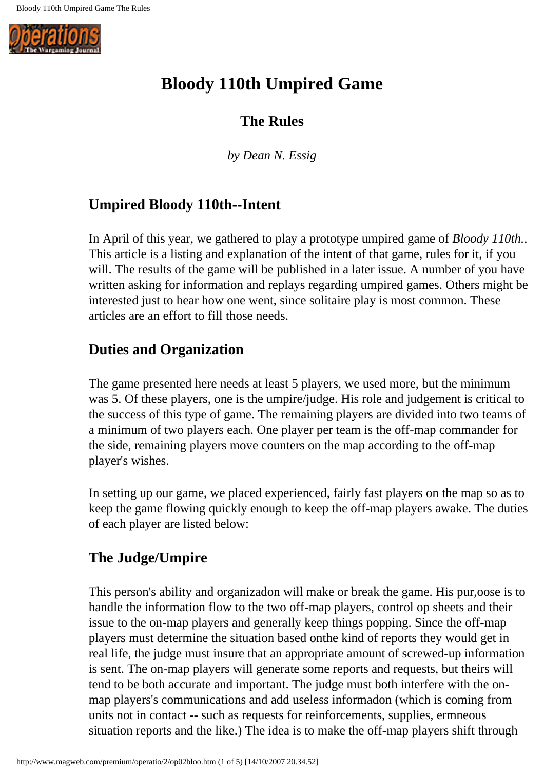# Bloody 110th Umpired Game

## The Rules

*by Dean N. Essig*

### Umpired Bloody 110th--Intent

In April of this year, we gathered to play a prototype umpired game of *Bloody 110th.*. This article is a listing and explanation of the intent of that game, rules for it, if you will. The results of the game will be published in a later issue. A number of you have written asking for information and replays regarding umpired games. Others might be interested just to hear how one went, since solitaire play is most common. These articles are an effort to fill those needs.

### Duties and Organization

The game presented here needs at least 5 players, we used more, but the minimum was 5. Of these players, one is the umpire/judge. His role and judgement is critical to the success of this type of game. The remaining players are divided into two teams of a minimum of two players each. One player per team is the off-map commander for the side, remaining players move counters on the map according to the off-map player's wishes.

In setting up our game, we placed experienced, fairly fast players on the map so as to keep the game flowing quickly enough to keep the off-map players awake. The duties of each player are listed below:

### The Judge/Umpire

This person's ability and organizadon will make or break the game. His pur,oose is to handle the information flow to the two off-map players, control op sheets and their issue to the on-map players and generally keep things popping. Since the off-map players must determine the situation based onthe kind of reports they would get in real life, the judge must insure that an appropriate amount of screwed-up information is sent. The on-map players will generate some reports and requests, but theirs will tend to be both accurate and important. The judge must both interfere with the on-map players's communications and add useless informadon (which is coming from units not in contact -- such as requests for reinforcements, supplies, ermneous situation reports and the like.) The idea is to make the off-map players shift through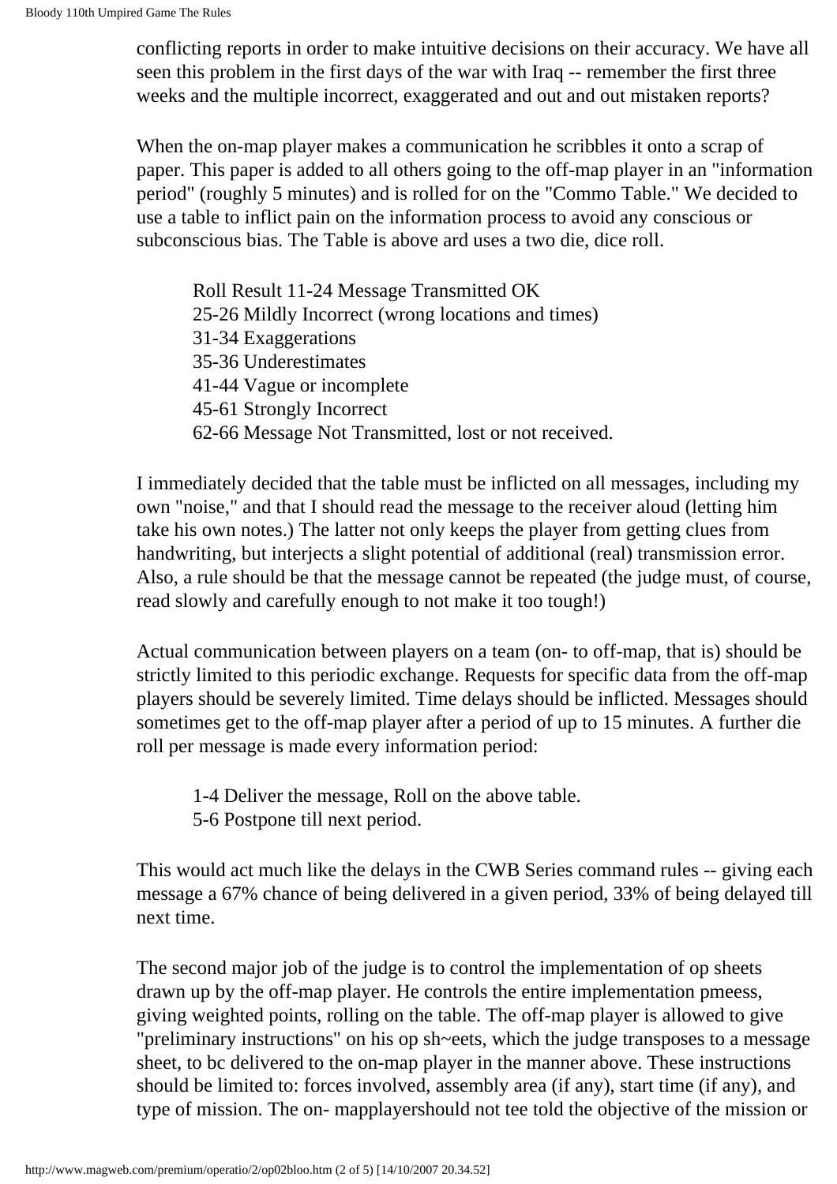conflicting reports in order to make intuitive decisions on their accuracy. We have all seen this problem in the first days of the war with Iraq -- remember the first three weeks and the multiple incorrect, exaggerated and out and out mistaken reports?

When the on-map player makes a communication he scribbles it onto a scrap of paper. This paper is added to all others going to the off-map player in an "information period" (roughly 5 minutes) and is rolled for on the "Commo Table." We decided to use a table to inflict pain on the information process to avoid any conscious or subconscious bias. The Table is above ard uses a two die, dice roll.

> Roll Result 11-24 Message Transmitted OK
> 25-26 Mildly Incorrect (wrong locations and times)
> 31-34 Exaggerations
> 35-36 Underestimates
> 41-44 Vague or incomplete
> 45-61 Strongly Incorrect
> 62-66 Message Not Transmitted, lost or not received.

I immediately decided that the table must be inflicted on all messages, including my own "noise," and that I should read the message to the receiver aloud (letting him take his own notes.) The latter not only keeps the player from getting clues from handwriting, but interjects a slight potential of additional (real) transmission error. Also, a rule should be that the message cannot be repeated (the judge must, of course, read slowly and carefully enough to not make it too tough!)

Actual communication between players on a team (on- to off-map, that is) should be strictly limited to this periodic exchange. Requests for specific data from the off-map players should be severely limited. Time delays should be inflicted. Messages should sometimes get to the off-map player after a period of up to 15 minutes. A further die roll per message is made every information period:

> 1-4 Deliver the message, Roll on the above table.
> 5-6 Postpone till next period.

This would act much like the delays in the CWB Series command rules -- giving each message a 67% chance of being delivered in a given period, 33% of being delayed till next time.

The second major job of the judge is to control the implementation of op sheets drawn up by the off-map player. He controls the entire implementation pmeess, giving weighted points, rolling on the table. The off-map player is allowed to give "preliminary instructions" on his op sh~eets, which the judge transposes to a message sheet, to bc delivered to the on-map player in the manner above. These instructions should be limited to: forces involved, assembly area (if any), start time (if any), and type of mission. The on- mapplayershould not tee told the objective of the mission or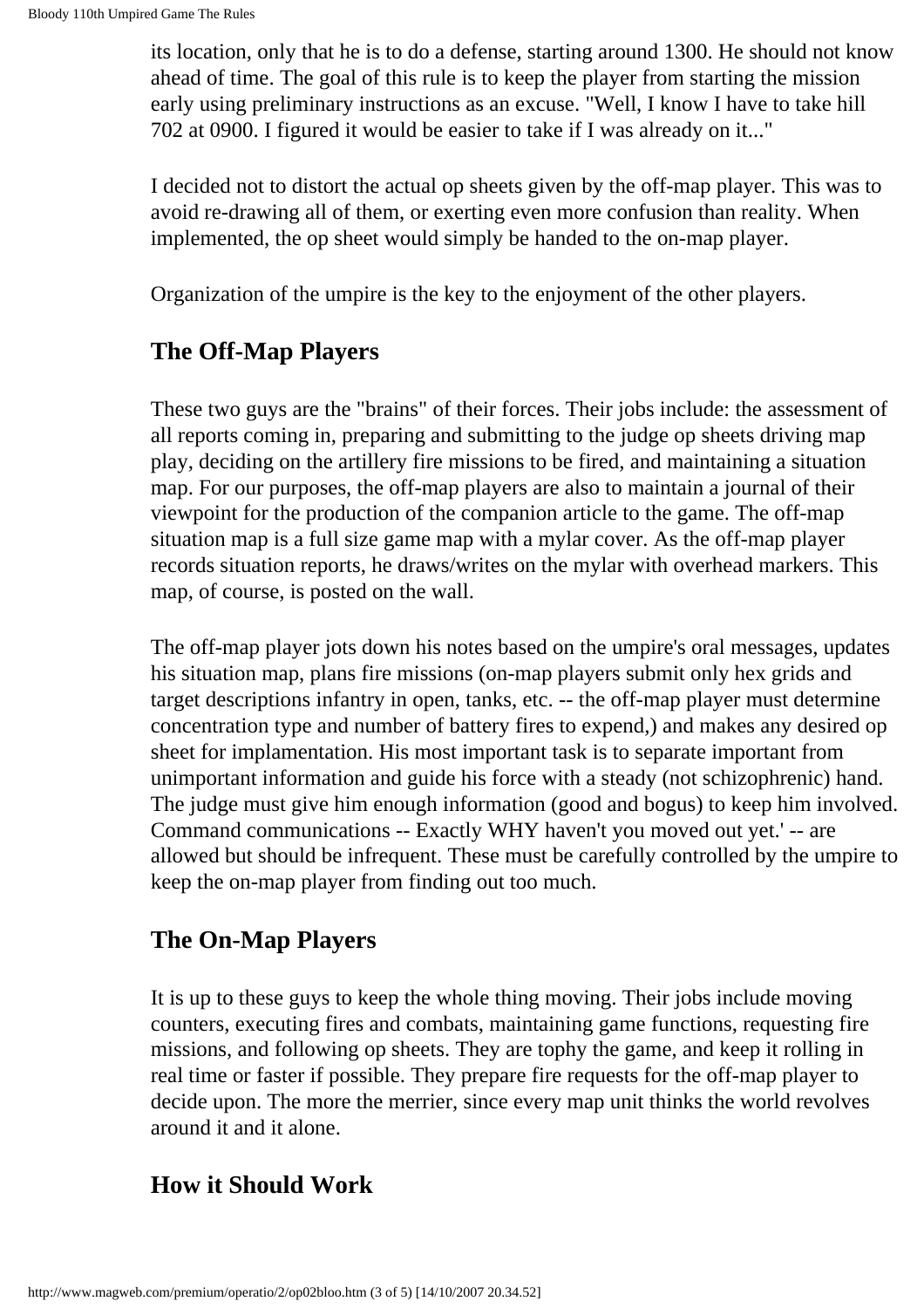its location, only that he is to do a defense, starting around 1300. He should not know ahead of time. The goal of this rule is to keep the player from starting the mission early using preliminary instructions as an excuse. "Well, I know I have to take hill 702 at 0900. I figured it would be easier to take if I was already on it..."

I decided not to distort the actual op sheets given by the off-map player. This was to avoid re-drawing all of them, or exerting even more confusion than reality. When implemented, the op sheet would simply be handed to the on-map player.

Organization of the umpire is the key to the enjoyment of the other players.

## The Off-Map Players

These two guys are the "brains" of their forces. Their jobs include: the assessment of all reports coming in, preparing and submitting to the judge op sheets driving map play, deciding on the artillery fire missions to be fired, and maintaining a situation map. For our purposes, the off-map players are also to maintain a journal of their viewpoint for the production of the companion article to the game. The off-map situation map is a full size game map with a mylar cover. As the off-map player records situation reports, he draws/writes on the mylar with overhead markers. This map, of course, is posted on the wall.

The off-map player jots down his notes based on the umpire's oral messages, updates his situation map, plans fire missions (on-map players submit only hex grids and target descriptions infantry in open, tanks, etc. -- the off-map player must determine concentration type and number of battery fires to expend,) and makes any desired op sheet for implamentation. His most important task is to separate important from unimportant information and guide his force with a steady (not schizophrenic) hand. The judge must give him enough information (good and bogus) to keep him involved. Command communications -- Exactly WHY haven't you moved out yet.' -- are allowed but should be infrequent. These must be carefully controlled by the umpire to keep the on-map player from finding out too much.

## The On-Map Players

It is up to these guys to keep the whole thing moving. Their jobs include moving counters, executing fires and combats, maintaining game functions, requesting fire missions, and following op sheets. They are tophy the game, and keep it rolling in real time or faster if possible. They prepare fire requests for the off-map player to decide upon. The more the merrier, since every map unit thinks the world revolves around it and it alone.

## How it Should Work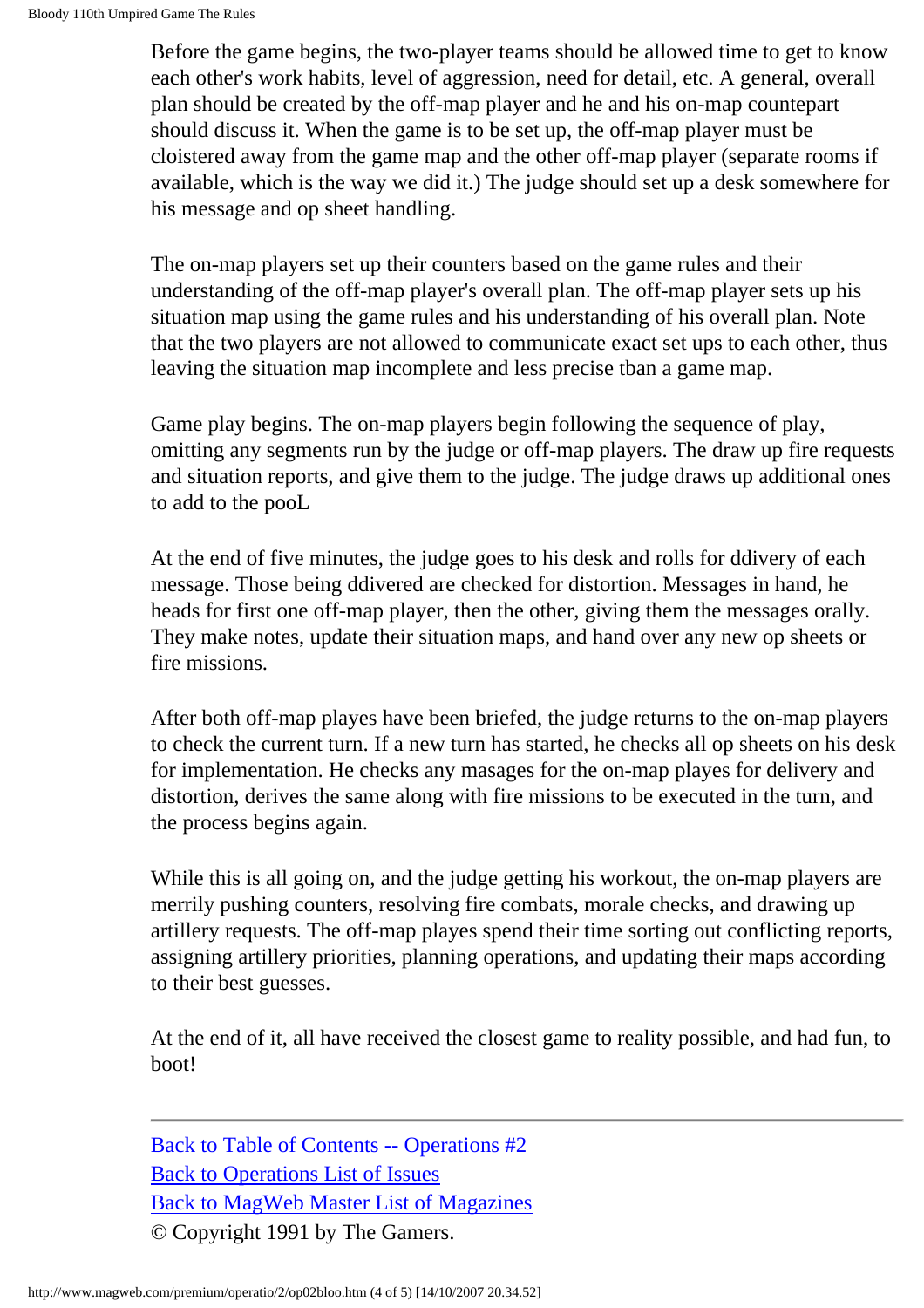Before the game begins, the two-player teams should be allowed time to get to know each other's work habits, level of aggression, need for detail, etc. A general, overall plan should be created by the off-map player and he and his on-map countepart should discuss it. When the game is to be set up, the off-map player must be cloistered away from the game map and the other off-map player (separate rooms if available, which is the way we did it.) The judge should set up a desk somewhere for his message and op sheet handling.

The on-map players set up their counters based on the game rules and their understanding of the off-map player's overall plan. The off-map player sets up his situation map using the game rules and his understanding of his overall plan. Note that the two players are not allowed to communicate exact set ups to each other, thus leaving the situation map incomplete and less precise tban a game map.

Game play begins. The on-map players begin following the sequence of play, omitting any segments run by the judge or off-map players. The draw up fire requests and situation reports, and give them to the judge. The judge draws up additional ones to add to the pooL

At the end of five minutes, the judge goes to his desk and rolls for ddivery of each message. Those being ddivered are checked for distortion. Messages in hand, he heads for first one off-map player, then the other, giving them the messages orally. They make notes, update their situation maps, and hand over any new op sheets or fire missions.

After both off-map playes have been briefed, the judge returns to the on-map players to check the current turn. If a new turn has started, he checks all op sheets on his desk for implementation. He checks any masages for the on-map playes for delivery and distortion, derives the same along with fire missions to be executed in the turn, and the process begins again.

While this is all going on, and the judge getting his workout, the on-map players are merrily pushing counters, resolving fire combats, morale checks, and drawing up artillery requests. The off-map playes spend their time sorting out conflicting reports, assigning artillery priorities, planning operations, and updating their maps according to their best guesses.

At the end of it, all have received the closest game to reality possible, and had fun, to boot!

---

Back to Table of Contents -- Operations #2
Back to Operations List of Issues
Back to MagWeb Master List of Magazines
© Copyright 1991 by The Gamers.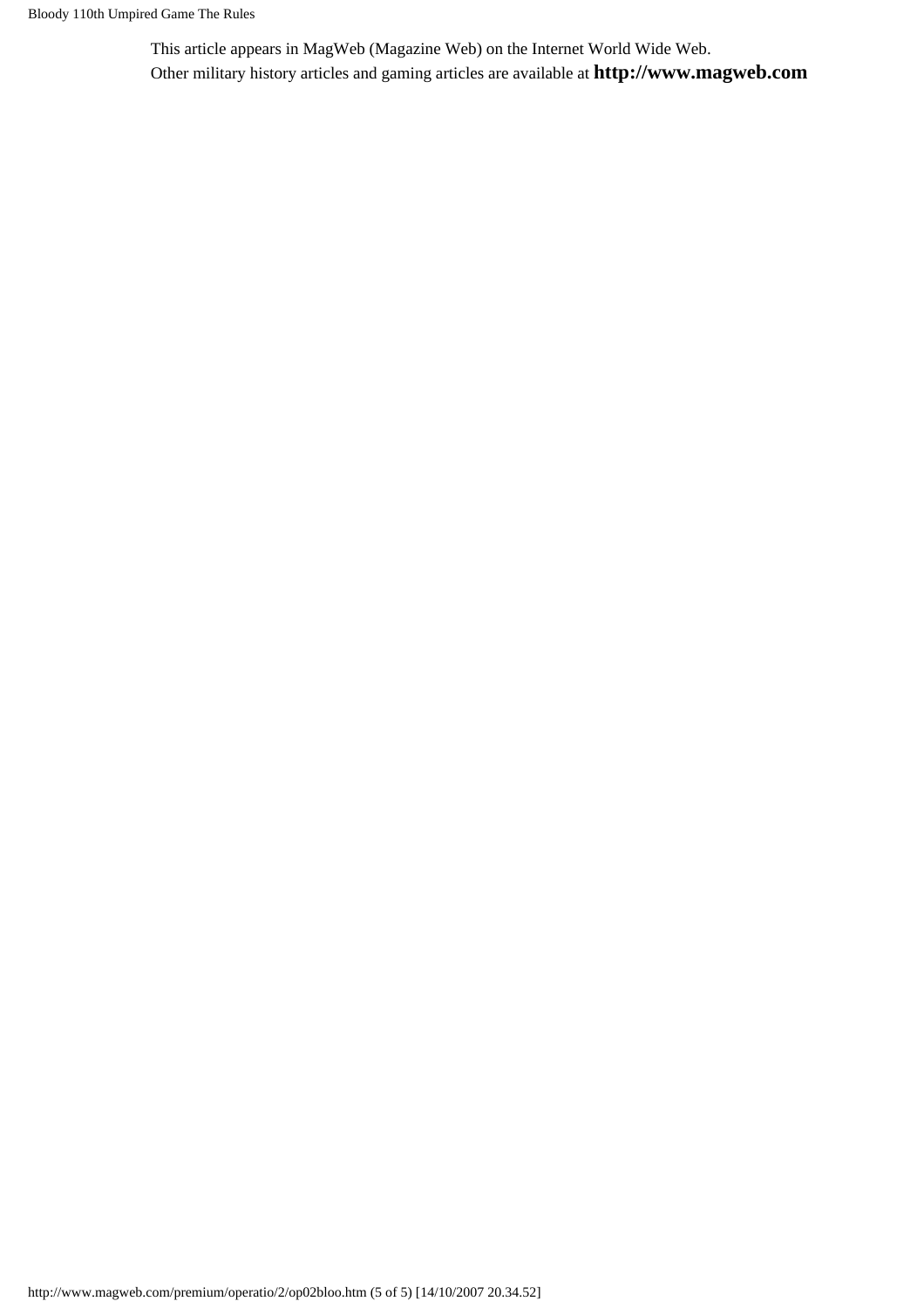This article appears in MagWeb (Magazine Web) on the Internet World Wide Web.
Other military history articles and gaming articles are available at **http://www.magweb.com**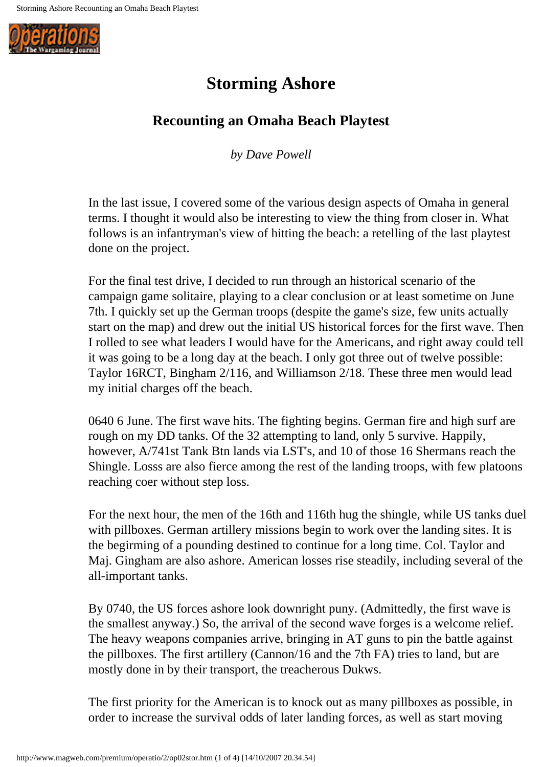# Storming Ashore

## Recounting an Omaha Beach Playtest

*by Dave Powell*

In the last issue, I covered some of the various design aspects of Omaha in general terms. I thought it would also be interesting to view the thing from closer in. What follows is an infantryman's view of hitting the beach: a retelling of the last playtest done on the project.

For the final test drive, I decided to run through an historical scenario of the campaign game solitaire, playing to a clear conclusion or at least sometime on June 7th. I quickly set up the German troops (despite the game's size, few units actually start on the map) and drew out the initial US historical forces for the first wave. Then I rolled to see what leaders I would have for the Americans, and right away could tell it was going to be a long day at the beach. I only got three out of twelve possible: Taylor 16RCT, Bingham 2/116, and Williamson 2/18. These three men would lead my initial charges off the beach.

0640 6 June. The first wave hits. The fighting begins. German fire and high surf are rough on my DD tanks. Of the 32 attempting to land, only 5 survive. Happily, however, A/741st Tank Btn lands via LST's, and 10 of those 16 Shermans reach the Shingle. Losss are also fierce among the rest of the landing troops, with few platoons reaching coer without step loss.

For the next hour, the men of the 16th and 116th hug the shingle, while US tanks duel with pillboxes. German artillery missions begin to work over the landing sites. It is the begirming of a pounding destined to continue for a long time. Col. Taylor and Maj. Gingham are also ashore. American losses rise steadily, including several of the all-important tanks.

By 0740, the US forces ashore look downright puny. (Admittedly, the first wave is the smallest anyway.) So, the arrival of the second wave forges is a welcome relief. The heavy weapons companies arrive, bringing in AT guns to pin the battle against the pillboxes. The first artillery (Cannon/16 and the 7th FA) tries to land, but are mostly done in by their transport, the treacherous Dukws.

The first priority for the American is to knock out as many pillboxes as possible, in order to increase the survival odds of later landing forces, as well as start moving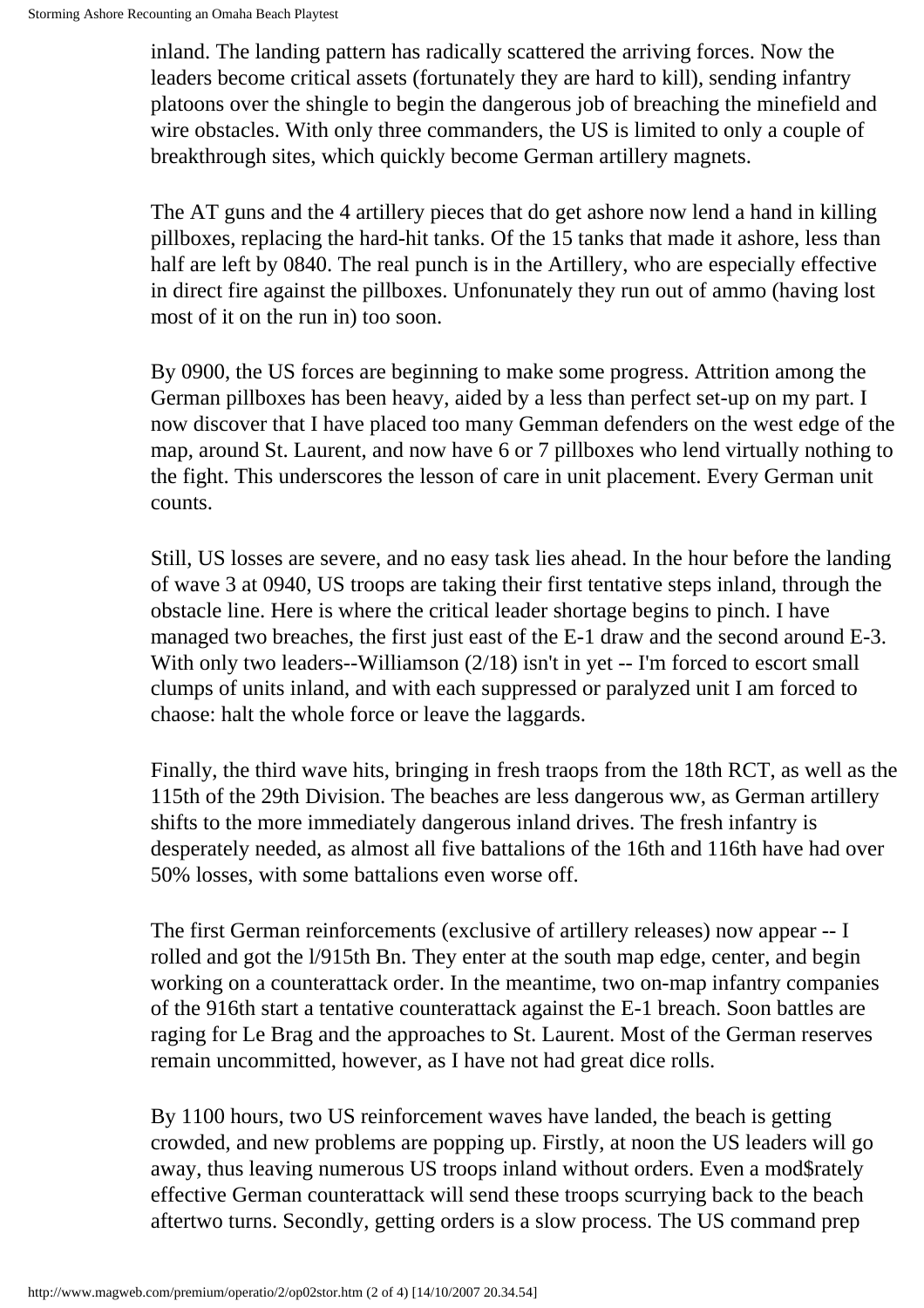inland. The landing pattern has radically scattered the arriving forces. Now the leaders become critical assets (fortunately they are hard to kill), sending infantry platoons over the shingle to begin the dangerous job of breaching the minefield and wire obstacles. With only three commanders, the US is limited to only a couple of breakthrough sites, which quickly become German artillery magnets.

The AT guns and the 4 artillery pieces that do get ashore now lend a hand in killing pillboxes, replacing the hard-hit tanks. Of the 15 tanks that made it ashore, less than half are left by 0840. The real punch is in the Artillery, who are especially effective in direct fire against the pillboxes. Unfonunately they run out of ammo (having lost most of it on the run in) too soon.

By 0900, the US forces are beginning to make some progress. Attrition among the German pillboxes has been heavy, aided by a less than perfect set-up on my part. I now discover that I have placed too many Gemman defenders on the west edge of the map, around St. Laurent, and now have 6 or 7 pillboxes who lend virtually nothing to the fight. This underscores the lesson of care in unit placement. Every German unit counts.

Still, US losses are severe, and no easy task lies ahead. In the hour before the landing of wave 3 at 0940, US troops are taking their first tentative steps inland, through the obstacle line. Here is where the critical leader shortage begins to pinch. I have managed two breaches, the first just east of the E-1 draw and the second around E-3. With only two leaders--Williamson (2/18) isn't in yet -- I'm forced to escort small clumps of units inland, and with each suppressed or paralyzed unit I am forced to chaose: halt the whole force or leave the laggards.

Finally, the third wave hits, bringing in fresh traops from the 18th RCT, as well as the 115th of the 29th Division. The beaches are less dangerous ww, as German artillery shifts to the more immediately dangerous inland drives. The fresh infantry is desperately needed, as almost all five battalions of the 16th and 116th have had over 50% losses, with some battalions even worse off.

The first German reinforcements (exclusive of artillery releases) now appear -- I rolled and got the l/915th Bn. They enter at the south map edge, center, and begin working on a counterattack order. In the meantime, two on-map infantry companies of the 916th start a tentative counterattack against the E-1 breach. Soon battles are raging for Le Brag and the approaches to St. Laurent. Most of the German reserves remain uncommitted, however, as I have not had great dice rolls.

By 1100 hours, two US reinforcement waves have landed, the beach is getting crowded, and new problems are popping up. Firstly, at noon the US leaders will go away, thus leaving numerous US troops inland without orders. Even a mod$rately effective German counterattack will send these troops scurrying back to the beach aftertwo turns. Secondly, getting orders is a slow process. The US command prep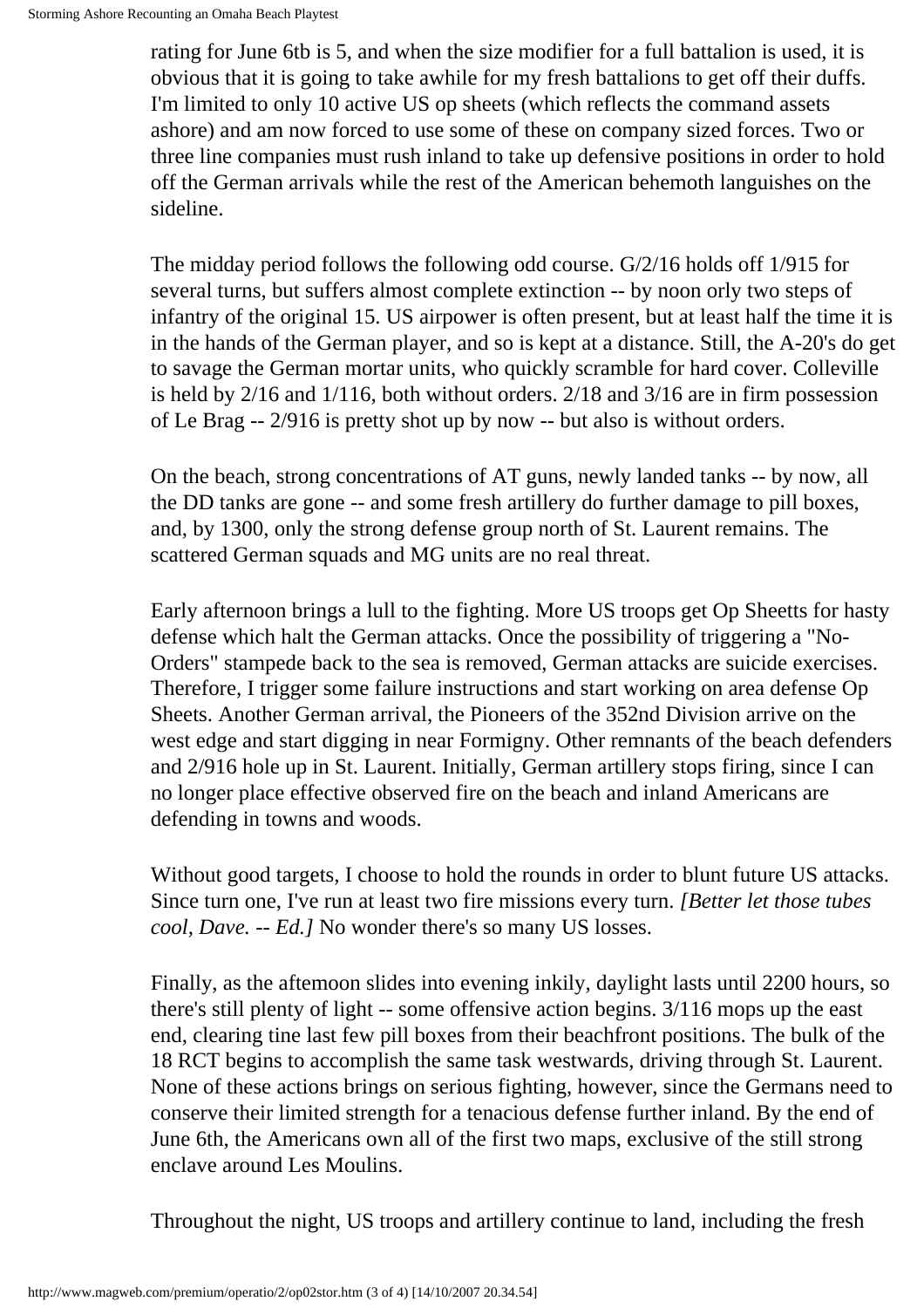rating for June 6tb is 5, and when the size modifier for a full battalion is used, it is obvious that it is going to take awhile for my fresh battalions to get off their duffs. I'm limited to only 10 active US op sheets (which reflects the command assets ashore) and am now forced to use some of these on company sized forces. Two or three line companies must rush inland to take up defensive positions in order to hold off the German arrivals while the rest of the American behemoth languishes on the sideline.

The midday period follows the following odd course. G/2/16 holds off 1/915 for several turns, but suffers almost complete extinction -- by noon orly two steps of infantry of the original 15. US airpower is often present, but at least half the time it is in the hands of the German player, and so is kept at a distance. Still, the A-20's do get to savage the German mortar units, who quickly scramble for hard cover. Colleville is held by 2/16 and 1/116, both without orders. 2/18 and 3/16 are in firm possession of Le Brag -- 2/916 is pretty shot up by now -- but also is without orders.

On the beach, strong concentrations of AT guns, newly landed tanks -- by now, all the DD tanks are gone -- and some fresh artillery do further damage to pill boxes, and, by 1300, only the strong defense group north of St. Laurent remains. The scattered German squads and MG units are no real threat.

Early afternoon brings a lull to the fighting. More US troops get Op Sheetts for hasty defense which halt the German attacks. Once the possibility of triggering a "No-Orders" stampede back to the sea is removed, German attacks are suicide exercises. Therefore, I trigger some failure instructions and start working on area defense Op Sheets. Another German arrival, the Pioneers of the 352nd Division arrive on the west edge and start digging in near Formigny. Other remnants of the beach defenders and 2/916 hole up in St. Laurent. Initially, German artillery stops firing, since I can no longer place effective observed fire on the beach and inland Americans are defending in towns and woods.

Without good targets, I choose to hold the rounds in order to blunt future US attacks. Since turn one, I've run at least two fire missions every turn. *[Better let those tubes cool, Dave. -- Ed.]* No wonder there's so many US losses.

Finally, as the aftemoon slides into evening inkily, daylight lasts until 2200 hours, so there's still plenty of light -- some offensive action begins. 3/116 mops up the east end, clearing tine last few pill boxes from their beachfront positions. The bulk of the 18 RCT begins to accomplish the same task westwards, driving through St. Laurent. None of these actions brings on serious fighting, however, since the Germans need to conserve their limited strength for a tenacious defense further inland. By the end of June 6th, the Americans own all of the first two maps, exclusive of the still strong enclave around Les Moulins.

Throughout the night, US troops and artillery continue to land, including the fresh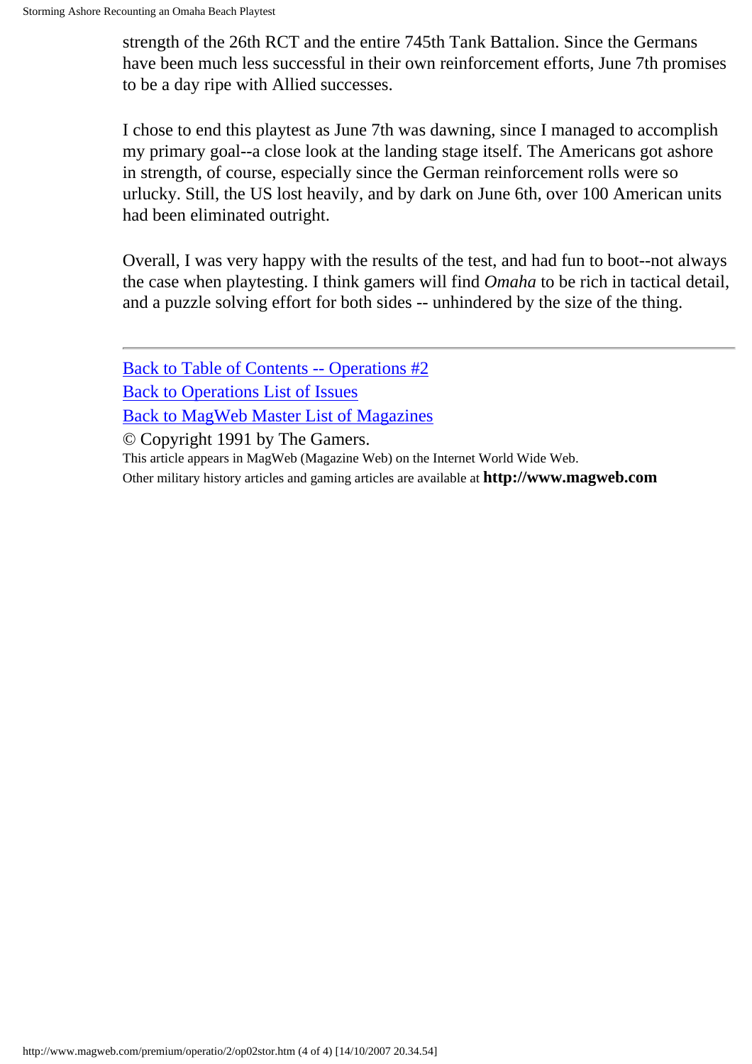strength of the 26th RCT and the entire 745th Tank Battalion. Since the Germans have been much less successful in their own reinforcement efforts, June 7th promises to be a day ripe with Allied successes.

I chose to end this playtest as June 7th was dawning, since I managed to accomplish my primary goal--a close look at the landing stage itself. The Americans got ashore in strength, of course, especially since the German reinforcement rolls were so urlucky. Still, the US lost heavily, and by dark on June 6th, over 100 American units had been eliminated outright.

Overall, I was very happy with the results of the test, and had fun to boot--not always the case when playtesting. I think gamers will find *Omaha* to be rich in tactical detail, and a puzzle solving effort for both sides -- unhindered by the size of the thing.

---

Back to Table of Contents -- Operations #2
Back to Operations List of Issues
Back to MagWeb Master List of Magazines
© Copyright 1991 by The Gamers.
This article appears in MagWeb (Magazine Web) on the Internet World Wide Web.
Other military history articles and gaming articles are available at **http://www.magweb.com**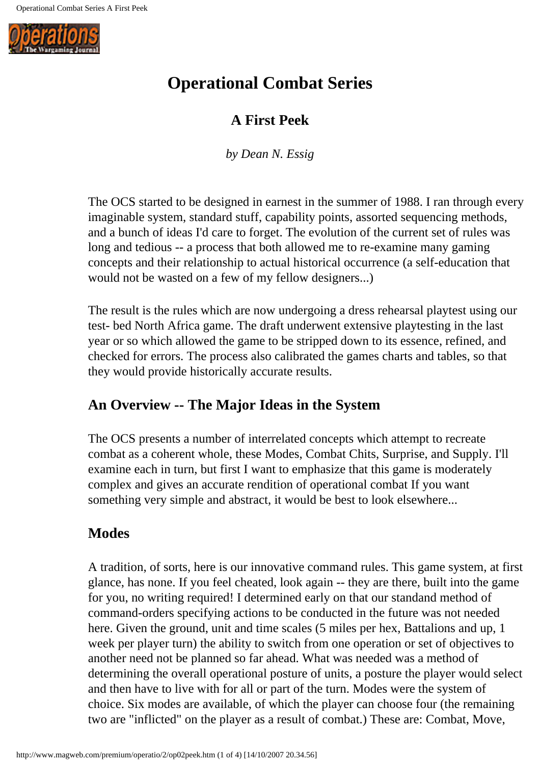# Operational Combat Series

## A First Peek

*by Dean N. Essig*

The OCS started to be designed in earnest in the summer of 1988. I ran through every imaginable system, standard stuff, capability points, assorted sequencing methods, and a bunch of ideas I'd care to forget. The evolution of the current set of rules was long and tedious -- a process that both allowed me to re-examine many gaming concepts and their relationship to actual historical occurrence (a self-education that would not be wasted on a few of my fellow designers...)

The result is the rules which are now undergoing a dress rehearsal playtest using our test- bed North Africa game. The draft underwent extensive playtesting in the last year or so which allowed the game to be stripped down to its essence, refined, and checked for errors. The process also calibrated the games charts and tables, so that they would provide historically accurate results.

### An Overview -- The Major Ideas in the System

The OCS presents a number of interrelated concepts which attempt to recreate combat as a coherent whole, these Modes, Combat Chits, Surprise, and Supply. I'll examine each in turn, but first I want to emphasize that this game is moderately complex and gives an accurate rendition of operational combat If you want something very simple and abstract, it would be best to look elsewhere...

### Modes

A tradition, of sorts, here is our innovative command rules. This game system, at first glance, has none. If you feel cheated, look again -- they are there, built into the game for you, no writing required! I determined early on that our standand method of command-orders specifying actions to be conducted in the future was not needed here. Given the ground, unit and time scales (5 miles per hex, Battalions and up, 1 week per player turn) the ability to switch from one operation or set of objectives to another need not be planned so far ahead. What was needed was a method of determining the overall operational posture of units, a posture the player would select and then have to live with for all or part of the turn. Modes were the system of choice. Six modes are available, of which the player can choose four (the remaining two are "inflicted" on the player as a result of combat.) These are: Combat, Move,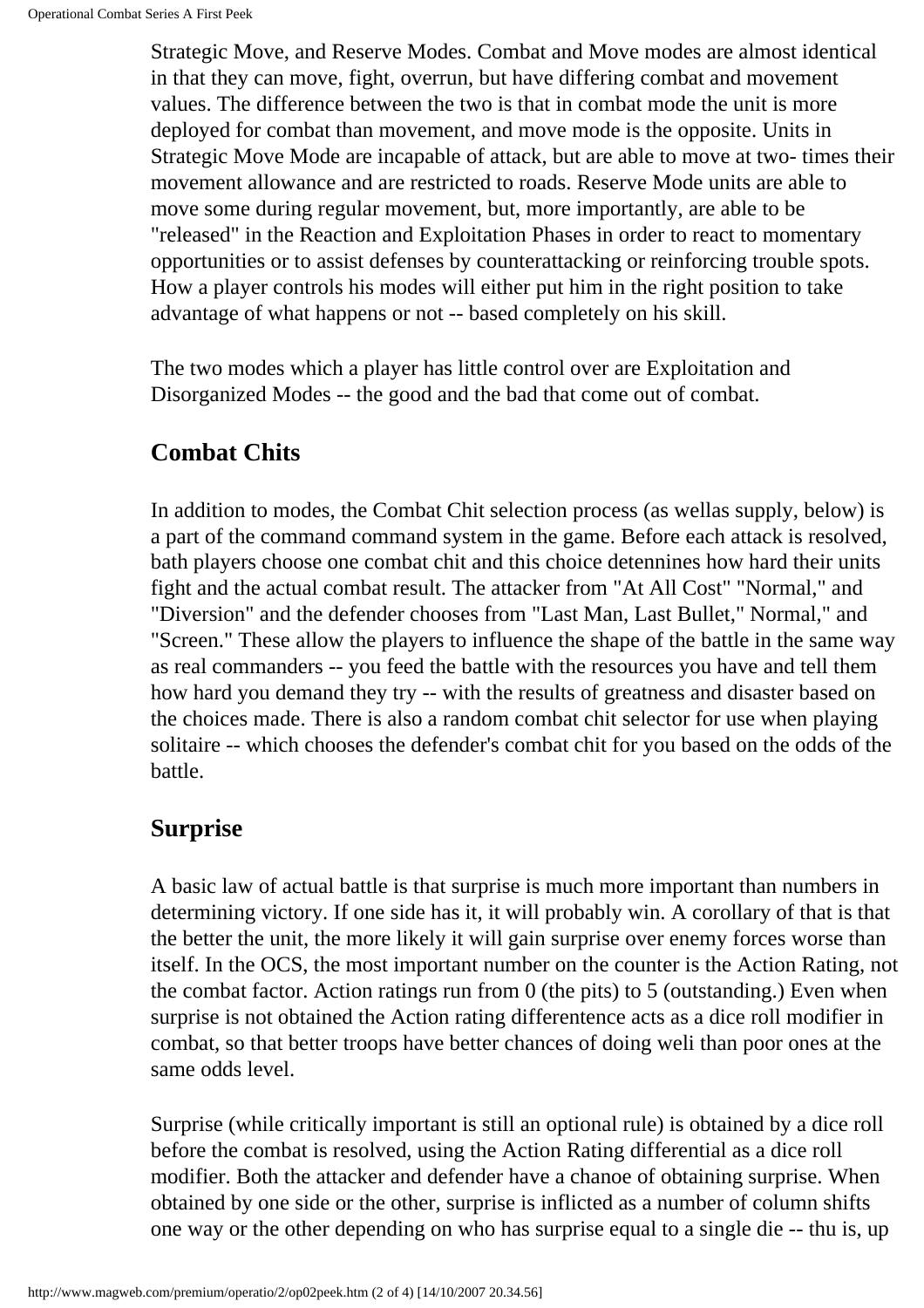Strategic Move, and Reserve Modes. Combat and Move modes are almost identical in that they can move, fight, overrun, but have differing combat and movement values. The difference between the two is that in combat mode the unit is more deployed for combat than movement, and move mode is the opposite. Units in Strategic Move Mode are incapable of attack, but are able to move at two- times their movement allowance and are restricted to roads. Reserve Mode units are able to move some during regular movement, but, more importantly, are able to be "released" in the Reaction and Exploitation Phases in order to react to momentary opportunities or to assist defenses by counterattacking or reinforcing trouble spots. How a player controls his modes will either put him in the right position to take advantage of what happens or not -- based completely on his skill.

The two modes which a player has little control over are Exploitation and Disorganized Modes -- the good and the bad that come out of combat.

## Combat Chits

In addition to modes, the Combat Chit selection process (as wellas supply, below) is a part of the command command system in the game. Before each attack is resolved, bath players choose one combat chit and this choice detennines how hard their units fight and the actual combat result. The attacker from "At All Cost" "Normal," and "Diversion" and the defender chooses from "Last Man, Last Bullet," Normal," and "Screen." These allow the players to influence the shape of the battle in the same way as real commanders -- you feed the battle with the resources you have and tell them how hard you demand they try -- with the results of greatness and disaster based on the choices made. There is also a random combat chit selector for use when playing solitaire -- which chooses the defender's combat chit for you based on the odds of the battle.

## Surprise

A basic law of actual battle is that surprise is much more important than numbers in determining victory. If one side has it, it will probably win. A corollary of that is that the better the unit, the more likely it will gain surprise over enemy forces worse than itself. In the OCS, the most important number on the counter is the Action Rating, not the combat factor. Action ratings run from 0 (the pits) to 5 (outstanding.) Even when surprise is not obtained the Action rating differentence acts as a dice roll modifier in combat, so that better troops have better chances of doing weli than poor ones at the same odds level.

Surprise (while critically important is still an optional rule) is obtained by a dice roll before the combat is resolved, using the Action Rating differential as a dice roll modifier. Both the attacker and defender have a chanoe of obtaining surprise. When obtained by one side or the other, surprise is inflicted as a number of column shifts one way or the other depending on who has surprise equal to a single die -- thu is, up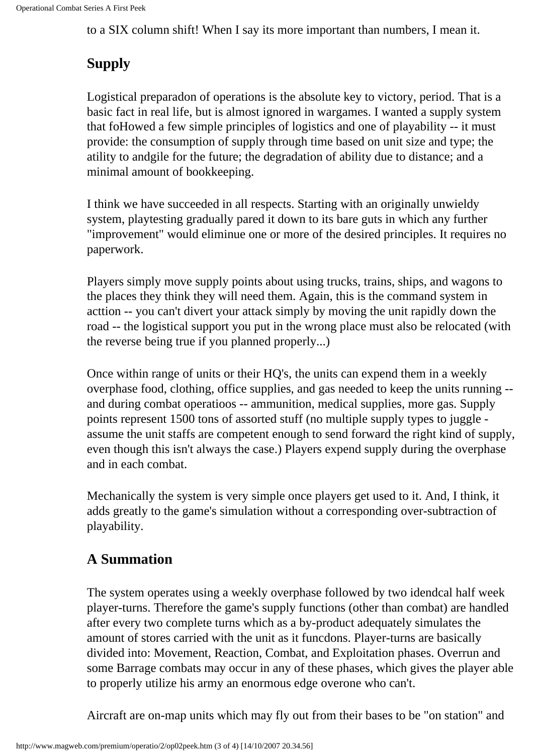to a SIX column shift! When I say its more important than numbers, I mean it.

## Supply

Logistical preparadon of operations is the absolute key to victory, period. That is a basic fact in real life, but is almost ignored in wargames. I wanted a supply system that foHowed a few simple principles of logistics and one of playability -- it must provide: the consumption of supply through time based on unit size and type; the atility to andgile for the future; the degradation of ability due to distance; and a minimal amount of bookkeeping.

I think we have succeeded in all respects. Starting with an originally unwieldy system, playtesting gradually pared it down to its bare guts in which any further "improvement" would eliminue one or more of the desired principles. It requires no paperwork.

Players simply move supply points about using trucks, trains, ships, and wagons to the places they think they will need them. Again, this is the command system in acttion -- you can't divert your attack simply by moving the unit rapidly down the road -- the logistical support you put in the wrong place must also be relocated (with the reverse being true if you planned properly...)

Once within range of units or their HQ's, the units can expend them in a weekly overphase food, clothing, office supplies, and gas needed to keep the units running -- and during combat operatioos -- ammunition, medical supplies, more gas. Supply points represent 1500 tons of assorted stuff (no multiple supply types to juggle - assume the unit staffs are competent enough to send forward the right kind of supply, even though this isn't always the case.) Players expend supply during the overphase and in each combat.

Mechanically the system is very simple once players get used to it. And, I think, it adds greatly to the game's simulation without a corresponding over-subtraction of playability.

## A Summation

The system operates using a weekly overphase followed by two idendcal half week player-turns. Therefore the game's supply functions (other than combat) are handled after every two complete turns which as a by-product adequately simulates the amount of stores carried with the unit as it funcdons. Player-turns are basically divided into: Movement, Reaction, Combat, and Exploitation phases. Overrun and some Barrage combats may occur in any of these phases, which gives the player able to properly utilize his army an enormous edge overone who can't.

Aircraft are on-map units which may fly out from their bases to be "on station" and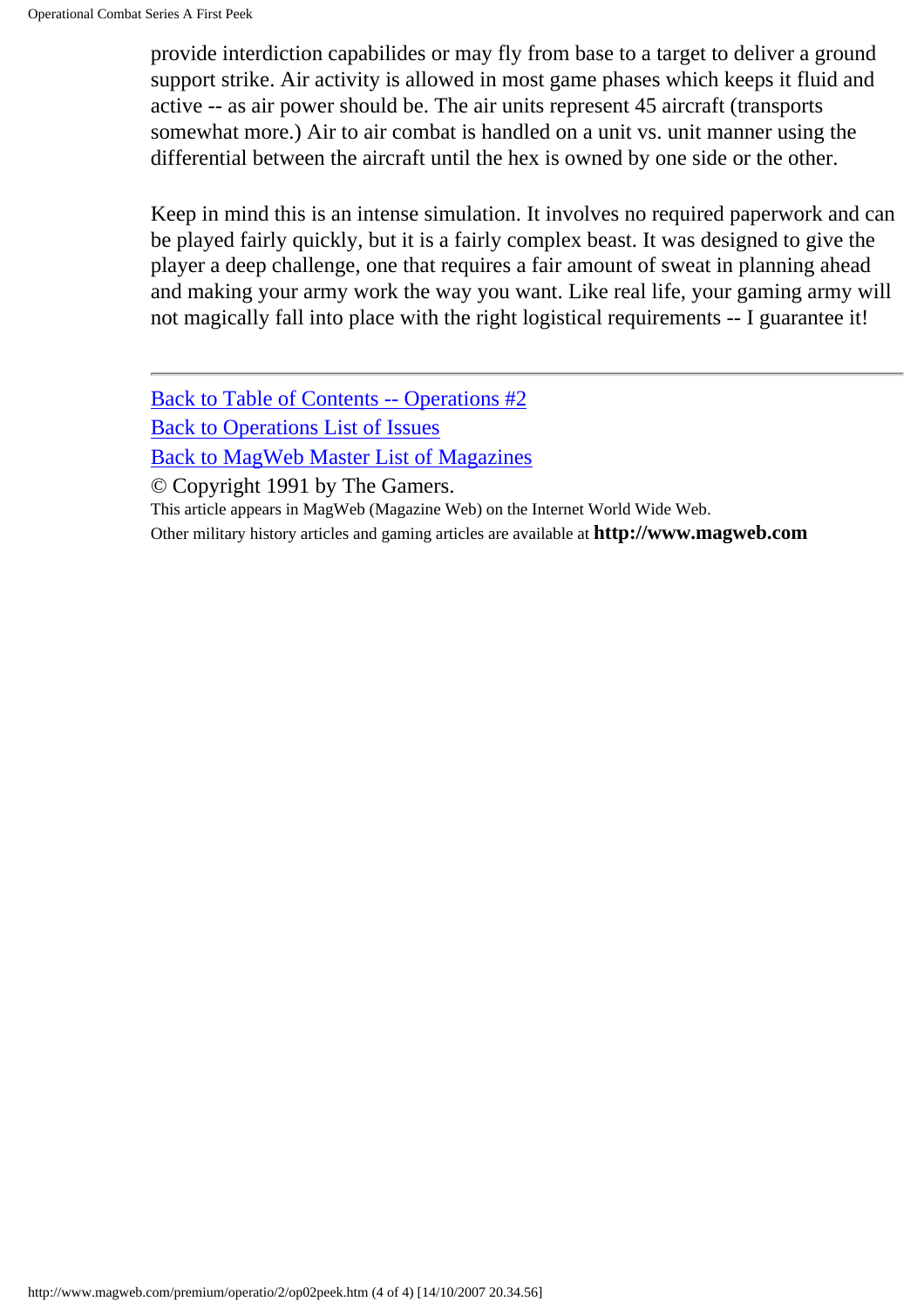provide interdiction capabilides or may fly from base to a target to deliver a ground support strike. Air activity is allowed in most game phases which keeps it fluid and active -- as air power should be. The air units represent 45 aircraft (transports somewhat more.) Air to air combat is handled on a unit vs. unit manner using the differential between the aircraft until the hex is owned by one side or the other.

Keep in mind this is an intense simulation. It involves no required paperwork and can be played fairly quickly, but it is a fairly complex beast. It was designed to give the player a deep challenge, one that requires a fair amount of sweat in planning ahead and making your army work the way you want. Like real life, your gaming army will not magically fall into place with the right logistical requirements -- I guarantee it!

---

Back to Table of Contents -- Operations #2
Back to Operations List of Issues
Back to MagWeb Master List of Magazines
© Copyright 1991 by The Gamers.
This article appears in MagWeb (Magazine Web) on the Internet World Wide Web.
Other military history articles and gaming articles are available at **http://www.magweb.com**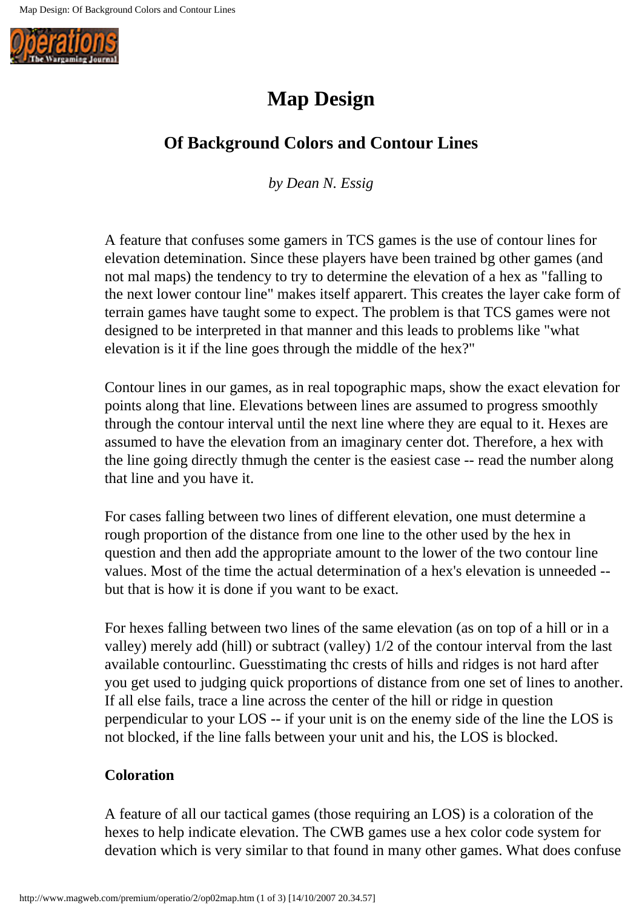# Map Design

## Of Background Colors and Contour Lines

*by Dean N. Essig*

A feature that confuses some gamers in TCS games is the use of contour lines for elevation detemination. Since these players have been trained bg other games (and not mal maps) the tendency to try to determine the elevation of a hex as "falling to the next lower contour line" makes itself apparert. This creates the layer cake form of terrain games have taught some to expect. The problem is that TCS games were not designed to be interpreted in that manner and this leads to problems like "what elevation is it if the line goes through the middle of the hex?"

Contour lines in our games, as in real topographic maps, show the exact elevation for points along that line. Elevations between lines are assumed to progress smoothly through the contour interval until the next line where they are equal to it. Hexes are assumed to have the elevation from an imaginary center dot. Therefore, a hex with the line going directly thmugh the center is the easiest case -- read the number along that line and you have it.

For cases falling between two lines of different elevation, one must determine a rough proportion of the distance from one line to the other used by the hex in question and then add the appropriate amount to the lower of the two contour line values. Most of the time the actual determination of a hex's elevation is unneeded -- but that is how it is done if you want to be exact.

For hexes falling between two lines of the same elevation (as on top of a hill or in a valley) merely add (hill) or subtract (valley) 1/2 of the contour interval from the last available contourlinc. Guesstimating thc crests of hills and ridges is not hard after you get used to judging quick proportions of distance from one set of lines to another. If all else fails, trace a line across the center of the hill or ridge in question perpendicular to your LOS -- if your unit is on the enemy side of the line the LOS is not blocked, if the line falls between your unit and his, the LOS is blocked.

### Coloration

A feature of all our tactical games (those requiring an LOS) is a coloration of the hexes to help indicate elevation. The CWB games use a hex color code system for devation which is very similar to that found in many other games. What does confuse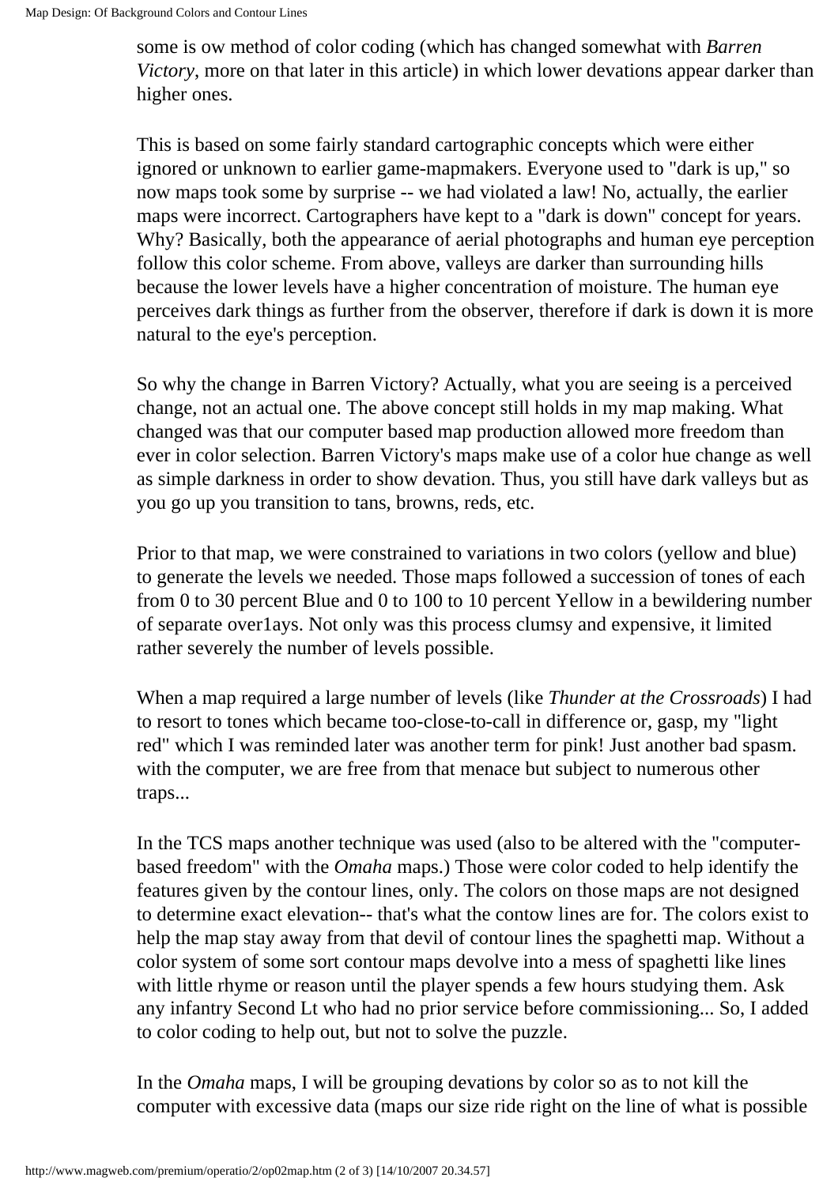some is ow method of color coding (which has changed somewhat with *Barren Victory*, more on that later in this article) in which lower devations appear darker than higher ones.

This is based on some fairly standard cartographic concepts which were either ignored or unknown to earlier game-mapmakers. Everyone used to "dark is up," so now maps took some by surprise -- we had violated a law! No, actually, the earlier maps were incorrect. Cartographers have kept to a "dark is down" concept for years. Why? Basically, both the appearance of aerial photographs and human eye perception follow this color scheme. From above, valleys are darker than surrounding hills because the lower levels have a higher concentration of moisture. The human eye perceives dark things as further from the observer, therefore if dark is down it is more natural to the eye's perception.

So why the change in Barren Victory? Actually, what you are seeing is a perceived change, not an actual one. The above concept still holds in my map making. What changed was that our computer based map production allowed more freedom than ever in color selection. Barren Victory's maps make use of a color hue change as well as simple darkness in order to show devation. Thus, you still have dark valleys but as you go up you transition to tans, browns, reds, etc.

Prior to that map, we were constrained to variations in two colors (yellow and blue) to generate the levels we needed. Those maps followed a succession of tones of each from 0 to 30 percent Blue and 0 to 100 to 10 percent Yellow in a bewildering number of separate over1ays. Not only was this process clumsy and expensive, it limited rather severely the number of levels possible.

When a map required a large number of levels (like *Thunder at the Crossroads*) I had to resort to tones which became too-close-to-call in difference or, gasp, my "light red" which I was reminded later was another term for pink! Just another bad spasm. with the computer, we are free from that menace but subject to numerous other traps...

In the TCS maps another technique was used (also to be altered with the "computer-based freedom" with the *Omaha* maps.) Those were color coded to help identify the features given by the contour lines, only. The colors on those maps are not designed to determine exact elevation-- that's what the contow lines are for. The colors exist to help the map stay away from that devil of contour lines the spaghetti map. Without a color system of some sort contour maps devolve into a mess of spaghetti like lines with little rhyme or reason until the player spends a few hours studying them. Ask any infantry Second Lt who had no prior service before commissioning... So, I added to color coding to help out, but not to solve the puzzle.

In the *Omaha* maps, I will be grouping devations by color so as to not kill the computer with excessive data (maps our size ride right on the line of what is possible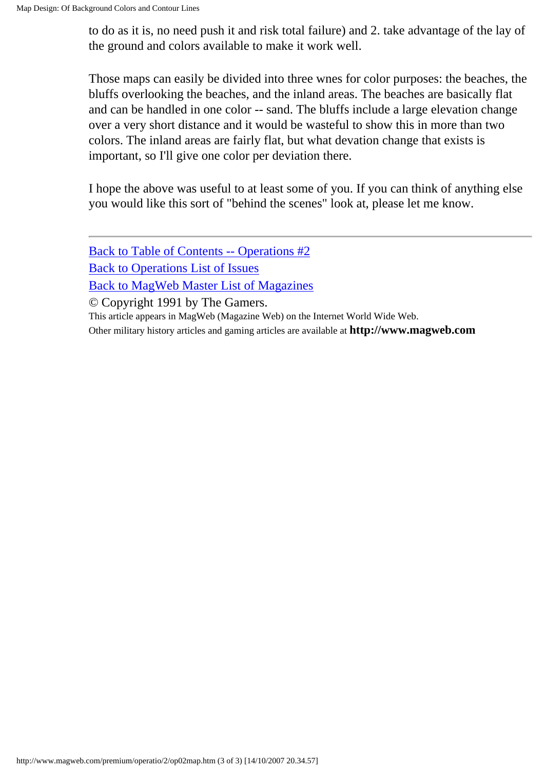to do as it is, no need push it and risk total failure) and 2. take advantage of the lay of the ground and colors available to make it work well.

Those maps can easily be divided into three wnes for color purposes: the beaches, the bluffs overlooking the beaches, and the inland areas. The beaches are basically flat and can be handled in one color -- sand. The bluffs include a large elevation change over a very short distance and it would be wasteful to show this in more than two colors. The inland areas are fairly flat, but what devation change that exists is important, so I'll give one color per deviation there.

I hope the above was useful to at least some of you. If you can think of anything else you would like this sort of "behind the scenes" look at, please let me know.

---

Back to Table of Contents -- Operations #2
Back to Operations List of Issues
Back to MagWeb Master List of Magazines
© Copyright 1991 by The Gamers.
This article appears in MagWeb (Magazine Web) on the Internet World Wide Web.
Other military history articles and gaming articles are available at **http://www.magweb.com**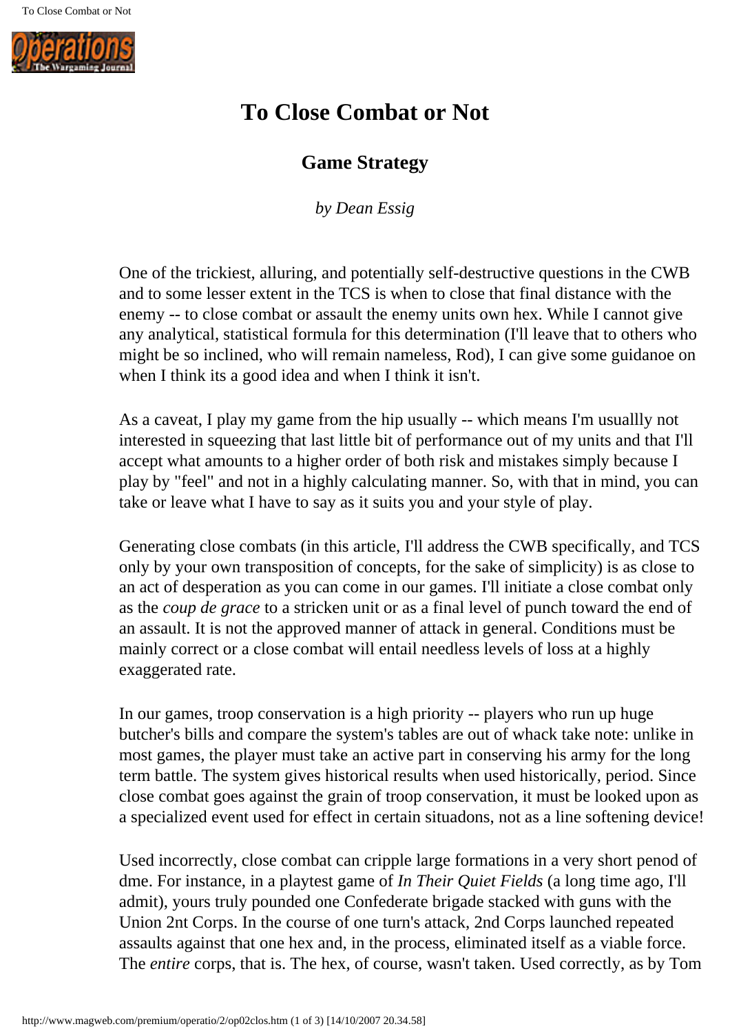# To Close Combat or Not

## Game Strategy

*by Dean Essig*

One of the trickiest, alluring, and potentially self-destructive questions in the CWB and to some lesser extent in the TCS is when to close that final distance with the enemy -- to close combat or assault the enemy units own hex. While I cannot give any analytical, statistical formula for this determination (I'll leave that to others who might be so inclined, who will remain nameless, Rod), I can give some guidanoe on when I think its a good idea and when I think it isn't.

As a caveat, I play my game from the hip usually -- which means I'm usuallly not interested in squeezing that last little bit of performance out of my units and that I'll accept what amounts to a higher order of both risk and mistakes simply because I play by "feel" and not in a highly calculating manner. So, with that in mind, you can take or leave what I have to say as it suits you and your style of play.

Generating close combats (in this article, I'll address the CWB specifically, and TCS only by your own transposition of concepts, for the sake of simplicity) is as close to an act of desperation as you can come in our games. I'll initiate a close combat only as the *coup de grace* to a stricken unit or as a final level of punch toward the end of an assault. It is not the approved manner of attack in general. Conditions must be mainly correct or a close combat will entail needless levels of loss at a highly exaggerated rate.

In our games, troop conservation is a high priority -- players who run up huge butcher's bills and compare the system's tables are out of whack take note: unlike in most games, the player must take an active part in conserving his army for the long term battle. The system gives historical results when used historically, period. Since close combat goes against the grain of troop conservation, it must be looked upon as a specialized event used for effect in certain situadons, not as a line softening device!

Used incorrectly, close combat can cripple large formations in a very short penod of dme. For instance, in a playtest game of *In Their Quiet Fields* (a long time ago, I'll admit), yours truly pounded one Confederate brigade stacked with guns with the Union 2nt Corps. In the course of one turn's attack, 2nd Corps launched repeated assaults against that one hex and, in the process, eliminated itself as a viable force. The *entire* corps, that is. The hex, of course, wasn't taken. Used correctly, as by Tom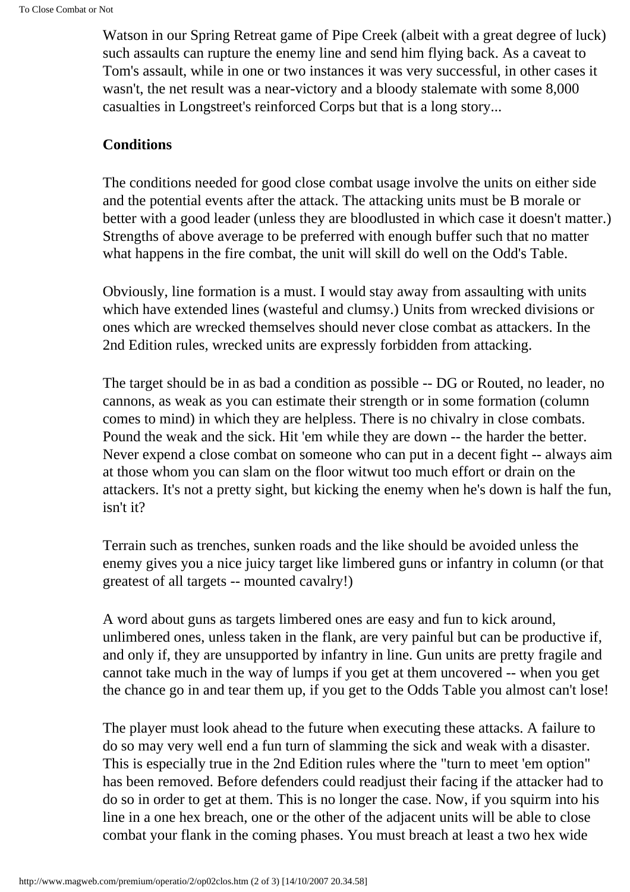Watson in our Spring Retreat game of Pipe Creek (albeit with a great degree of luck) such assaults can rupture the enemy line and send him flying back. As a caveat to Tom's assault, while in one or two instances it was very successful, in other cases it wasn't, the net result was a near-victory and a bloody stalemate with some 8,000 casualties in Longstreet's reinforced Corps but that is a long story...

**Conditions**

The conditions needed for good close combat usage involve the units on either side and the potential events after the attack. The attacking units must be B morale or better with a good leader (unless they are bloodlusted in which case it doesn't matter.) Strengths of above average to be preferred with enough buffer such that no matter what happens in the fire combat, the unit will skill do well on the Odd's Table.

Obviously, line formation is a must. I would stay away from assaulting with units which have extended lines (wasteful and clumsy.) Units from wrecked divisions or ones which are wrecked themselves should never close combat as attackers. In the 2nd Edition rules, wrecked units are expressly forbidden from attacking.

The target should be in as bad a condition as possible -- DG or Routed, no leader, no cannons, as weak as you can estimate their strength or in some formation (column comes to mind) in which they are helpless. There is no chivalry in close combats. Pound the weak and the sick. Hit 'em while they are down -- the harder the better. Never expend a close combat on someone who can put in a decent fight -- always aim at those whom you can slam on the floor witwut too much effort or drain on the attackers. It's not a pretty sight, but kicking the enemy when he's down is half the fun, isn't it?

Terrain such as trenches, sunken roads and the like should be avoided unless the enemy gives you a nice juicy target like limbered guns or infantry in column (or that greatest of all targets -- mounted cavalry!)

A word about guns as targets limbered ones are easy and fun to kick around, unlimbered ones, unless taken in the flank, are very painful but can be productive if, and only if, they are unsupported by infantry in line. Gun units are pretty fragile and cannot take much in the way of lumps if you get at them uncovered -- when you get the chance go in and tear them up, if you get to the Odds Table you almost can't lose!

The player must look ahead to the future when executing these attacks. A failure to do so may very well end a fun turn of slamming the sick and weak with a disaster. This is especially true in the 2nd Edition rules where the "turn to meet 'em option" has been removed. Before defenders could readjust their facing if the attacker had to do so in order to get at them. This is no longer the case. Now, if you squirm into his line in a one hex breach, one or the other of the adjacent units will be able to close combat your flank in the coming phases. You must breach at least a two hex wide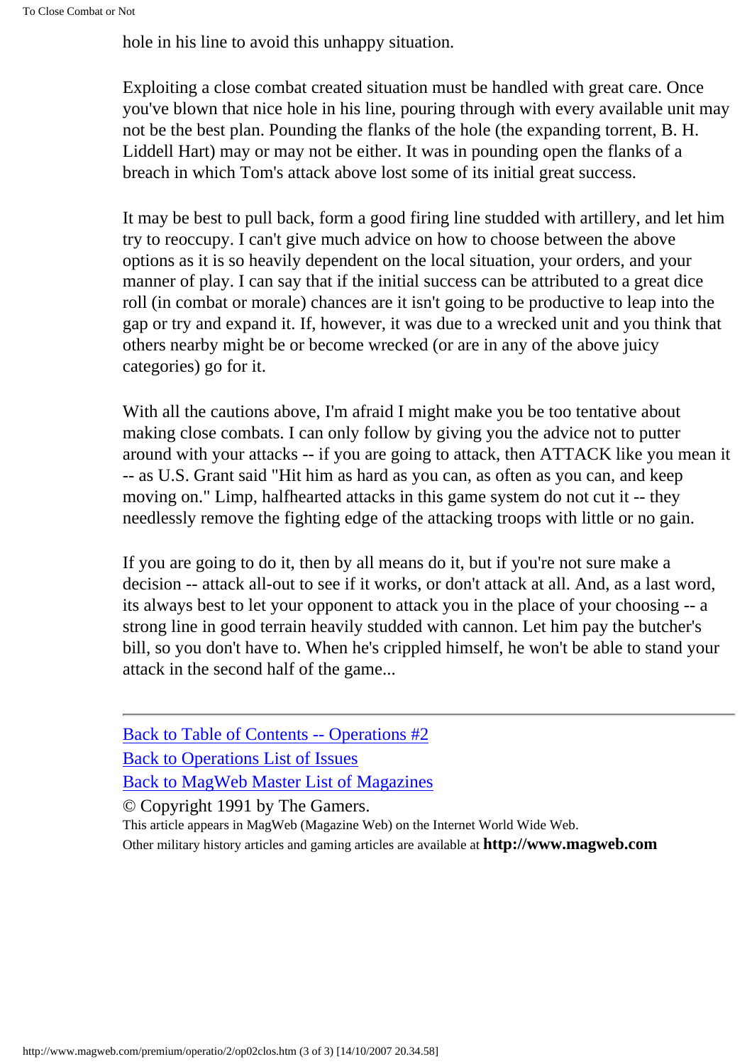hole in his line to avoid this unhappy situation.

Exploiting a close combat created situation must be handled with great care. Once you've blown that nice hole in his line, pouring through with every available unit may not be the best plan. Pounding the flanks of the hole (the expanding torrent, B. H. Liddell Hart) may or may not be either. It was in pounding open the flanks of a breach in which Tom's attack above lost some of its initial great success.

It may be best to pull back, form a good firing line studded with artillery, and let him try to reoccupy. I can't give much advice on how to choose between the above options as it is so heavily dependent on the local situation, your orders, and your manner of play. I can say that if the initial success can be attributed to a great dice roll (in combat or morale) chances are it isn't going to be productive to leap into the gap or try and expand it. If, however, it was due to a wrecked unit and you think that others nearby might be or become wrecked (or are in any of the above juicy categories) go for it.

With all the cautions above, I'm afraid I might make you be too tentative about making close combats. I can only follow by giving you the advice not to putter around with your attacks -- if you are going to attack, then ATTACK like you mean it -- as U.S. Grant said "Hit him as hard as you can, as often as you can, and keep moving on." Limp, halfhearted attacks in this game system do not cut it -- they needlessly remove the fighting edge of the attacking troops with little or no gain.

If you are going to do it, then by all means do it, but if you're not sure make a decision -- attack all-out to see if it works, or don't attack at all. And, as a last word, its always best to let your opponent to attack you in the place of your choosing -- a strong line in good terrain heavily studded with cannon. Let him pay the butcher's bill, so you don't have to. When he's crippled himself, he won't be able to stand your attack in the second half of the game...

---

Back to Table of Contents -- Operations #2

Back to Operations List of Issues

Back to MagWeb Master List of Magazines

© Copyright 1991 by The Gamers.

This article appears in MagWeb (Magazine Web) on the Internet World Wide Web.
Other military history articles and gaming articles are available at **http://www.magweb.com**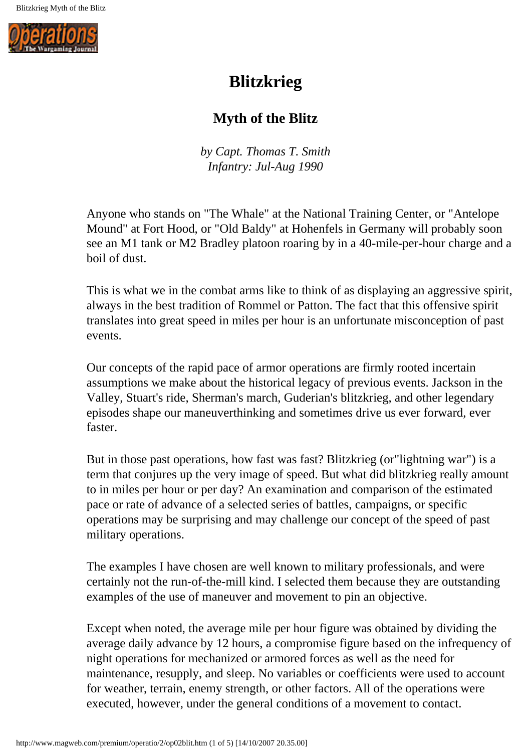# Blitzkrieg

## Myth of the Blitz

*by Capt. Thomas T. Smith*
*Infantry: Jul-Aug 1990*

Anyone who stands on "The Whale" at the National Training Center, or "Antelope Mound" at Fort Hood, or "Old Baldy" at Hohenfels in Germany will probably soon see an M1 tank or M2 Bradley platoon roaring by in a 40-mile-per-hour charge and a boil of dust.

This is what we in the combat arms like to think of as displaying an aggressive spirit, always in the best tradition of Rommel or Patton. The fact that this offensive spirit translates into great speed in miles per hour is an unfortunate misconception of past events.

Our concepts of the rapid pace of armor operations are firmly rooted incertain assumptions we make about the historical legacy of previous events. Jackson in the Valley, Stuart's ride, Sherman's march, Guderian's blitzkrieg, and other legendary episodes shape our maneuverthinking and sometimes drive us ever forward, ever faster.

But in those past operations, how fast was fast? Blitzkrieg (or"lightning war") is a term that conjures up the very image of speed. But what did blitzkrieg really amount to in miles per hour or per day? An examination and comparison of the estimated pace or rate of advance of a selected series of battles, campaigns, or specific operations may be surprising and may challenge our concept of the speed of past military operations.

The examples I have chosen are well known to military professionals, and were certainly not the run-of-the-mill kind. I selected them because they are outstanding examples of the use of maneuver and movement to pin an objective.

Except when noted, the average mile per hour figure was obtained by dividing the average daily advance by 12 hours, a compromise figure based on the infrequency of night operations for mechanized or armored forces as well as the need for maintenance, resupply, and sleep. No variables or coefficients were used to account for weather, terrain, enemy strength, or other factors. All of the operations were executed, however, under the general conditions of a movement to contact.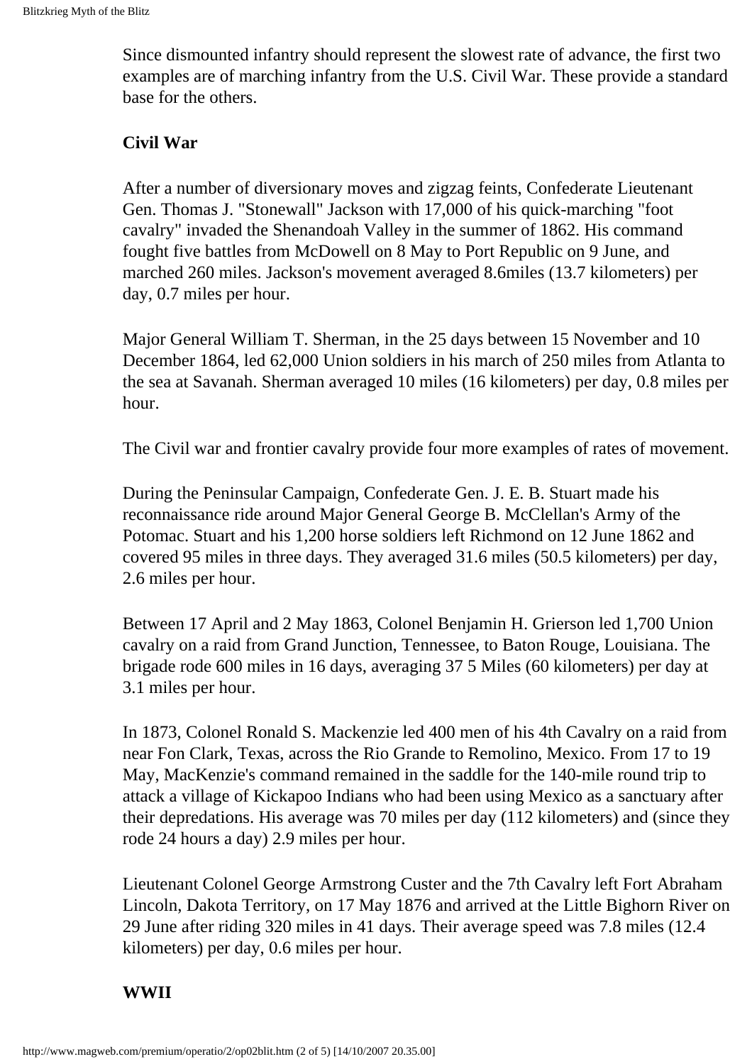Since dismounted infantry should represent the slowest rate of advance, the first two examples are of marching infantry from the U.S. Civil War. These provide a standard base for the others.

**Civil War**

After a number of diversionary moves and zigzag feints, Confederate Lieutenant Gen. Thomas J. "Stonewall" Jackson with 17,000 of his quick-marching "foot cavalry" invaded the Shenandoah Valley in the summer of 1862. His command fought five battles from McDowell on 8 May to Port Republic on 9 June, and marched 260 miles. Jackson's movement averaged 8.6miles (13.7 kilometers) per day, 0.7 miles per hour.

Major General William T. Sherman, in the 25 days between 15 November and 10 December 1864, led 62,000 Union soldiers in his march of 250 miles from Atlanta to the sea at Savanah. Sherman averaged 10 miles (16 kilometers) per day, 0.8 miles per hour.

The Civil war and frontier cavalry provide four more examples of rates of movement.

During the Peninsular Campaign, Confederate Gen. J. E. B. Stuart made his reconnaissance ride around Major General George B. McClellan's Army of the Potomac. Stuart and his 1,200 horse soldiers left Richmond on 12 June 1862 and covered 95 miles in three days. They averaged 31.6 miles (50.5 kilometers) per day, 2.6 miles per hour.

Between 17 April and 2 May 1863, Colonel Benjamin H. Grierson led 1,700 Union cavalry on a raid from Grand Junction, Tennessee, to Baton Rouge, Louisiana. The brigade rode 600 miles in 16 days, averaging 37 5 Miles (60 kilometers) per day at 3.1 miles per hour.

In 1873, Colonel Ronald S. Mackenzie led 400 men of his 4th Cavalry on a raid from near Fon Clark, Texas, across the Rio Grande to Remolino, Mexico. From 17 to 19 May, MacKenzie's command remained in the saddle for the 140-mile round trip to attack a village of Kickapoo Indians who had been using Mexico as a sanctuary after their depredations. His average was 70 miles per day (112 kilometers) and (since they rode 24 hours a day) 2.9 miles per hour.

Lieutenant Colonel George Armstrong Custer and the 7th Cavalry left Fort Abraham Lincoln, Dakota Territory, on 17 May 1876 and arrived at the Little Bighorn River on 29 June after riding 320 miles in 41 days. Their average speed was 7.8 miles (12.4 kilometers) per day, 0.6 miles per hour.

**WWII**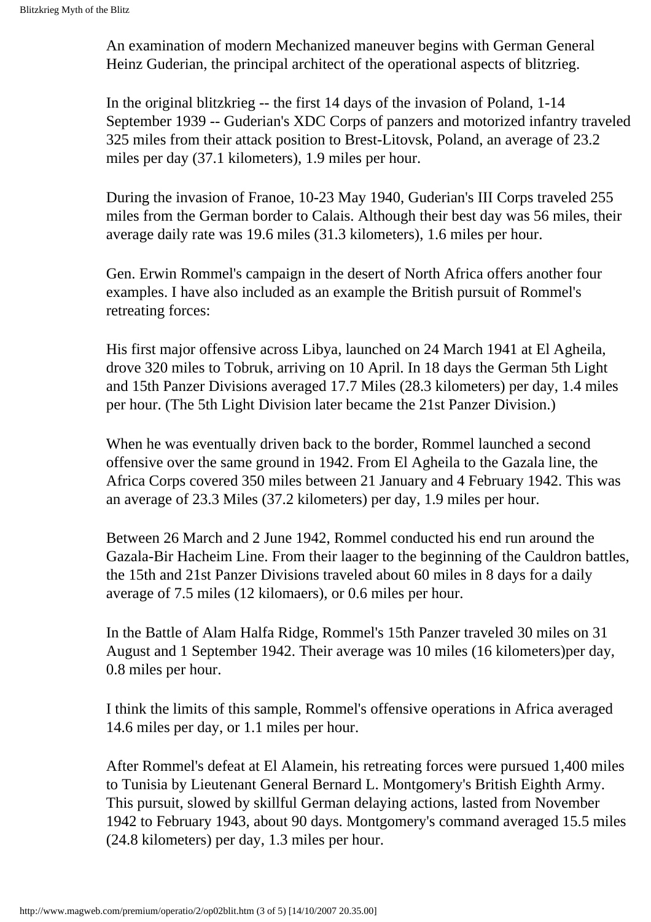An examination of modern Mechanized maneuver begins with German General Heinz Guderian, the principal architect of the operational aspects of blitzrieg.

In the original blitzkrieg -- the first 14 days of the invasion of Poland, 1-14 September 1939 -- Guderian's XDC Corps of panzers and motorized infantry traveled 325 miles from their attack position to Brest-Litovsk, Poland, an average of 23.2 miles per day (37.1 kilometers), 1.9 miles per hour.

During the invasion of Franoe, 10-23 May 1940, Guderian's III Corps traveled 255 miles from the German border to Calais. Although their best day was 56 miles, their average daily rate was 19.6 miles (31.3 kilometers), 1.6 miles per hour.

Gen. Erwin Rommel's campaign in the desert of North Africa offers another four examples. I have also included as an example the British pursuit of Rommel's retreating forces:

His first major offensive across Libya, launched on 24 March 1941 at El Agheila, drove 320 miles to Tobruk, arriving on 10 April. In 18 days the German 5th Light and 15th Panzer Divisions averaged 17.7 Miles (28.3 kilometers) per day, 1.4 miles per hour. (The 5th Light Division later became the 21st Panzer Division.)

When he was eventually driven back to the border, Rommel launched a second offensive over the same ground in 1942. From El Agheila to the Gazala line, the Africa Corps covered 350 miles between 21 January and 4 February 1942. This was an average of 23.3 Miles (37.2 kilometers) per day, 1.9 miles per hour.

Between 26 March and 2 June 1942, Rommel conducted his end run around the Gazala-Bir Hacheim Line. From their laager to the beginning of the Cauldron battles, the 15th and 21st Panzer Divisions traveled about 60 miles in 8 days for a daily average of 7.5 miles (12 kilomaers), or 0.6 miles per hour.

In the Battle of Alam Halfa Ridge, Rommel's 15th Panzer traveled 30 miles on 31 August and 1 September 1942. Their average was 10 miles (16 kilometers)per day, 0.8 miles per hour.

I think the limits of this sample, Rommel's offensive operations in Africa averaged 14.6 miles per day, or 1.1 miles per hour.

After Rommel's defeat at El Alamein, his retreating forces were pursued 1,400 miles to Tunisia by Lieutenant General Bernard L. Montgomery's British Eighth Army. This pursuit, slowed by skillful German delaying actions, lasted from November 1942 to February 1943, about 90 days. Montgomery's command averaged 15.5 miles (24.8 kilometers) per day, 1.3 miles per hour.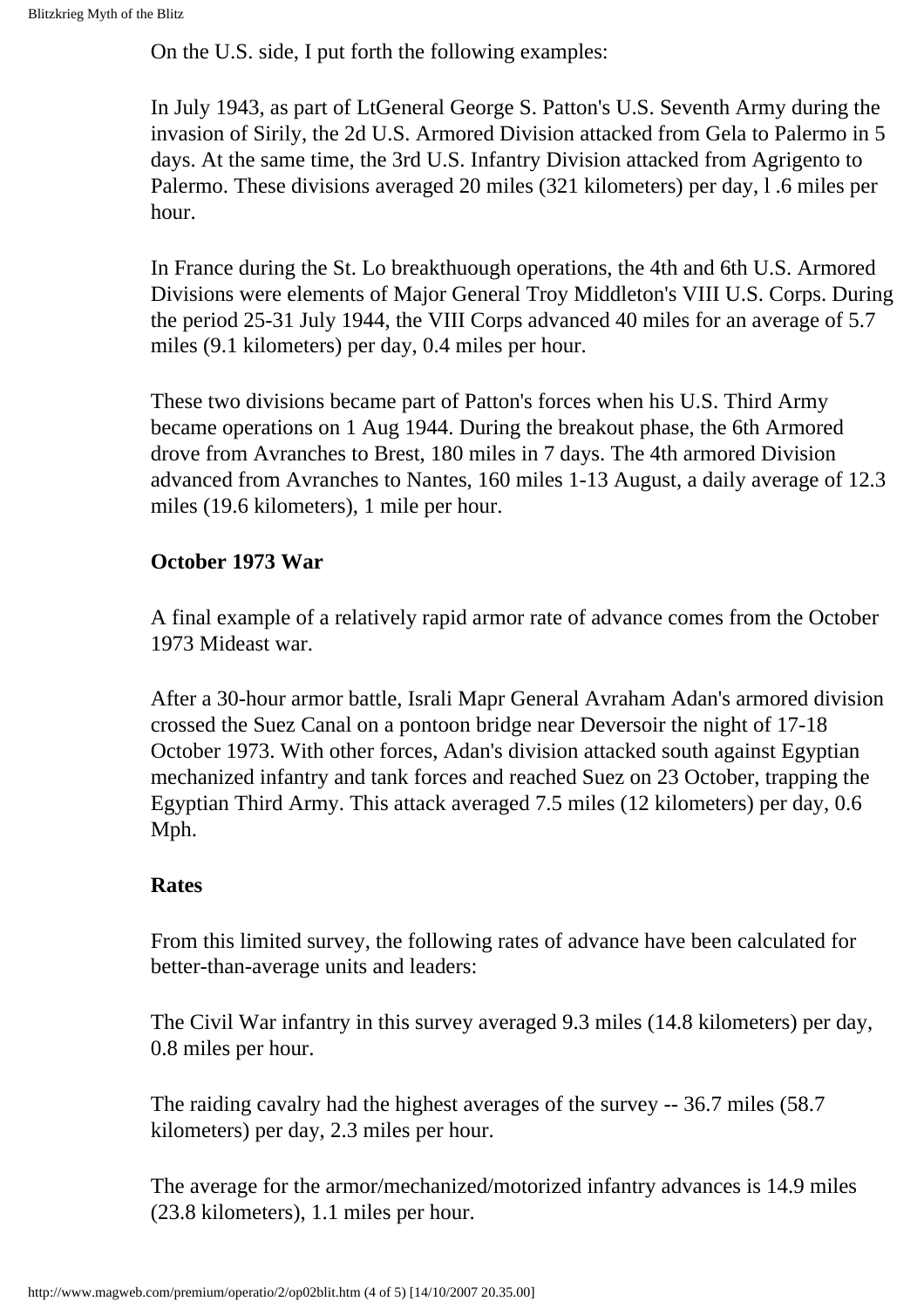On the U.S. side, I put forth the following examples:

In July 1943, as part of LtGeneral George S. Patton's U.S. Seventh Army during the invasion of Sirily, the 2d U.S. Armored Division attacked from Gela to Palermo in 5 days. At the same time, the 3rd U.S. Infantry Division attacked from Agrigento to Palermo. These divisions averaged 20 miles (321 kilometers) per day, l .6 miles per hour.

In France during the St. Lo breakthuough operations, the 4th and 6th U.S. Armored Divisions were elements of Major General Troy Middleton's VIII U.S. Corps. During the period 25-31 July 1944, the VIII Corps advanced 40 miles for an average of 5.7 miles (9.1 kilometers) per day, 0.4 miles per hour.

These two divisions became part of Patton's forces when his U.S. Third Army became operations on 1 Aug 1944. During the breakout phase, the 6th Armored drove from Avranches to Brest, 180 miles in 7 days. The 4th armored Division advanced from Avranches to Nantes, 160 miles 1-13 August, a daily average of 12.3 miles (19.6 kilometers), 1 mile per hour.

**October 1973 War**

A final example of a relatively rapid armor rate of advance comes from the October 1973 Mideast war.

After a 30-hour armor battle, Israli Mapr General Avraham Adan's armored division crossed the Suez Canal on a pontoon bridge near Deversoir the night of 17-18 October 1973. With other forces, Adan's division attacked south against Egyptian mechanized infantry and tank forces and reached Suez on 23 October, trapping the Egyptian Third Army. This attack averaged 7.5 miles (12 kilometers) per day, 0.6 Mph.

**Rates**

From this limited survey, the following rates of advance have been calculated for better-than-average units and leaders:

The Civil War infantry in this survey averaged 9.3 miles (14.8 kilometers) per day, 0.8 miles per hour.

The raiding cavalry had the highest averages of the survey -- 36.7 miles (58.7 kilometers) per day, 2.3 miles per hour.

The average for the armor/mechanized/motorized infantry advances is 14.9 miles (23.8 kilometers), 1.1 miles per hour.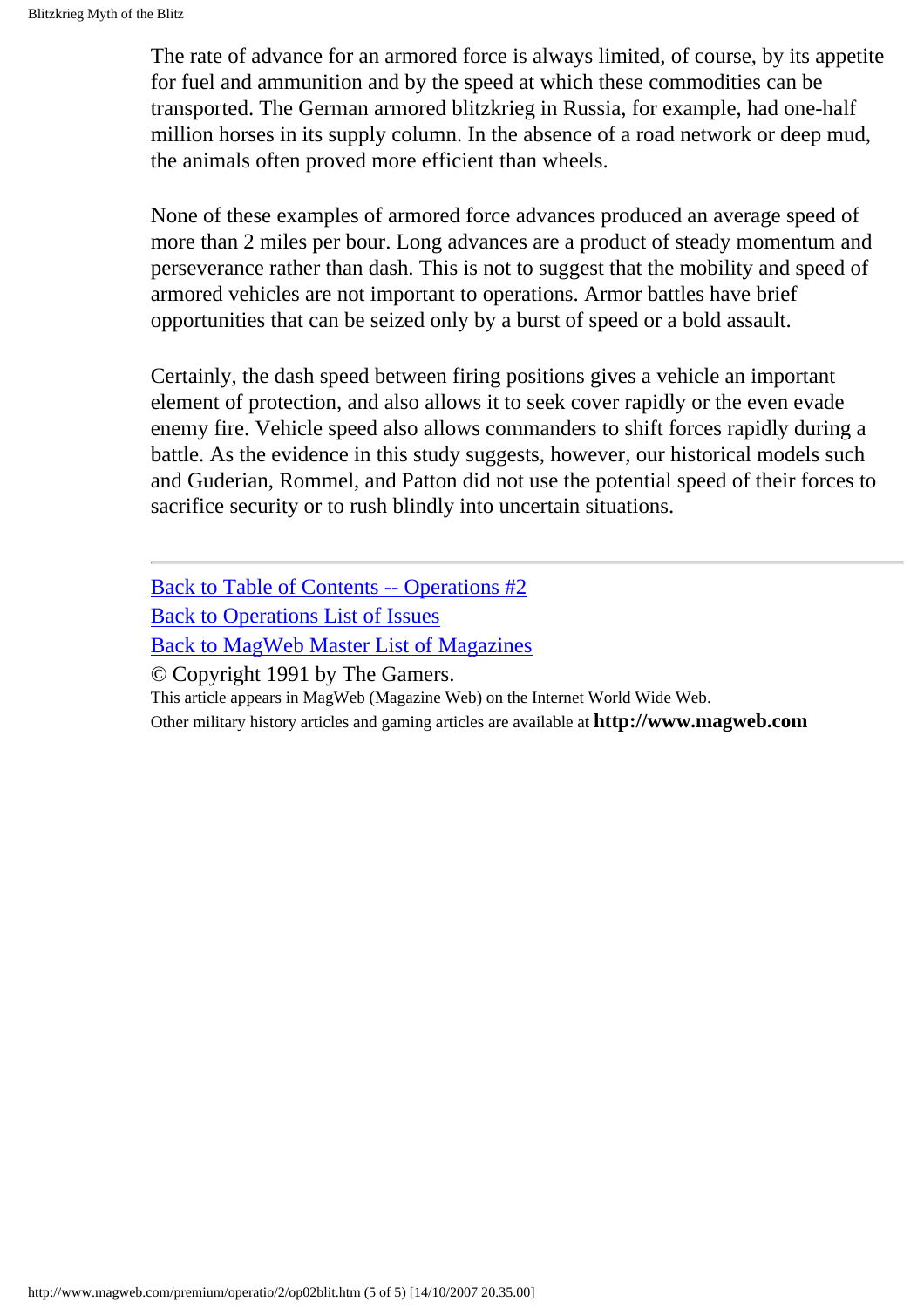The rate of advance for an armored force is always limited, of course, by its appetite for fuel and ammunition and by the speed at which these commodities can be transported. The German armored blitzkrieg in Russia, for example, had one-half million horses in its supply column. In the absence of a road network or deep mud, the animals often proved more efficient than wheels.

None of these examples of armored force advances produced an average speed of more than 2 miles per bour. Long advances are a product of steady momentum and perseverance rather than dash. This is not to suggest that the mobility and speed of armored vehicles are not important to operations. Armor battles have brief opportunities that can be seized only by a burst of speed or a bold assault.

Certainly, the dash speed between firing positions gives a vehicle an important element of protection, and also allows it to seek cover rapidly or the even evade enemy fire. Vehicle speed also allows commanders to shift forces rapidly during a battle. As the evidence in this study suggests, however, our historical models such and Guderian, Rommel, and Patton did not use the potential speed of their forces to sacrifice security or to rush blindly into uncertain situations.

---

Back to Table of Contents -- Operations #2
Back to Operations List of Issues
Back to MagWeb Master List of Magazines
© Copyright 1991 by The Gamers.
This article appears in MagWeb (Magazine Web) on the Internet World Wide Web.
Other military history articles and gaming articles are available at **http://www.magweb.com**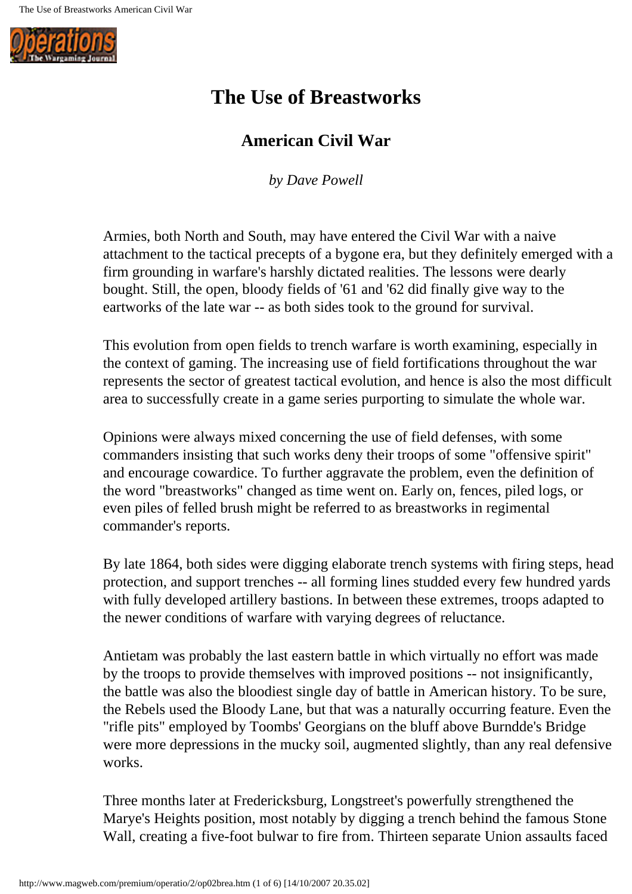# The Use of Breastworks

## American Civil War

*by Dave Powell*

Armies, both North and South, may have entered the Civil War with a naive attachment to the tactical precepts of a bygone era, but they definitely emerged with a firm grounding in warfare's harshly dictated realities. The lessons were dearly bought. Still, the open, bloody fields of '61 and '62 did finally give way to the eartworks of the late war -- as both sides took to the ground for survival.

This evolution from open fields to trench warfare is worth examining, especially in the context of gaming. The increasing use of field fortifications throughout the war represents the sector of greatest tactical evolution, and hence is also the most difficult area to successfully create in a game series purporting to simulate the whole war.

Opinions were always mixed concerning the use of field defenses, with some commanders insisting that such works deny their troops of some "offensive spirit" and encourage cowardice. To further aggravate the problem, even the definition of the word "breastworks" changed as time went on. Early on, fences, piled logs, or even piles of felled brush might be referred to as breastworks in regimental commander's reports.

By late 1864, both sides were digging elaborate trench systems with firing steps, head protection, and support trenches -- all forming lines studded every few hundred yards with fully developed artillery bastions. In between these extremes, troops adapted to the newer conditions of warfare with varying degrees of reluctance.

Antietam was probably the last eastern battle in which virtually no effort was made by the troops to provide themselves with improved positions -- not insignificantly, the battle was also the bloodiest single day of battle in American history. To be sure, the Rebels used the Bloody Lane, but that was a naturally occurring feature. Even the "rifle pits" employed by Toombs' Georgians on the bluff above Burndde's Bridge were more depressions in the mucky soil, augmented slightly, than any real defensive works.

Three months later at Fredericksburg, Longstreet's powerfully strengthened the Marye's Heights position, most notably by digging a trench behind the famous Stone Wall, creating a five-foot bulwar to fire from. Thirteen separate Union assaults faced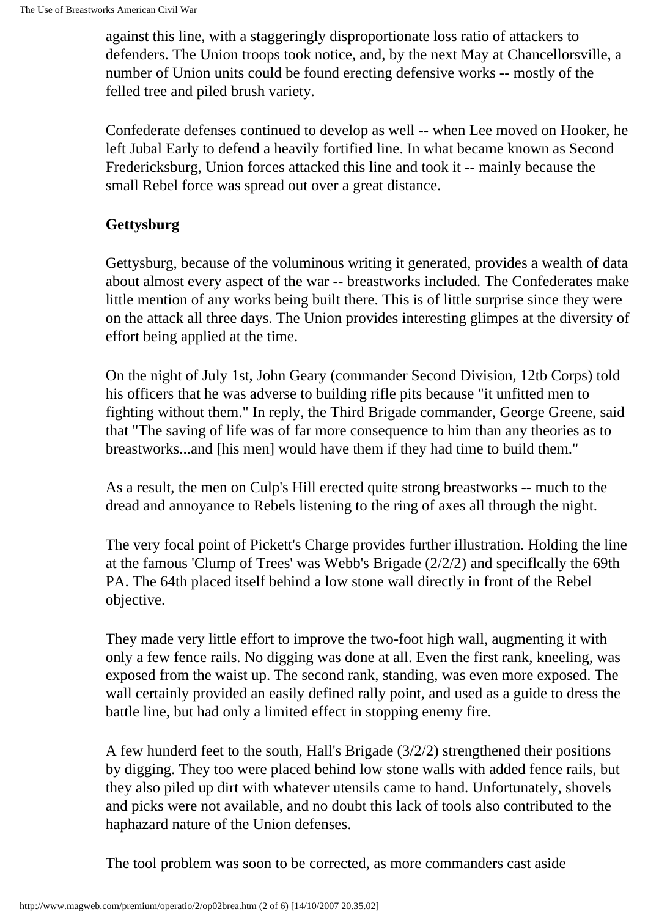against this line, with a staggeringly disproportionate loss ratio of attackers to defenders. The Union troops took notice, and, by the next May at Chancellorsville, a number of Union units could be found erecting defensive works -- mostly of the felled tree and piled brush variety.

Confederate defenses continued to develop as well -- when Lee moved on Hooker, he left Jubal Early to defend a heavily fortified line. In what became known as Second Fredericksburg, Union forces attacked this line and took it -- mainly because the small Rebel force was spread out over a great distance.

**Gettysburg**

Gettysburg, because of the voluminous writing it generated, provides a wealth of data about almost every aspect of the war -- breastworks included. The Confederates make little mention of any works being built there. This is of little surprise since they were on the attack all three days. The Union provides interesting glimpes at the diversity of effort being applied at the time.

On the night of July 1st, John Geary (commander Second Division, 12tb Corps) told his officers that he was adverse to building rifle pits because "it unfitted men to fighting without them." In reply, the Third Brigade commander, George Greene, said that "The saving of life was of far more consequence to him than any theories as to breastworks...and [his men] would have them if they had time to build them."

As a result, the men on Culp's Hill erected quite strong breastworks -- much to the dread and annoyance to Rebels listening to the ring of axes all through the night.

The very focal point of Pickett's Charge provides further illustration. Holding the line at the famous 'Clump of Trees' was Webb's Brigade (2/2/2) and speciflcally the 69th PA. The 64th placed itself behind a low stone wall directly in front of the Rebel objective.

They made very little effort to improve the two-foot high wall, augmenting it with only a few fence rails. No digging was done at all. Even the first rank, kneeling, was exposed from the waist up. The second rank, standing, was even more exposed. The wall certainly provided an easily defined rally point, and used as a guide to dress the battle line, but had only a limited effect in stopping enemy fire.

A few hunderd feet to the south, Hall's Brigade (3/2/2) strengthened their positions by digging. They too were placed behind low stone walls with added fence rails, but they also piled up dirt with whatever utensils came to hand. Unfortunately, shovels and picks were not available, and no doubt this lack of tools also contributed to the haphazard nature of the Union defenses.

The tool problem was soon to be corrected, as more commanders cast aside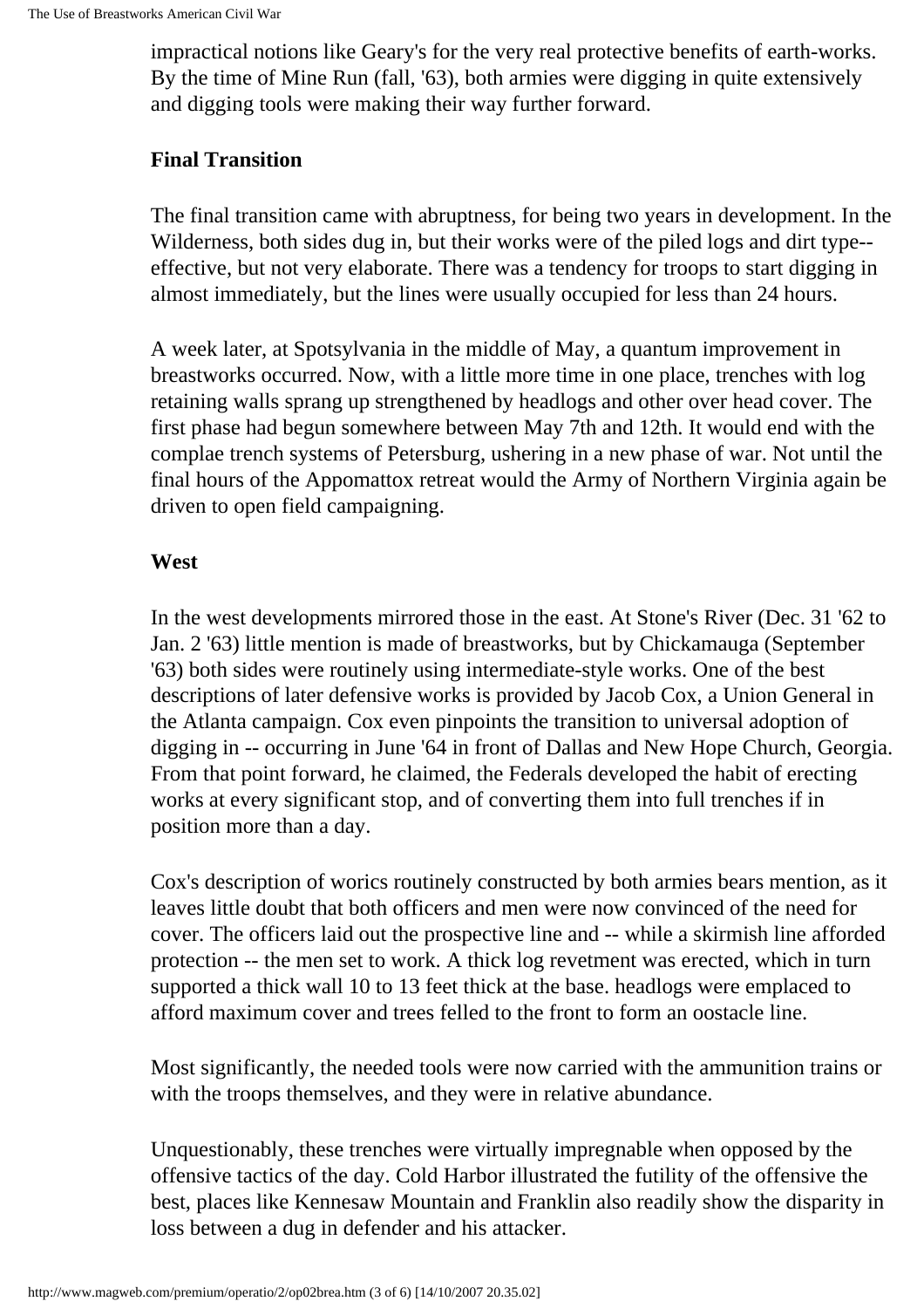impractical notions like Geary's for the very real protective benefits of earth-works. By the time of Mine Run (fall, '63), both armies were digging in quite extensively and digging tools were making their way further forward.

### Final Transition

The final transition came with abruptness, for being two years in development. In the Wilderness, both sides dug in, but their works were of the piled logs and dirt type--effective, but not very elaborate. There was a tendency for troops to start digging in almost immediately, but the lines were usually occupied for less than 24 hours.

A week later, at Spotsylvania in the middle of May, a quantum improvement in breastworks occurred. Now, with a little more time in one place, trenches with log retaining walls sprang up strengthened by headlogs and other over head cover. The first phase had begun somewhere between May 7th and 12th. It would end with the complae trench systems of Petersburg, ushering in a new phase of war. Not until the final hours of the Appomattox retreat would the Army of Northern Virginia again be driven to open field campaigning.

### West

In the west developments mirrored those in the east. At Stone's River (Dec. 31 '62 to Jan. 2 '63) little mention is made of breastworks, but by Chickamauga (September '63) both sides were routinely using intermediate-style works. One of the best descriptions of later defensive works is provided by Jacob Cox, a Union General in the Atlanta campaign. Cox even pinpoints the transition to universal adoption of digging in -- occurring in June '64 in front of Dallas and New Hope Church, Georgia. From that point forward, he claimed, the Federals developed the habit of erecting works at every significant stop, and of converting them into full trenches if in position more than a day.

Cox's description of worics routinely constructed by both armies bears mention, as it leaves little doubt that both officers and men were now convinced of the need for cover. The officers laid out the prospective line and -- while a skirmish line afforded protection -- the men set to work. A thick log revetment was erected, which in turn supported a thick wall 10 to 13 feet thick at the base. headlogs were emplaced to afford maximum cover and trees felled to the front to form an oostacle line.

Most significantly, the needed tools were now carried with the ammunition trains or with the troops themselves, and they were in relative abundance.

Unquestionably, these trenches were virtually impregnable when opposed by the offensive tactics of the day. Cold Harbor illustrated the futility of the offensive the best, places like Kennesaw Mountain and Franklin also readily show the disparity in loss between a dug in defender and his attacker.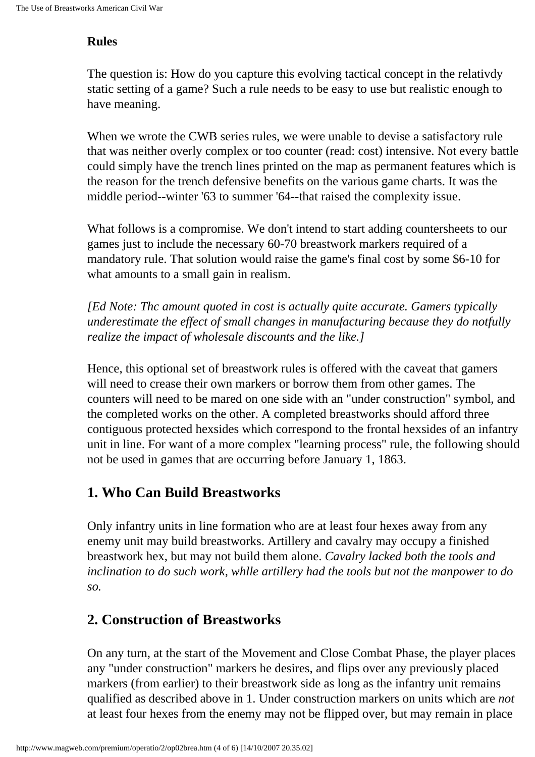**Rules**

The question is: How do you capture this evolving tactical concept in the relativdy static setting of a game? Such a rule needs to be easy to use but realistic enough to have meaning.

When we wrote the CWB series rules, we were unable to devise a satisfactory rule that was neither overly complex or too counter (read: cost) intensive. Not every battle could simply have the trench lines printed on the map as permanent features which is the reason for the trench defensive benefits on the various game charts. It was the middle period--winter '63 to summer '64--that raised the complexity issue.

What follows is a compromise. We don't intend to start adding countersheets to our games just to include the necessary 60-70 breastwork markers required of a mandatory rule. That solution would raise the game's final cost by some $6-10 for what amounts to a small gain in realism.

*[Ed Note: Thc amount quoted in cost is actually quite accurate. Gamers typically underestimate the effect of small changes in manufacturing because they do notfully realize the impact of wholesale discounts and the like.]*

Hence, this optional set of breastwork rules is offered with the caveat that gamers will need to crease their own markers or borrow them from other games. The counters will need to be mared on one side with an "under construction" symbol, and the completed works on the other. A completed breastworks should afford three contiguous protected hexsides which correspond to the frontal hexsides of an infantry unit in line. For want of a more complex "learning process" rule, the following should not be used in games that are occurring before January 1, 1863.

## 1. Who Can Build Breastworks

Only infantry units in line formation who are at least four hexes away from any enemy unit may build breastworks. Artillery and cavalry may occupy a finished breastwork hex, but may not build them alone. *Cavalry lacked both the tools and inclination to do such work, whlle artillery had the tools but not the manpower to do so.*

## 2. Construction of Breastworks

On any turn, at the start of the Movement and Close Combat Phase, the player places any "under construction" markers he desires, and flips over any previously placed markers (from earlier) to their breastwork side as long as the infantry unit remains qualified as described above in 1. Under construction markers on units which are *not* at least four hexes from the enemy may not be flipped over, but may remain in place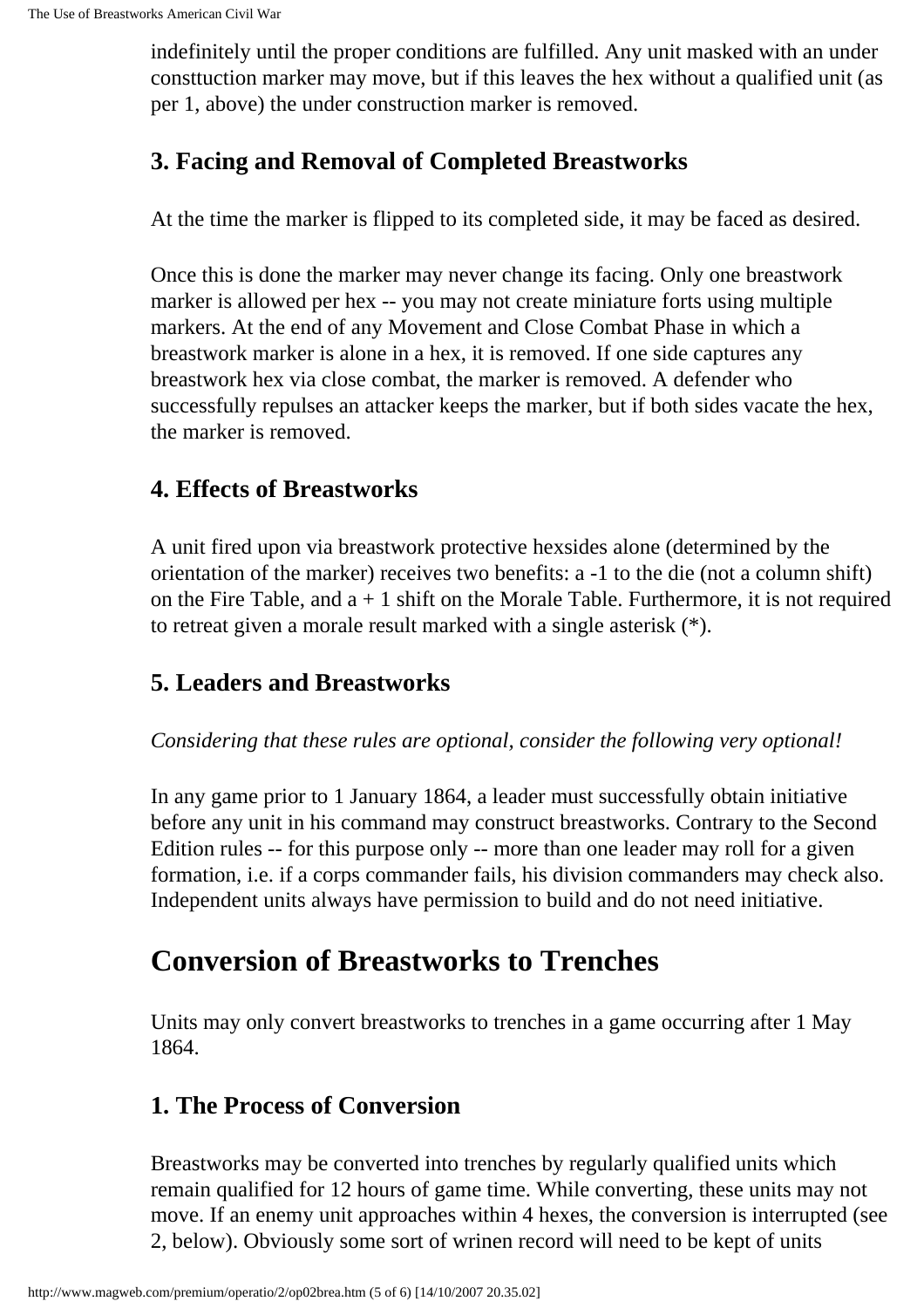indefinitely until the proper conditions are fulfilled. Any unit masked with an under consttuction marker may move, but if this leaves the hex without a qualified unit (as per 1, above) the under construction marker is removed.

### 3. Facing and Removal of Completed Breastworks

At the time the marker is flipped to its completed side, it may be faced as desired.

Once this is done the marker may never change its facing. Only one breastwork marker is allowed per hex -- you may not create miniature forts using multiple markers. At the end of any Movement and Close Combat Phase in which a breastwork marker is alone in a hex, it is removed. If one side captures any breastwork hex via close combat, the marker is removed. A defender who successfully repulses an attacker keeps the marker, but if both sides vacate the hex, the marker is removed.

### 4. Effects of Breastworks

A unit fired upon via breastwork protective hexsides alone (determined by the orientation of the marker) receives two benefits: a -1 to the die (not a column shift) on the Fire Table, and a + 1 shift on the Morale Table. Furthermore, it is not required to retreat given a morale result marked with a single asterisk (*).

### 5. Leaders and Breastworks

*Considering that these rules are optional, consider the following very optional!*

In any game prior to 1 January 1864, a leader must successfully obtain initiative before any unit in his command may construct breastworks. Contrary to the Second Edition rules -- for this purpose only -- more than one leader may roll for a given formation, i.e. if a corps commander fails, his division commanders may check also. Independent units always have permission to build and do not need initiative.

## Conversion of Breastworks to Trenches

Units may only convert breastworks to trenches in a game occurring after 1 May 1864.

### 1. The Process of Conversion

Breastworks may be converted into trenches by regularly qualified units which remain qualified for 12 hours of game time. While converting, these units may not move. If an enemy unit approaches within 4 hexes, the conversion is interrupted (see 2, below). Obviously some sort of wrinen record will need to be kept of units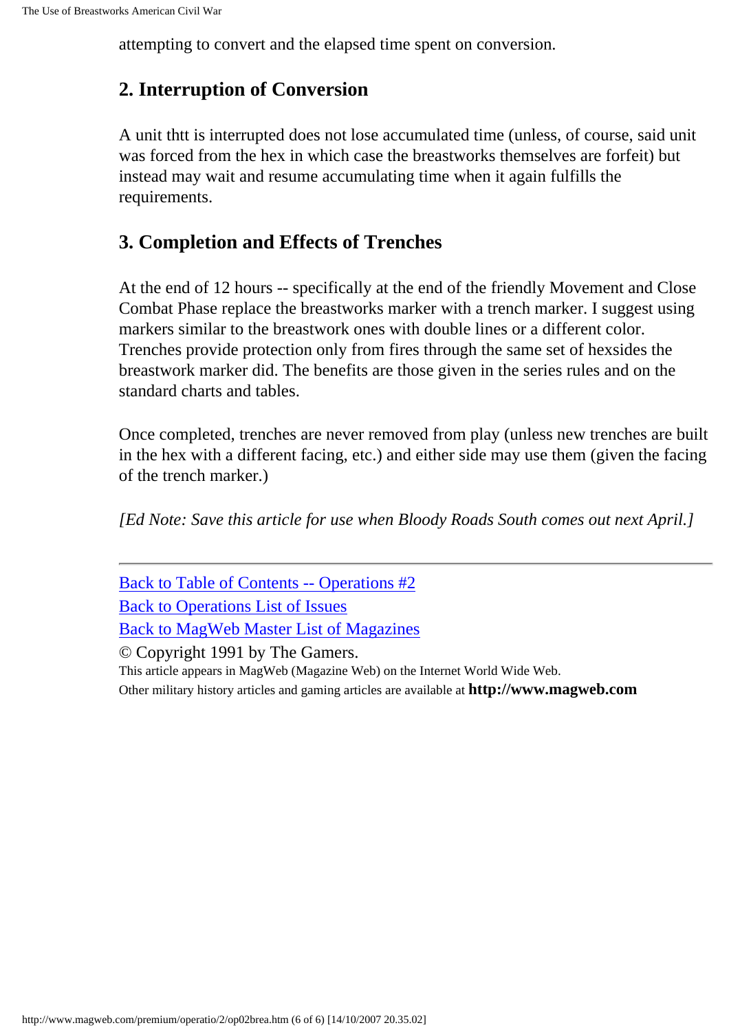attempting to convert and the elapsed time spent on conversion.

## 2. Interruption of Conversion

A unit thtt is interrupted does not lose accumulated time (unless, of course, said unit was forced from the hex in which case the breastworks themselves are forfeit) but instead may wait and resume accumulating time when it again fulfills the requirements.

## 3. Completion and Effects of Trenches

At the end of 12 hours -- specifically at the end of the friendly Movement and Close Combat Phase replace the breastworks marker with a trench marker. I suggest using markers similar to the breastwork ones with double lines or a different color. Trenches provide protection only from fires through the same set of hexsides the breastwork marker did. The benefits are those given in the series rules and on the standard charts and tables.

Once completed, trenches are never removed from play (unless new trenches are built in the hex with a different facing, etc.) and either side may use them (given the facing of the trench marker.)

*[Ed Note: Save this article for use when Bloody Roads South comes out next April.]*

---

Back to Table of Contents -- Operations #2
Back to Operations List of Issues
Back to MagWeb Master List of Magazines
© Copyright 1991 by The Gamers.
This article appears in MagWeb (Magazine Web) on the Internet World Wide Web.
Other military history articles and gaming articles are available at **http://www.magweb.com**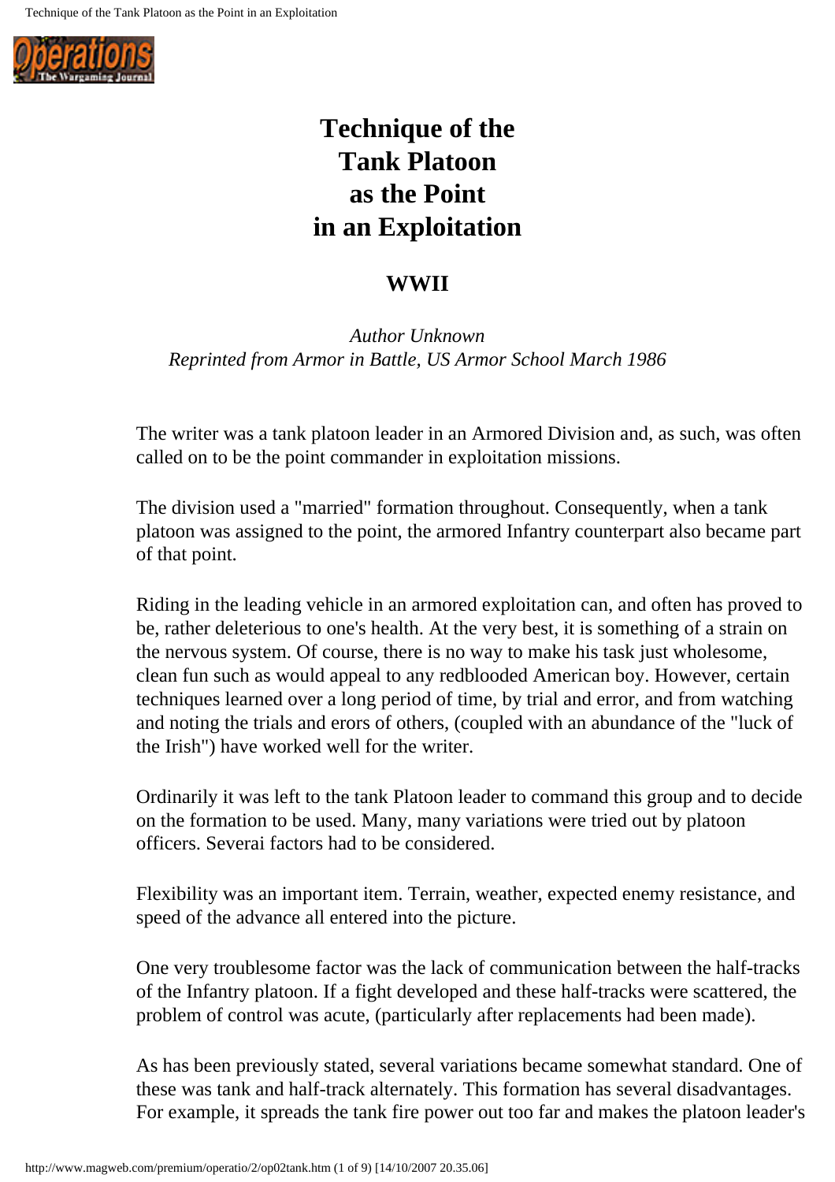# Technique of the Tank Platoon as the Point in an Exploitation

## WWII

*Author Unknown*
*Reprinted from Armor in Battle, US Armor School March 1986*

The writer was a tank platoon leader in an Armored Division and, as such, was often called on to be the point commander in exploitation missions.

The division used a "married" formation throughout. Consequently, when a tank platoon was assigned to the point, the armored Infantry counterpart also became part of that point.

Riding in the leading vehicle in an armored exploitation can, and often has proved to be, rather deleterious to one's health. At the very best, it is something of a strain on the nervous system. Of course, there is no way to make his task just wholesome, clean fun such as would appeal to any redblooded American boy. However, certain techniques learned over a long period of time, by trial and error, and from watching and noting the trials and erors of others, (coupled with an abundance of the "luck of the Irish") have worked well for the writer.

Ordinarily it was left to the tank Platoon leader to command this group and to decide on the formation to be used. Many, many variations were tried out by platoon officers. Severai factors had to be considered.

Flexibility was an important item. Terrain, weather, expected enemy resistance, and speed of the advance all entered into the picture.

One very troublesome factor was the lack of communication between the half-tracks of the Infantry platoon. If a fight developed and these half-tracks were scattered, the problem of control was acute, (particularly after replacements had been made).

As has been previously stated, several variations became somewhat standard. One of these was tank and half-track alternately. This formation has several disadvantages. For example, it spreads the tank fire power out too far and makes the platoon leader's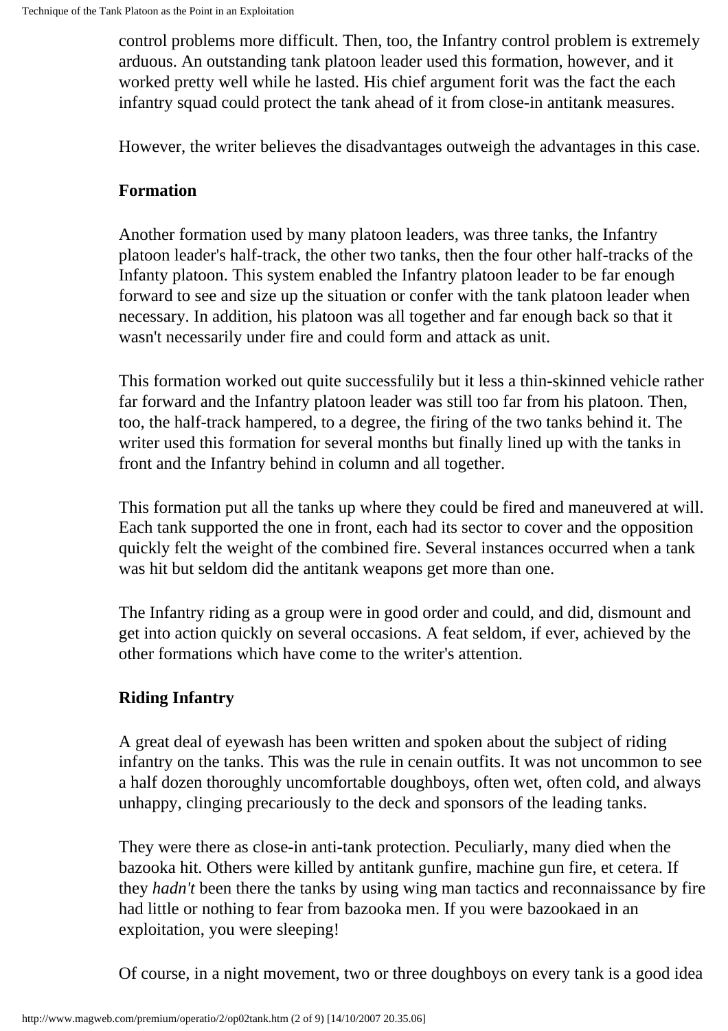control problems more difficult. Then, too, the Infantry control problem is extremely arduous. An outstanding tank platoon leader used this formation, however, and it worked pretty well while he lasted. His chief argument forit was the fact the each infantry squad could protect the tank ahead of it from close-in antitank measures.

However, the writer believes the disadvantages outweigh the advantages in this case.

### Formation

Another formation used by many platoon leaders, was three tanks, the Infantry platoon leader's half-track, the other two tanks, then the four other half-tracks of the Infanty platoon. This system enabled the Infantry platoon leader to be far enough forward to see and size up the situation or confer with the tank platoon leader when necessary. In addition, his platoon was all together and far enough back so that it wasn't necessarily under fire and could form and attack as unit.

This formation worked out quite successfulily but it less a thin-skinned vehicle rather far forward and the Infantry platoon leader was still too far from his platoon. Then, too, the half-track hampered, to a degree, the firing of the two tanks behind it. The writer used this formation for several months but finally lined up with the tanks in front and the Infantry behind in column and all together.

This formation put all the tanks up where they could be fired and maneuvered at will. Each tank supported the one in front, each had its sector to cover and the opposition quickly felt the weight of the combined fire. Several instances occurred when a tank was hit but seldom did the antitank weapons get more than one.

The Infantry riding as a group were in good order and could, and did, dismount and get into action quickly on several occasions. A feat seldom, if ever, achieved by the other formations which have come to the writer's attention.

### Riding Infantry

A great deal of eyewash has been written and spoken about the subject of riding infantry on the tanks. This was the rule in cenain outfits. It was not uncommon to see a half dozen thoroughly uncomfortable doughboys, often wet, often cold, and always unhappy, clinging precariously to the deck and sponsors of the leading tanks.

They were there as close-in anti-tank protection. Peculiarly, many died when the bazooka hit. Others were killed by antitank gunfire, machine gun fire, et cetera. If they *hadn't* been there the tanks by using wing man tactics and reconnaissance by fire had little or nothing to fear from bazooka men. If you were bazookaed in an exploitation, you were sleeping!

Of course, in a night movement, two or three doughboys on every tank is a good idea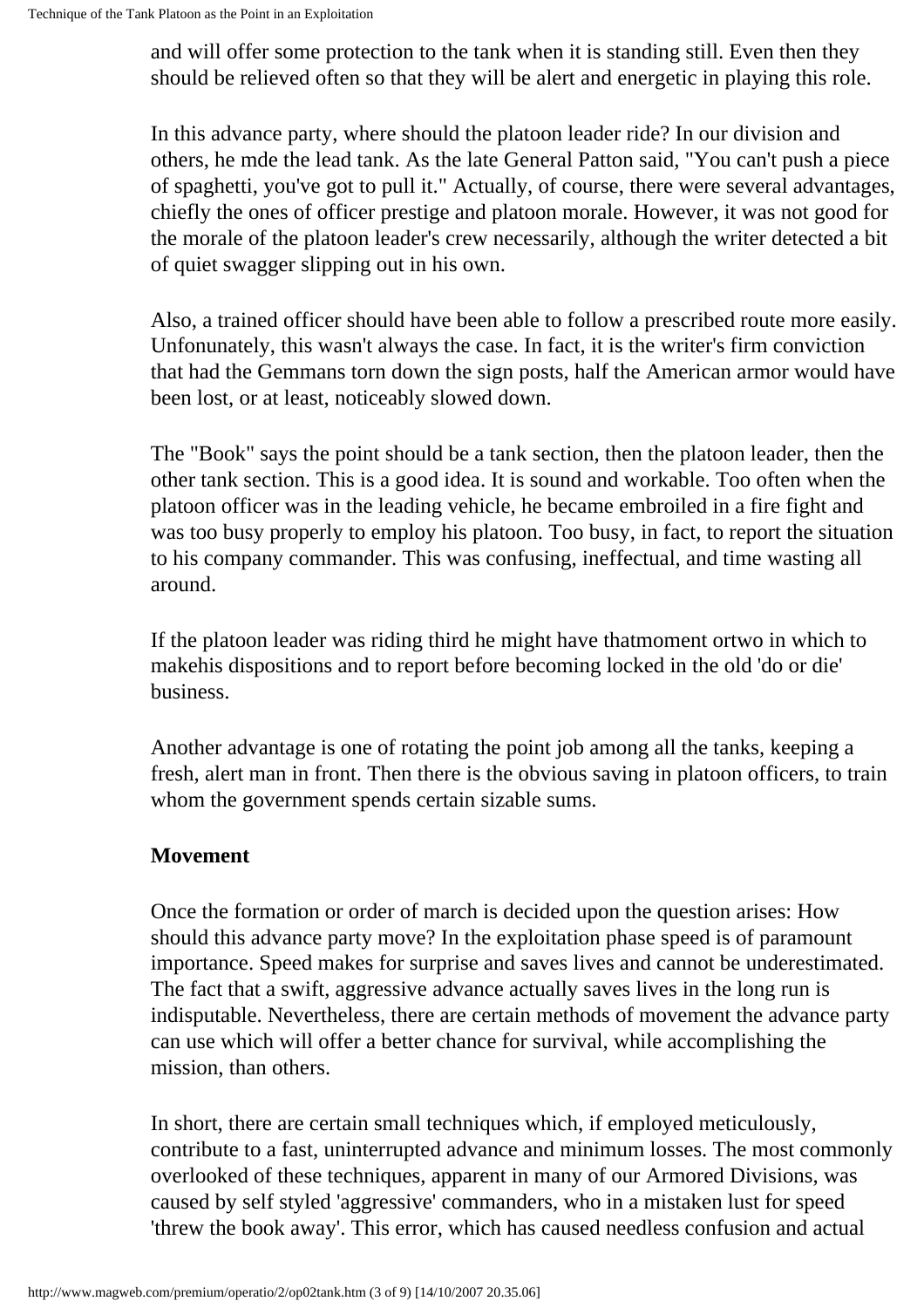and will offer some protection to the tank when it is standing still. Even then they should be relieved often so that they will be alert and energetic in playing this role.

In this advance party, where should the platoon leader ride? In our division and others, he mde the lead tank. As the late General Patton said, "You can't push a piece of spaghetti, you've got to pull it." Actually, of course, there were several advantages, chiefly the ones of officer prestige and platoon morale. However, it was not good for the morale of the platoon leader's crew necessarily, although the writer detected a bit of quiet swagger slipping out in his own.

Also, a trained officer should have been able to follow a prescribed route more easily. Unfonunately, this wasn't always the case. In fact, it is the writer's firm conviction that had the Gemmans torn down the sign posts, half the American armor would have been lost, or at least, noticeably slowed down.

The "Book" says the point should be a tank section, then the platoon leader, then the other tank section. This is a good idea. It is sound and workable. Too often when the platoon officer was in the leading vehicle, he became embroiled in a fire fight and was too busy properly to employ his platoon. Too busy, in fact, to report the situation to his company commander. This was confusing, ineffectual, and time wasting all around.

If the platoon leader was riding third he might have thatmoment ortwo in which to makehis dispositions and to report before becoming locked in the old 'do or die' business.

Another advantage is one of rotating the point job among all the tanks, keeping a fresh, alert man in front. Then there is the obvious saving in platoon officers, to train whom the government spends certain sizable sums.

**Movement**

Once the formation or order of march is decided upon the question arises: How should this advance party move? In the exploitation phase speed is of paramount importance. Speed makes for surprise and saves lives and cannot be underestimated. The fact that a swift, aggressive advance actually saves lives in the long run is indisputable. Nevertheless, there are certain methods of movement the advance party can use which will offer a better chance for survival, while accomplishing the mission, than others.

In short, there are certain small techniques which, if employed meticulously, contribute to a fast, uninterrupted advance and minimum losses. The most commonly overlooked of these techniques, apparent in many of our Armored Divisions, was caused by self styled 'aggressive' commanders, who in a mistaken lust for speed 'threw the book away'. This error, which has caused needless confusion and actual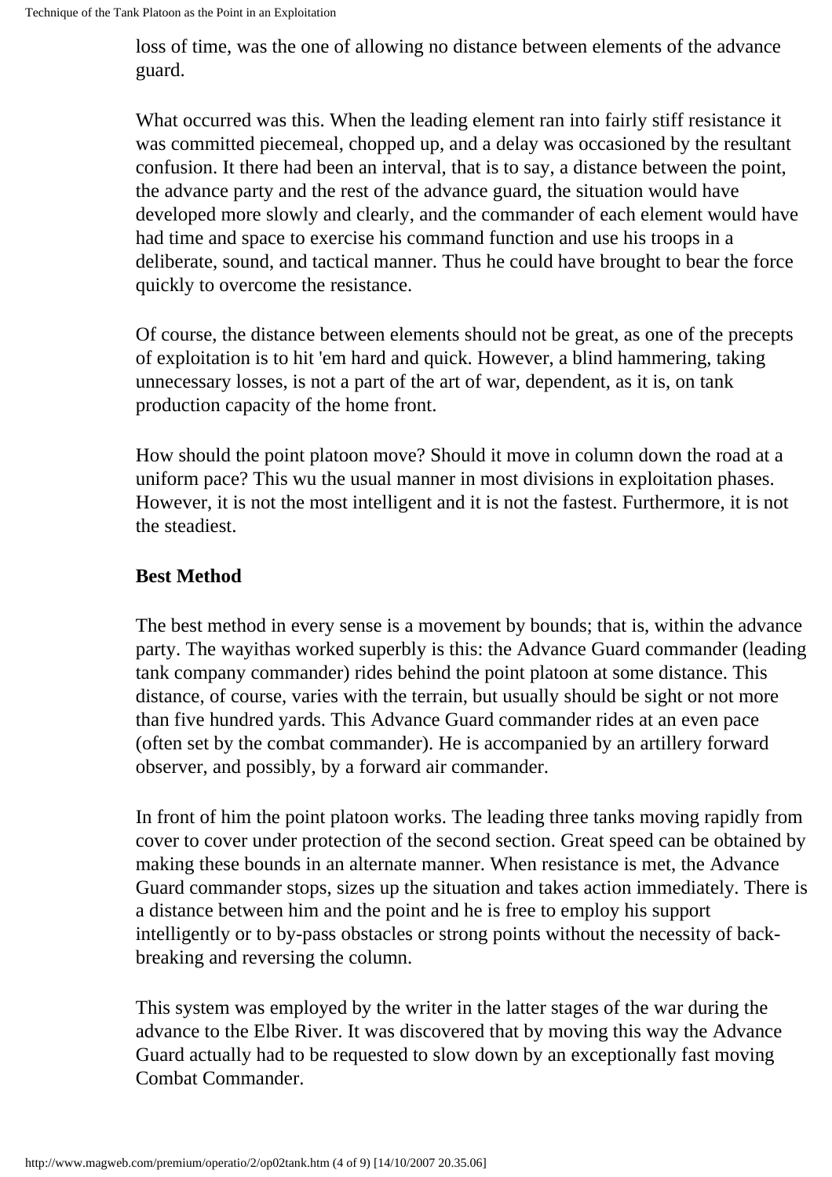loss of time, was the one of allowing no distance between elements of the advance guard.

What occurred was this. When the leading element ran into fairly stiff resistance it was committed piecemeal, chopped up, and a delay was occasioned by the resultant confusion. It there had been an interval, that is to say, a distance between the point, the advance party and the rest of the advance guard, the situation would have developed more slowly and clearly, and the commander of each element would have had time and space to exercise his command function and use his troops in a deliberate, sound, and tactical manner. Thus he could have brought to bear the force quickly to overcome the resistance.

Of course, the distance between elements should not be great, as one of the precepts of exploitation is to hit 'em hard and quick. However, a blind hammering, taking unnecessary losses, is not a part of the art of war, dependent, as it is, on tank production capacity of the home front.

How should the point platoon move? Should it move in column down the road at a uniform pace? This wu the usual manner in most divisions in exploitation phases. However, it is not the most intelligent and it is not the fastest. Furthermore, it is not the steadiest.

**Best Method**

The best method in every sense is a movement by bounds; that is, within the advance party. The wayithas worked superbly is this: the Advance Guard commander (leading tank company commander) rides behind the point platoon at some distance. This distance, of course, varies with the terrain, but usually should be sight or not more than five hundred yards. This Advance Guard commander rides at an even pace (often set by the combat commander). He is accompanied by an artillery forward observer, and possibly, by a forward air commander.

In front of him the point platoon works. The leading three tanks moving rapidly from cover to cover under protection of the second section. Great speed can be obtained by making these bounds in an alternate manner. When resistance is met, the Advance Guard commander stops, sizes up the situation and takes action immediately. There is a distance between him and the point and he is free to employ his support intelligently or to by-pass obstacles or strong points without the necessity of back-breaking and reversing the column.

This system was employed by the writer in the latter stages of the war during the advance to the Elbe River. It was discovered that by moving this way the Advance Guard actually had to be requested to slow down by an exceptionally fast moving Combat Commander.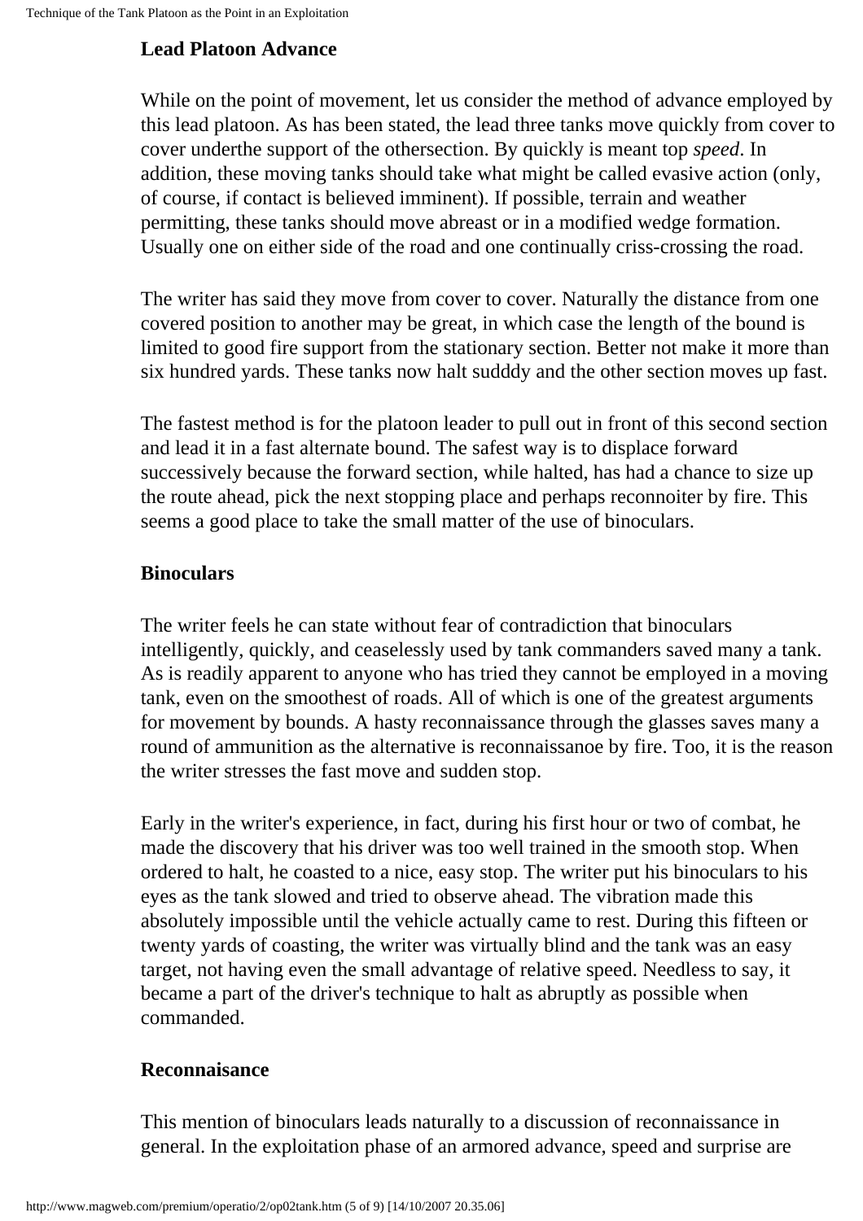### Lead Platoon Advance

While on the point of movement, let us consider the method of advance employed by this lead platoon. As has been stated, the lead three tanks move quickly from cover to cover underthe support of the othersection. By quickly is meant top *speed*. In addition, these moving tanks should take what might be called evasive action (only, of course, if contact is believed imminent). If possible, terrain and weather permitting, these tanks should move abreast or in a modified wedge formation. Usually one on either side of the road and one continually criss-crossing the road.

The writer has said they move from cover to cover. Naturally the distance from one covered position to another may be great, in which case the length of the bound is limited to good fire support from the stationary section. Better not make it more than six hundred yards. These tanks now halt sudddy and the other section moves up fast.

The fastest method is for the platoon leader to pull out in front of this second section and lead it in a fast alternate bound. The safest way is to displace forward successively because the forward section, while halted, has had a chance to size up the route ahead, pick the next stopping place and perhaps reconnoiter by fire. This seems a good place to take the small matter of the use of binoculars.

### Binoculars

The writer feels he can state without fear of contradiction that binoculars intelligently, quickly, and ceaselessly used by tank commanders saved many a tank. As is readily apparent to anyone who has tried they cannot be employed in a moving tank, even on the smoothest of roads. All of which is one of the greatest arguments for movement by bounds. A hasty reconnaissance through the glasses saves many a round of ammunition as the alternative is reconnaissanoe by fire. Too, it is the reason the writer stresses the fast move and sudden stop.

Early in the writer's experience, in fact, during his first hour or two of combat, he made the discovery that his driver was too well trained in the smooth stop. When ordered to halt, he coasted to a nice, easy stop. The writer put his binoculars to his eyes as the tank slowed and tried to observe ahead. The vibration made this absolutely impossible until the vehicle actually came to rest. During this fifteen or twenty yards of coasting, the writer was virtually blind and the tank was an easy target, not having even the small advantage of relative speed. Needless to say, it became a part of the driver's technique to halt as abruptly as possible when commanded.

### Reconnaisance

This mention of binoculars leads naturally to a discussion of reconnaissance in general. In the exploitation phase of an armored advance, speed and surprise are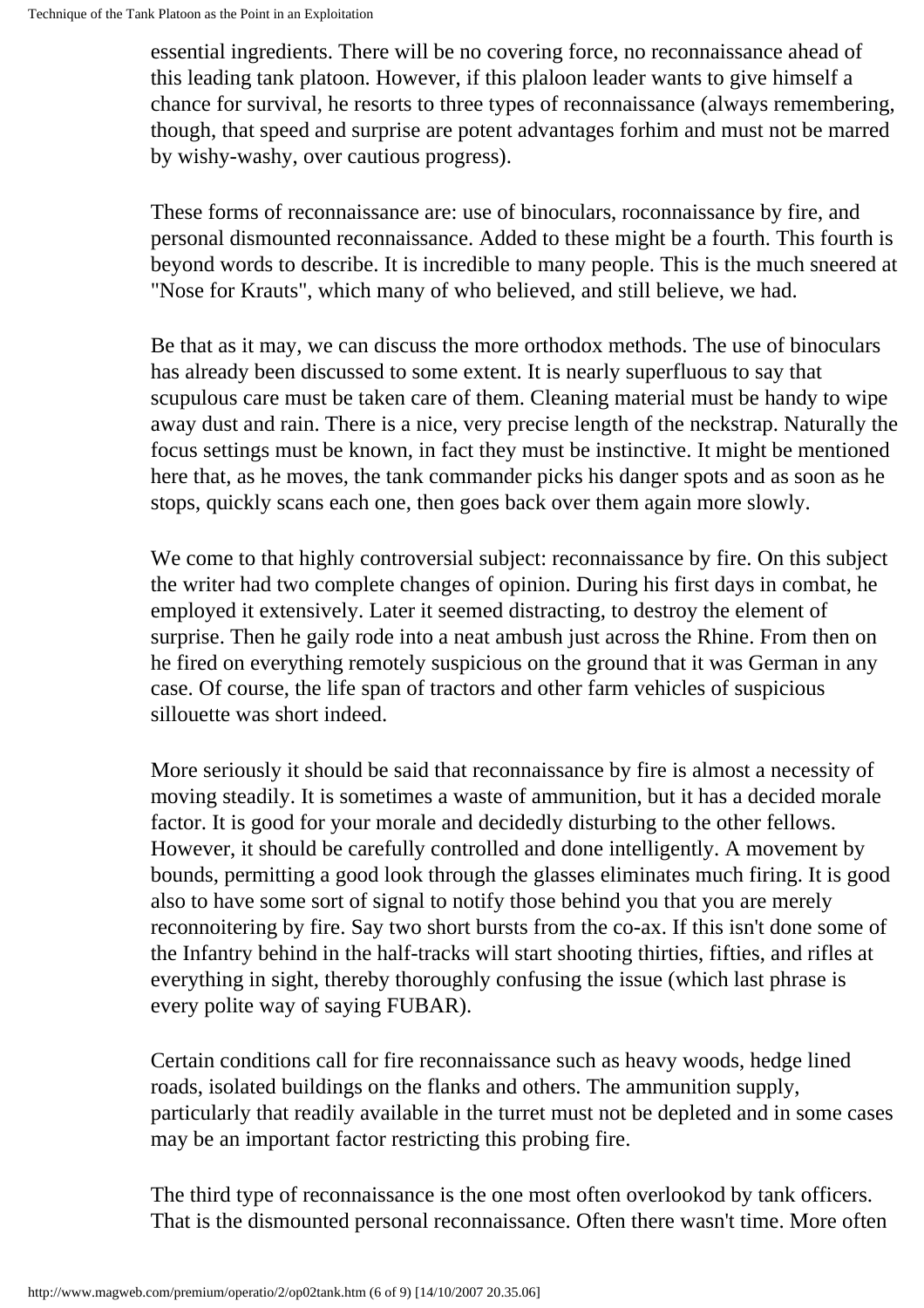essential ingredients. There will be no covering force, no reconnaissance ahead of this leading tank platoon. However, if this plaloon leader wants to give himself a chance for survival, he resorts to three types of reconnaissance (always remembering, though, that speed and surprise are potent advantages forhim and must not be marred by wishy-washy, over cautious progress).

These forms of reconnaissance are: use of binoculars, roconnaissance by fire, and personal dismounted reconnaissance. Added to these might be a fourth. This fourth is beyond words to describe. It is incredible to many people. This is the much sneered at "Nose for Krauts", which many of who believed, and still believe, we had.

Be that as it may, we can discuss the more orthodox methods. The use of binoculars has already been discussed to some extent. It is nearly superfluous to say that scupulous care must be taken care of them. Cleaning material must be handy to wipe away dust and rain. There is a nice, very precise length of the neckstrap. Naturally the focus settings must be known, in fact they must be instinctive. It might be mentioned here that, as he moves, the tank commander picks his danger spots and as soon as he stops, quickly scans each one, then goes back over them again more slowly.

We come to that highly controversial subject: reconnaissance by fire. On this subject the writer had two complete changes of opinion. During his first days in combat, he employed it extensively. Later it seemed distracting, to destroy the element of surprise. Then he gaily rode into a neat ambush just across the Rhine. From then on he fired on everything remotely suspicious on the ground that it was German in any case. Of course, the life span of tractors and other farm vehicles of suspicious sillouette was short indeed.

More seriously it should be said that reconnaissance by fire is almost a necessity of moving steadily. It is sometimes a waste of ammunition, but it has a decided morale factor. It is good for your morale and decidedly disturbing to the other fellows. However, it should be carefully controlled and done intelligently. A movement by bounds, permitting a good look through the glasses eliminates much firing. It is good also to have some sort of signal to notify those behind you that you are merely reconnoitering by fire. Say two short bursts from the co-ax. If this isn't done some of the Infantry behind in the half-tracks will start shooting thirties, fifties, and rifles at everything in sight, thereby thoroughly confusing the issue (which last phrase is every polite way of saying FUBAR).

Certain conditions call for fire reconnaissance such as heavy woods, hedge lined roads, isolated buildings on the flanks and others. The ammunition supply, particularly that readily available in the turret must not be depleted and in some cases may be an important factor restricting this probing fire.

The third type of reconnaissance is the one most often overlookod by tank officers. That is the dismounted personal reconnaissance. Often there wasn't time. More often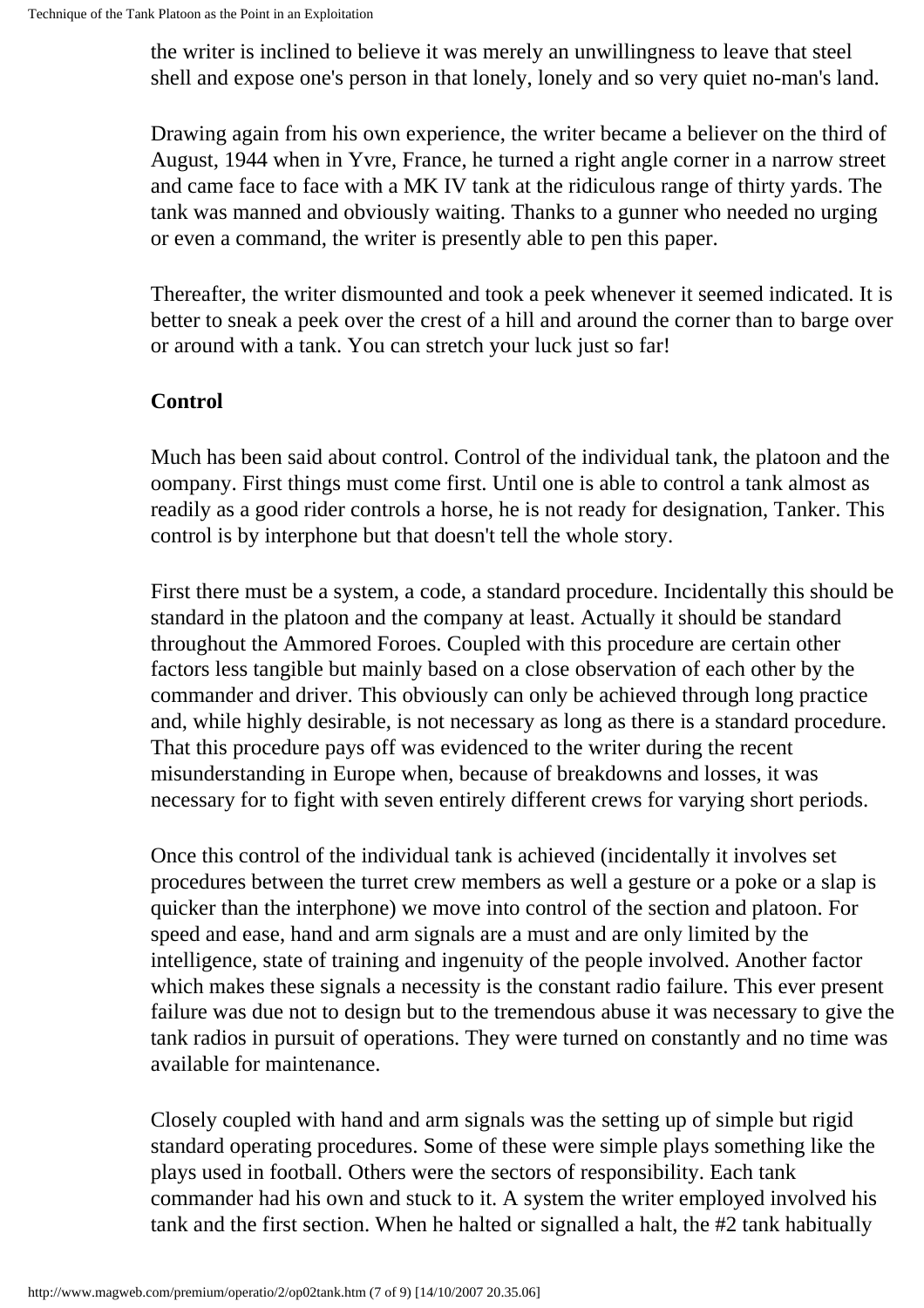the writer is inclined to believe it was merely an unwillingness to leave that steel shell and expose one's person in that lonely, lonely and so very quiet no-man's land.

Drawing again from his own experience, the writer became a believer on the third of August, 1944 when in Yvre, France, he turned a right angle corner in a narrow street and came face to face with a MK IV tank at the ridiculous range of thirty yards. The tank was manned and obviously waiting. Thanks to a gunner who needed no urging or even a command, the writer is presently able to pen this paper.

Thereafter, the writer dismounted and took a peek whenever it seemed indicated. It is better to sneak a peek over the crest of a hill and around the corner than to barge over or around with a tank. You can stretch your luck just so far!

**Control**

Much has been said about control. Control of the individual tank, the platoon and the oompany. First things must come first. Until one is able to control a tank almost as readily as a good rider controls a horse, he is not ready for designation, Tanker. This control is by interphone but that doesn't tell the whole story.

First there must be a system, a code, a standard procedure. Incidentally this should be standard in the platoon and the company at least. Actually it should be standard throughout the Ammored Forces. Coupled with this procedure are certain other factors less tangible but mainly based on a close observation of each other by the commander and driver. This obviously can only be achieved through long practice and, while highly desirable, is not necessary as long as there is a standard procedure. That this procedure pays off was evidenced to the writer during the recent misunderstanding in Europe when, because of breakdowns and losses, it was necessary for to fight with seven entirely different crews for varying short periods.

Once this control of the individual tank is achieved (incidentally it involves set procedures between the turret crew members as well a gesture or a poke or a slap is quicker than the interphone) we move into control of the section and platoon. For speed and ease, hand and arm signals are a must and are only limited by the intelligence, state of training and ingenuity of the people involved. Another factor which makes these signals a necessity is the constant radio failure. This ever present failure was due not to design but to the tremendous abuse it was necessary to give the tank radios in pursuit of operations. They were turned on constantly and no time was available for maintenance.

Closely coupled with hand and arm signals was the setting up of simple but rigid standard operating procedures. Some of these were simple plays something like the plays used in football. Others were the sectors of responsibility. Each tank commander had his own and stuck to it. A system the writer employed involved his tank and the first section. When he halted or signalled a halt, the #2 tank habitually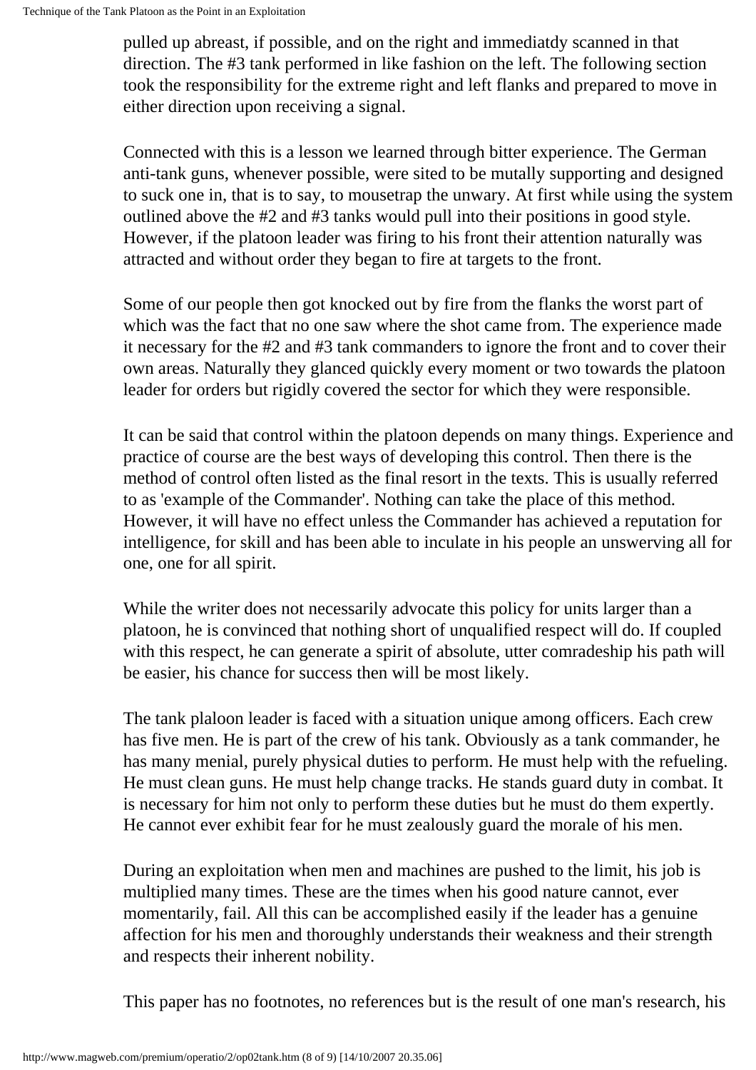pulled up abreast, if possible, and on the right and immediatdy scanned in that direction. The #3 tank performed in like fashion on the left. The following section took the responsibility for the extreme right and left flanks and prepared to move in either direction upon receiving a signal.

Connected with this is a lesson we learned through bitter experience. The German anti-tank guns, whenever possible, were sited to be mutally supporting and designed to suck one in, that is to say, to mousetrap the unwary. At first while using the system outlined above the #2 and #3 tanks would pull into their positions in good style. However, if the platoon leader was firing to his front their attention naturally was attracted and without order they began to fire at targets to the front.

Some of our people then got knocked out by fire from the flanks the worst part of which was the fact that no one saw where the shot came from. The experience made it necessary for the #2 and #3 tank commanders to ignore the front and to cover their own areas. Naturally they glanced quickly every moment or two towards the platoon leader for orders but rigidly covered the sector for which they were responsible.

It can be said that control within the platoon depends on many things. Experience and practice of course are the best ways of developing this control. Then there is the method of control often listed as the final resort in the texts. This is usually referred to as 'example of the Commander'. Nothing can take the place of this method. However, it will have no effect unless the Commander has achieved a reputation for intelligence, for skill and has been able to inculate in his people an unswerving all for one, one for all spirit.

While the writer does not necessarily advocate this policy for units larger than a platoon, he is convinced that nothing short of unqualified respect will do. If coupled with this respect, he can generate a spirit of absolute, utter comradeship his path will be easier, his chance for success then will be most likely.

The tank plaloon leader is faced with a situation unique among officers. Each crew has five men. He is part of the crew of his tank. Obviously as a tank commander, he has many menial, purely physical duties to perform. He must help with the refueling. He must clean guns. He must help change tracks. He stands guard duty in combat. It is necessary for him not only to perform these duties but he must do them expertly. He cannot ever exhibit fear for he must zealously guard the morale of his men.

During an exploitation when men and machines are pushed to the limit, his job is multiplied many times. These are the times when his good nature cannot, ever momentarily, fail. All this can be accomplished easily if the leader has a genuine affection for his men and thoroughly understands their weakness and their strength and respects their inherent nobility.

This paper has no footnotes, no references but is the result of one man's research, his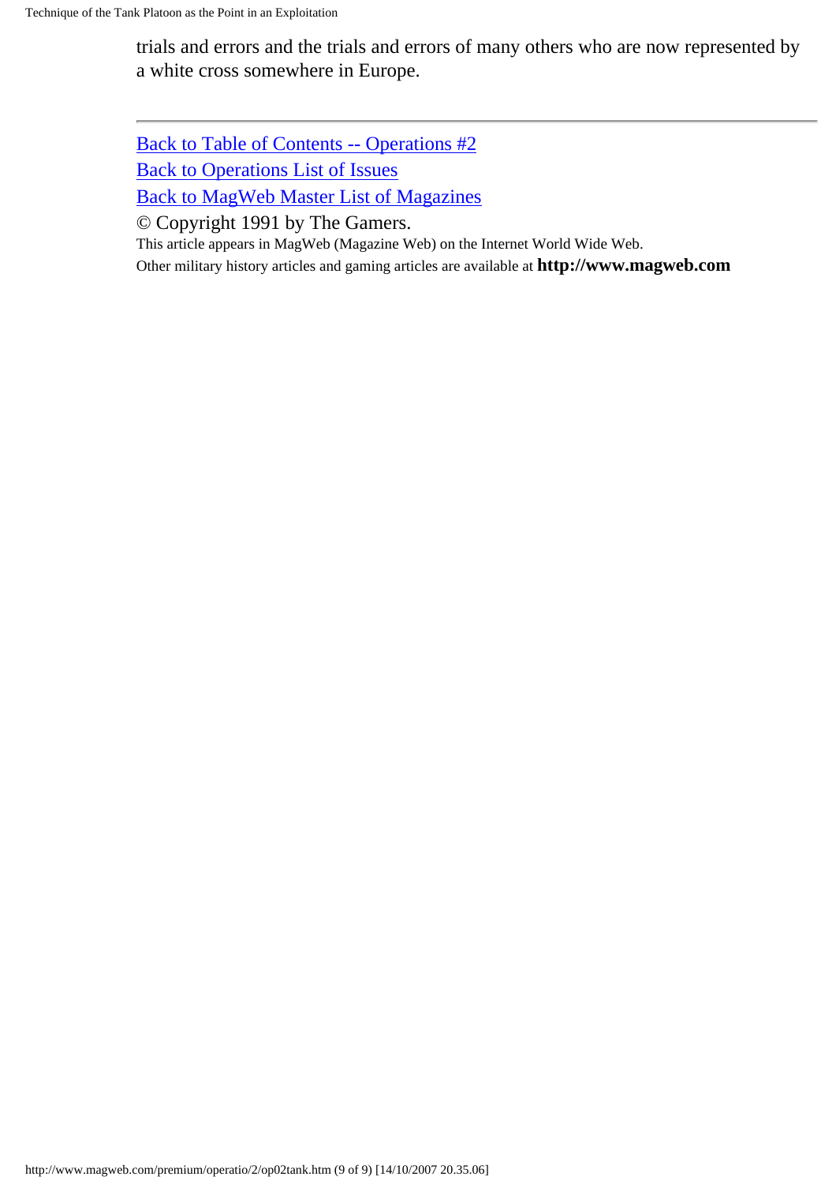trials and errors and the trials and errors of many others who are now represented by a white cross somewhere in Europe.

---

Back to Table of Contents -- Operations #2

Back to Operations List of Issues

Back to MagWeb Master List of Magazines

© Copyright 1991 by The Gamers.

This article appears in MagWeb (Magazine Web) on the Internet World Wide Web.

Other military history articles and gaming articles are available at **http://www.magweb.com**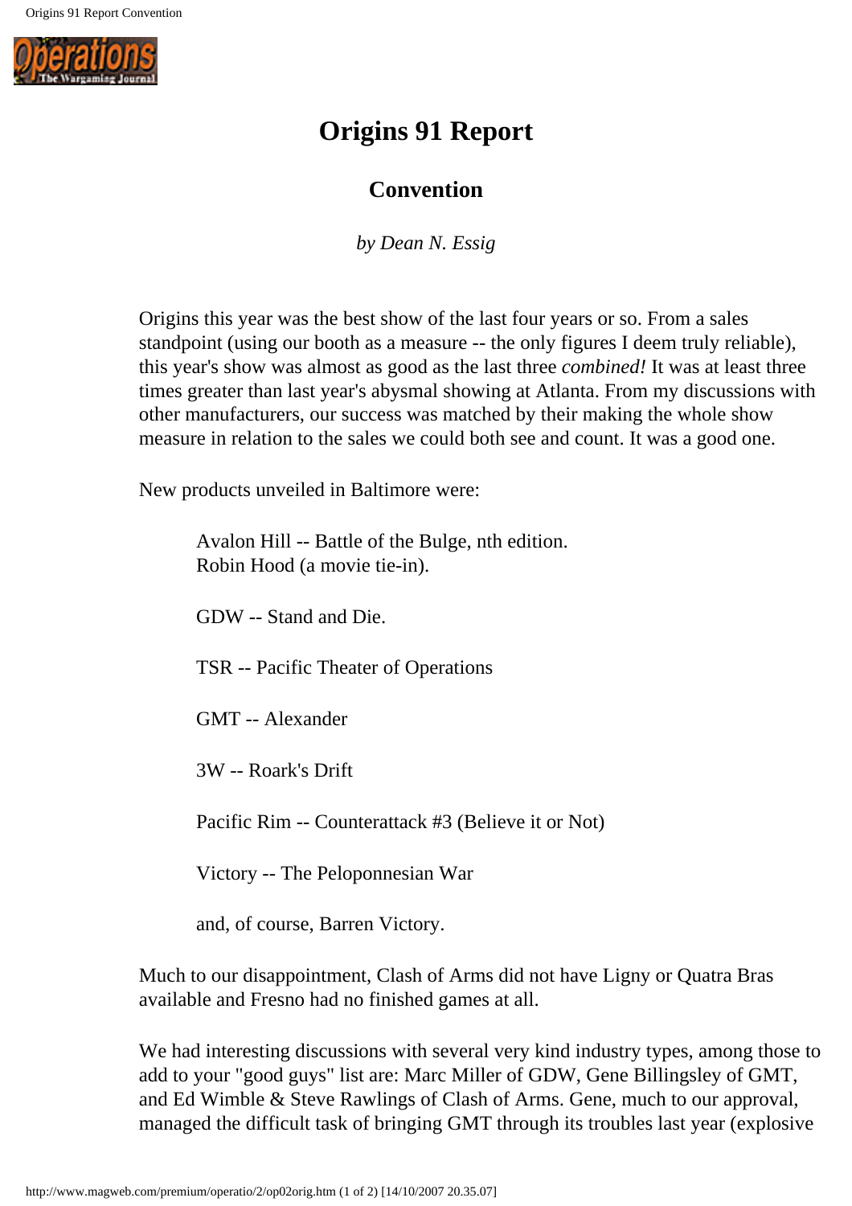# Origins 91 Report

## Convention

*by Dean N. Essig*

Origins this year was the best show of the last four years or so. From a sales standpoint (using our booth as a measure -- the only figures I deem truly reliable), this year's show was almost as good as the last three *combined!* It was at least three times greater than last year's abysmal showing at Atlanta. From my discussions with other manufacturers, our success was matched by their making the whole show measure in relation to the sales we could both see and count. It was a good one.

New products unveiled in Baltimore were:

> Avalon Hill -- Battle of the Bulge, nth edition.
> Robin Hood (a movie tie-in).
>
> GDW -- Stand and Die.
>
> TSR -- Pacific Theater of Operations
>
> GMT -- Alexander
>
> 3W -- Roark's Drift
>
> Pacific Rim -- Counterattack #3 (Believe it or Not)
>
> Victory -- The Peloponnesian War
>
> and, of course, Barren Victory.

Much to our disappointment, Clash of Arms did not have Ligny or Quatra Bras available and Fresno had no finished games at all.

We had interesting discussions with several very kind industry types, among those to add to your "good guys" list are: Marc Miller of GDW, Gene Billingsley of GMT, and Ed Wimble & Steve Rawlings of Clash of Arms. Gene, much to our approval, managed the difficult task of bringing GMT through its troubles last year (explosive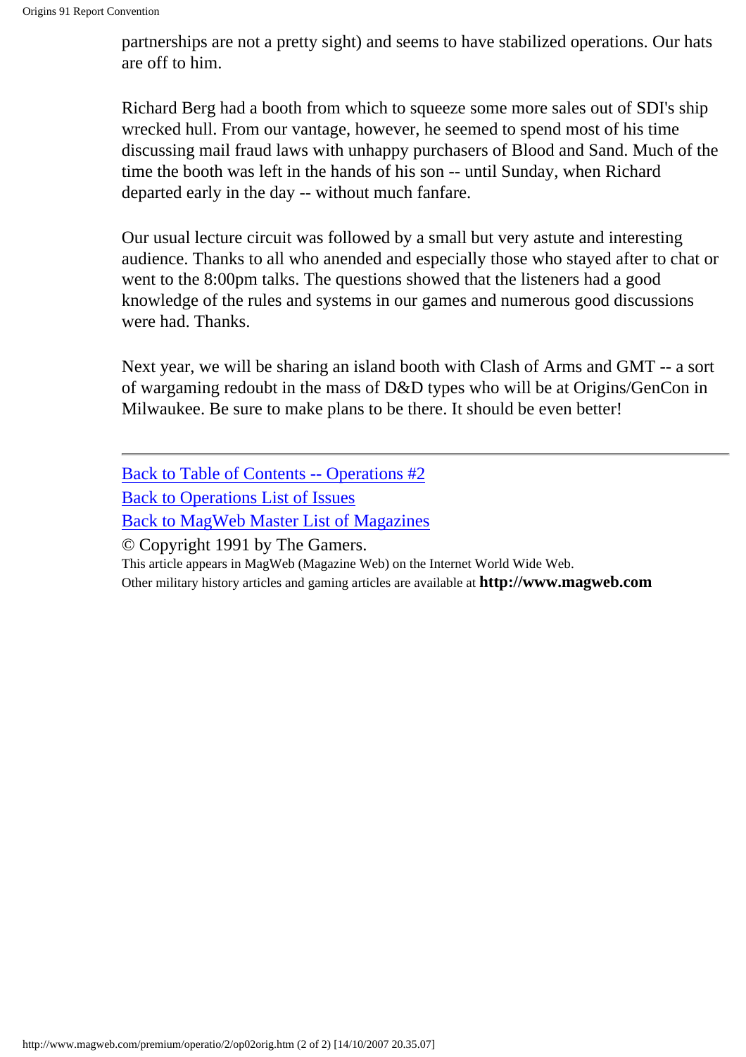partnerships are not a pretty sight) and seems to have stabilized operations. Our hats are off to him.

Richard Berg had a booth from which to squeeze some more sales out of SDI's ship wrecked hull. From our vantage, however, he seemed to spend most of his time discussing mail fraud laws with unhappy purchasers of Blood and Sand. Much of the time the booth was left in the hands of his son -- until Sunday, when Richard departed early in the day -- without much fanfare.

Our usual lecture circuit was followed by a small but very astute and interesting audience. Thanks to all who anended and especially those who stayed after to chat or went to the 8:00pm talks. The questions showed that the listeners had a good knowledge of the rules and systems in our games and numerous good discussions were had. Thanks.

Next year, we will be sharing an island booth with Clash of Arms and GMT -- a sort of wargaming redoubt in the mass of D&D types who will be at Origins/GenCon in Milwaukee. Be sure to make plans to be there. It should be even better!

---

Back to Table of Contents -- Operations #2
Back to Operations List of Issues
Back to MagWeb Master List of Magazines
© Copyright 1991 by The Gamers.
This article appears in MagWeb (Magazine Web) on the Internet World Wide Web.
Other military history articles and gaming articles are available at **http://www.magweb.com**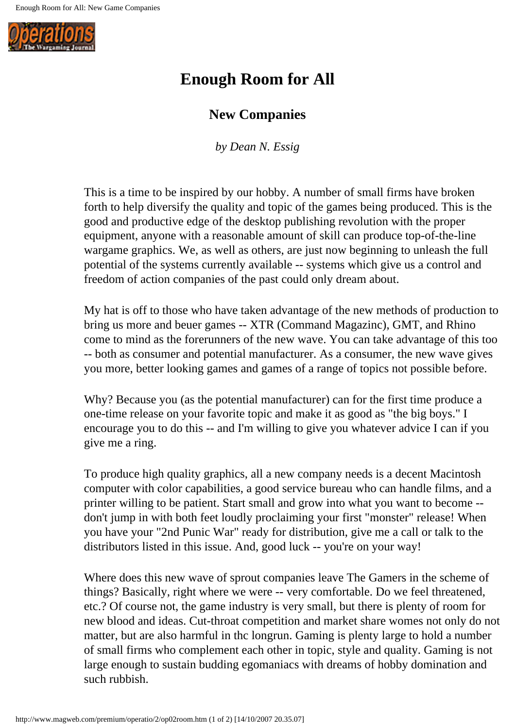# Enough Room for All

## New Companies

*by Dean N. Essig*

This is a time to be inspired by our hobby. A number of small firms have broken forth to help diversify the quality and topic of the games being produced. This is the good and productive edge of the desktop publishing revolution with the proper equipment, anyone with a reasonable amount of skill can produce top-of-the-line wargame graphics. We, as well as others, are just now beginning to unleash the full potential of the systems currently available -- systems which give us a control and freedom of action companies of the past could only dream about.

My hat is off to those who have taken advantage of the new methods of production to bring us more and beuer games -- XTR (Command Magazinc), GMT, and Rhino come to mind as the forerunners of the new wave. You can take advantage of this too -- both as consumer and potential manufacturer. As a consumer, the new wave gives you more, better looking games and games of a range of topics not possible before.

Why? Because you (as the potential manufacturer) can for the first time produce a one-time release on your favorite topic and make it as good as "the big boys." I encourage you to do this -- and I'm willing to give you whatever advice I can if you give me a ring.

To produce high quality graphics, all a new company needs is a decent Macintosh computer with color capabilities, a good service bureau who can handle films, and a printer willing to be patient. Start small and grow into what you want to become -- don't jump in with both feet loudly proclaiming your first "monster" release! When you have your "2nd Punic War" ready for distribution, give me a call or talk to the distributors listed in this issue. And, good luck -- you're on your way!

Where does this new wave of sprout companies leave The Gamers in the scheme of things? Basically, right where we were -- very comfortable. Do we feel threatened, etc.? Of course not, the game industry is very small, but there is plenty of room for new blood and ideas. Cut-throat competition and market share womes not only do not matter, but are also harmful in thc longrun. Gaming is plenty large to hold a number of small firms who complement each other in topic, style and quality. Gaming is not large enough to sustain budding egomaniacs with dreams of hobby domination and such rubbish.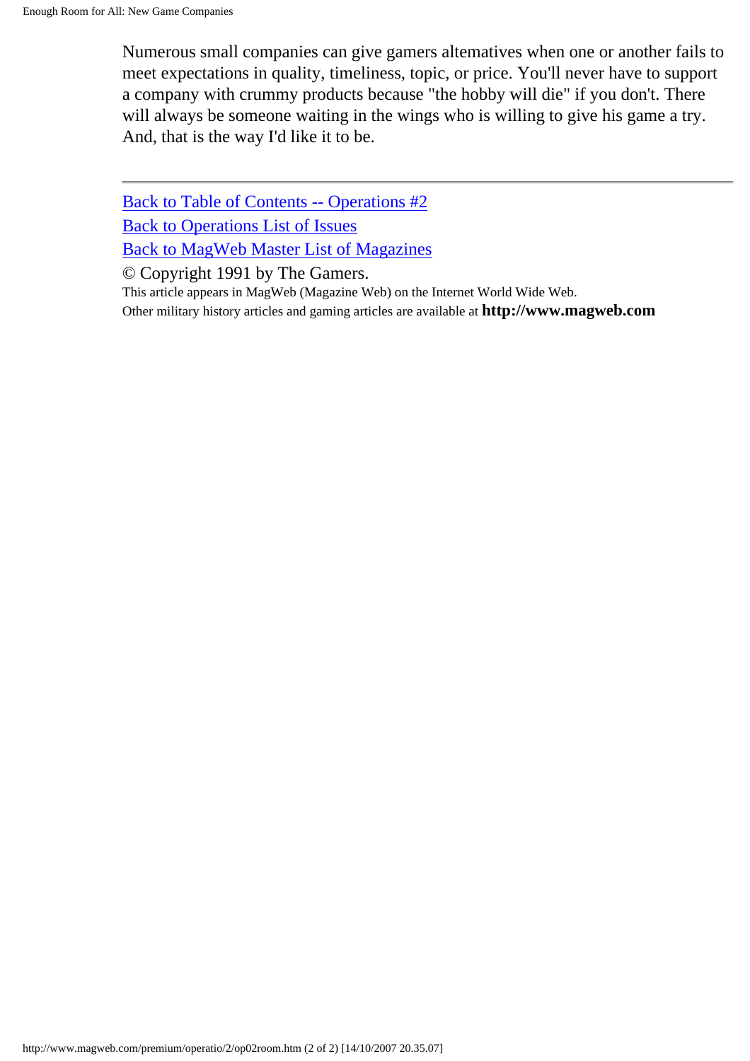Numerous small companies can give gamers altematives when one or another fails to meet expectations in quality, timeliness, topic, or price. You'll never have to support a company with crummy products because "the hobby will die" if you don't. There will always be someone waiting in the wings who is willing to give his game a try. And, that is the way I'd like to be.

---

Back to Table of Contents -- Operations #2

Back to Operations List of Issues

Back to MagWeb Master List of Magazines

© Copyright 1991 by The Gamers.

This article appears in MagWeb (Magazine Web) on the Internet World Wide Web.

Other military history articles and gaming articles are available at **http://www.magweb.com**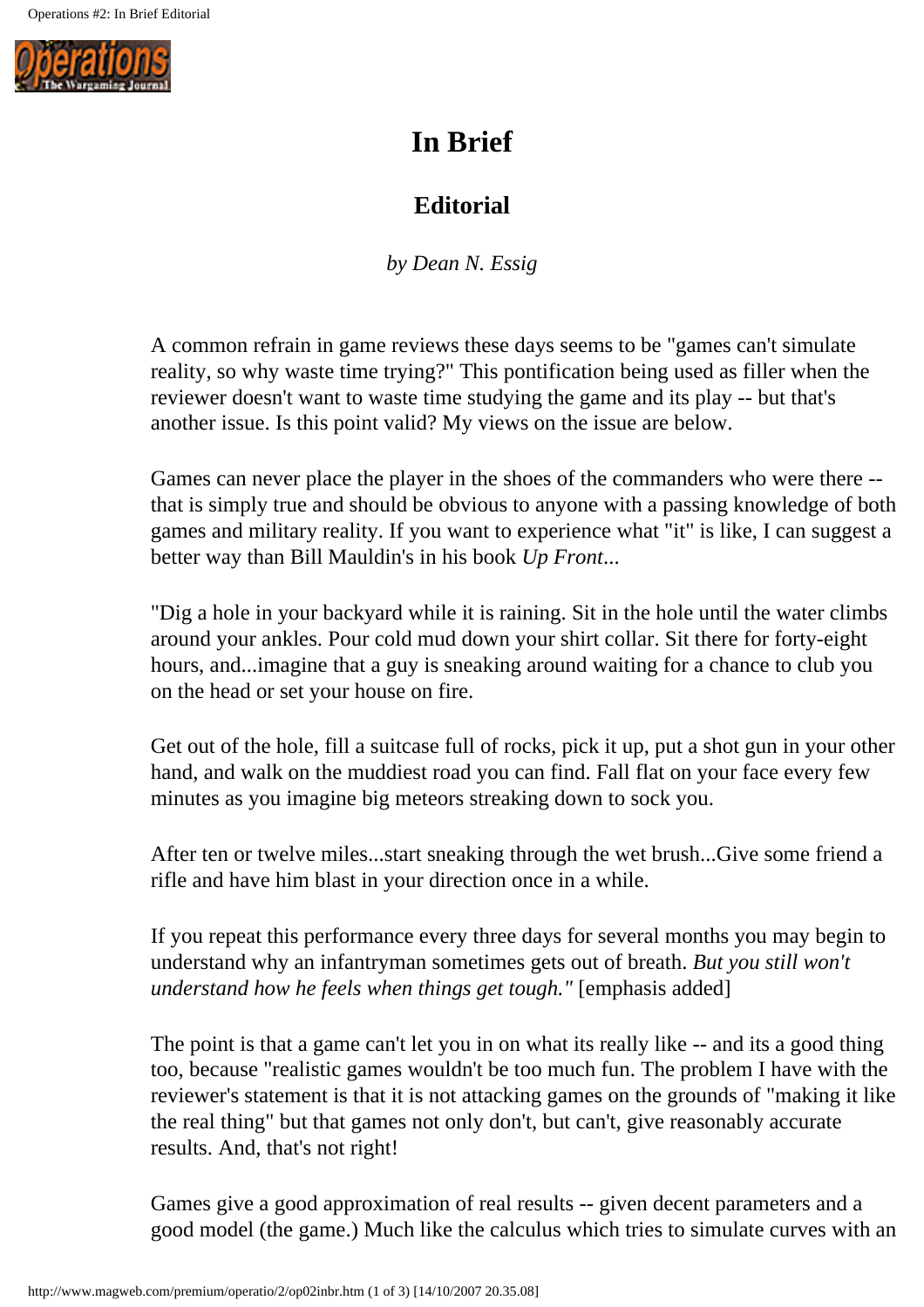# In Brief

## Editorial

*by Dean N. Essig*

A common refrain in game reviews these days seems to be "games can't simulate reality, so why waste time trying?" This pontification being used as filler when the reviewer doesn't want to waste time studying the game and its play -- but that's another issue. Is this point valid? My views on the issue are below.

Games can never place the player in the shoes of the commanders who were there -- that is simply true and should be obvious to anyone with a passing knowledge of both games and military reality. If you want to experience what "it" is like, I can suggest a better way than Bill Mauldin's in his book *Up Front*...

"Dig a hole in your backyard while it is raining. Sit in the hole until the water climbs around your ankles. Pour cold mud down your shirt collar. Sit there for forty-eight hours, and...imagine that a guy is sneaking around waiting for a chance to club you on the head or set your house on fire.

Get out of the hole, fill a suitcase full of rocks, pick it up, put a shot gun in your other hand, and walk on the muddiest road you can find. Fall flat on your face every few minutes as you imagine big meteors streaking down to sock you.

After ten or twelve miles...start sneaking through the wet brush...Give some friend a rifle and have him blast in your direction once in a while.

If you repeat this performance every three days for several months you may begin to understand why an infantryman sometimes gets out of breath. *But you still won't understand how he feels when things get tough."* [emphasis added]

The point is that a game can't let you in on what its really like -- and its a good thing too, because "realistic games wouldn't be too much fun. The problem I have with the reviewer's statement is that it is not attacking games on the grounds of "making it like the real thing" but that games not only don't, but can't, give reasonably accurate results. And, that's not right!

Games give a good approximation of real results -- given decent parameters and a good model (the game.) Much like the calculus which tries to simulate curves with an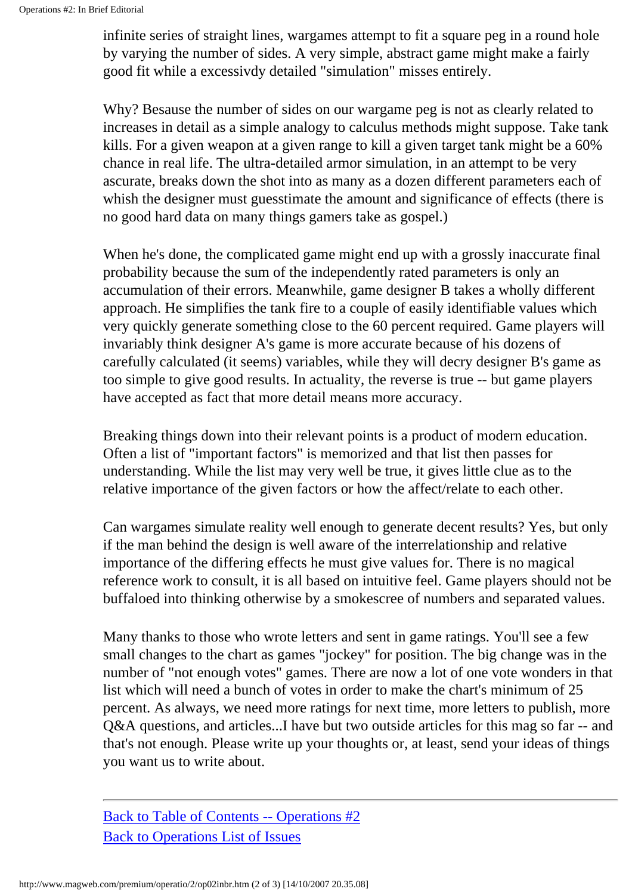infinite series of straight lines, wargames attempt to fit a square peg in a round hole by varying the number of sides. A very simple, abstract game might make a fairly good fit while a excessivdy detailed "simulation" misses entirely.

Why? Besause the number of sides on our wargame peg is not as clearly related to increases in detail as a simple analogy to calculus methods might suppose. Take tank kills. For a given weapon at a given range to kill a given target tank might be a 60% chance in real life. The ultra-detailed armor simulation, in an attempt to be very ascurate, breaks down the shot into as many as a dozen different parameters each of whish the designer must guesstimate the amount and significance of effects (there is no good hard data on many things gamers take as gospel.)

When he's done, the complicated game might end up with a grossly inaccurate final probability because the sum of the independently rated parameters is only an accumulation of their errors. Meanwhile, game designer B takes a wholly different approach. He simplifies the tank fire to a couple of easily identifiable values which very quickly generate something close to the 60 percent required. Game players will invariably think designer A's game is more accurate because of his dozens of carefully calculated (it seems) variables, while they will decry designer B's game as too simple to give good results. In actuality, the reverse is true -- but game players have accepted as fact that more detail means more accuracy.

Breaking things down into their relevant points is a product of modern education. Often a list of "important factors" is memorized and that list then passes for understanding. While the list may very well be true, it gives little clue as to the relative importance of the given factors or how the affect/relate to each other.

Can wargames simulate reality well enough to generate decent results? Yes, but only if the man behind the design is well aware of the interrelationship and relative importance of the differing effects he must give values for. There is no magical reference work to consult, it is all based on intuitive feel. Game players should not be buffaloed into thinking otherwise by a smokescree of numbers and separated values.

Many thanks to those who wrote letters and sent in game ratings. You'll see a few small changes to the chart as games "jockey" for position. The big change was in the number of "not enough votes" games. There are now a lot of one vote wonders in that list which will need a bunch of votes in order to make the chart's minimum of 25 percent. As always, we need more ratings for next time, more letters to publish, more Q&A questions, and articles...I have but two outside articles for this mag so far -- and that's not enough. Please write up your thoughts or, at least, send your ideas of things you want us to write about.

---

[Back to Table of Contents -- Operations #2](#)
[Back to Operations List of Issues](#)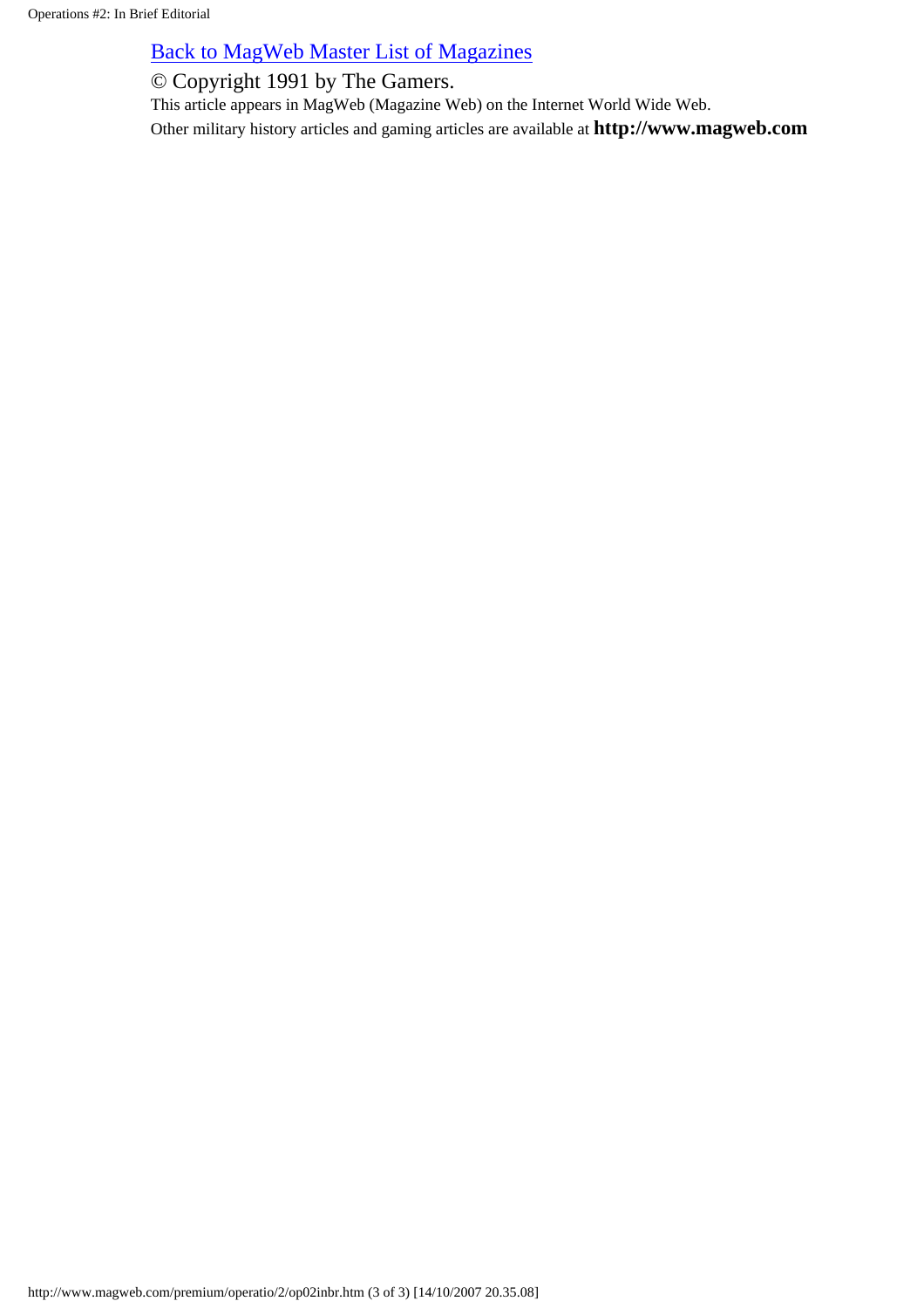[Back to MagWeb Master List of Magazines]

© Copyright 1991 by The Gamers.

This article appears in MagWeb (Magazine Web) on the Internet World Wide Web.

Other military history articles and gaming articles are available at **http://www.magweb.com**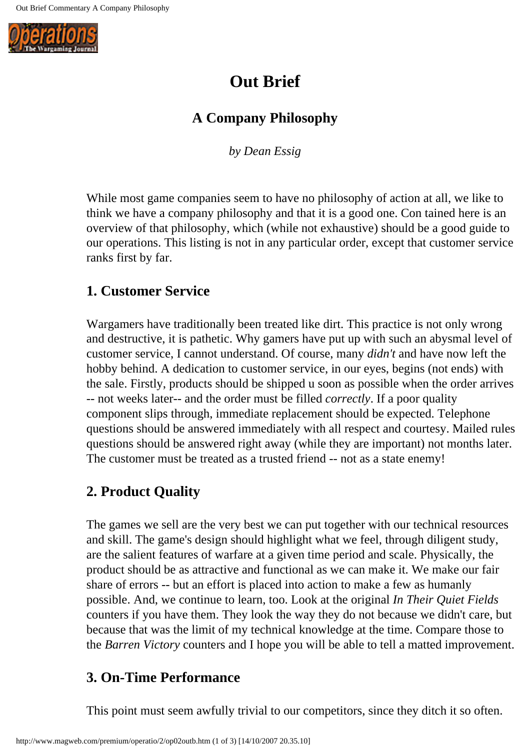# Out Brief

## A Company Philosophy

*by Dean Essig*

While most game companies seem to have no philosophy of action at all, we like to think we have a company philosophy and that it is a good one. Con tained here is an overview of that philosophy, which (while not exhaustive) should be a good guide to our operations. This listing is not in any particular order, except that customer service ranks first by far.

### 1. Customer Service

Wargamers have traditionally been treated like dirt. This practice is not only wrong and destructive, it is pathetic. Why gamers have put up with such an abysmal level of customer service, I cannot understand. Of course, many *didn't* and have now left the hobby behind. A dedication to customer service, in our eyes, begins (not ends) with the sale. Firstly, products should be shipped u soon as possible when the order arrives -- not weeks later-- and the order must be filled *correctly*. If a poor quality component slips through, immediate replacement should be expected. Telephone questions should be answered immediately with all respect and courtesy. Mailed rules questions should be answered right away (while they are important) not months later. The customer must be treated as a trusted friend -- not as a state enemy!

### 2. Product Quality

The games we sell are the very best we can put together with our technical resources and skill. The game's design should highlight what we feel, through diligent study, are the salient features of warfare at a given time period and scale. Physically, the product should be as attractive and functional as we can make it. We make our fair share of errors -- but an effort is placed into action to make a few as humanly possible. And, we continue to learn, too. Look at the original *In Their Quiet Fields* counters if you have them. They look the way they do not because we didn't care, but because that was the limit of my technical knowledge at the time. Compare those to the *Barren Victory* counters and I hope you will be able to tell a matted improvement.

### 3. On-Time Performance

This point must seem awfully trivial to our competitors, since they ditch it so often.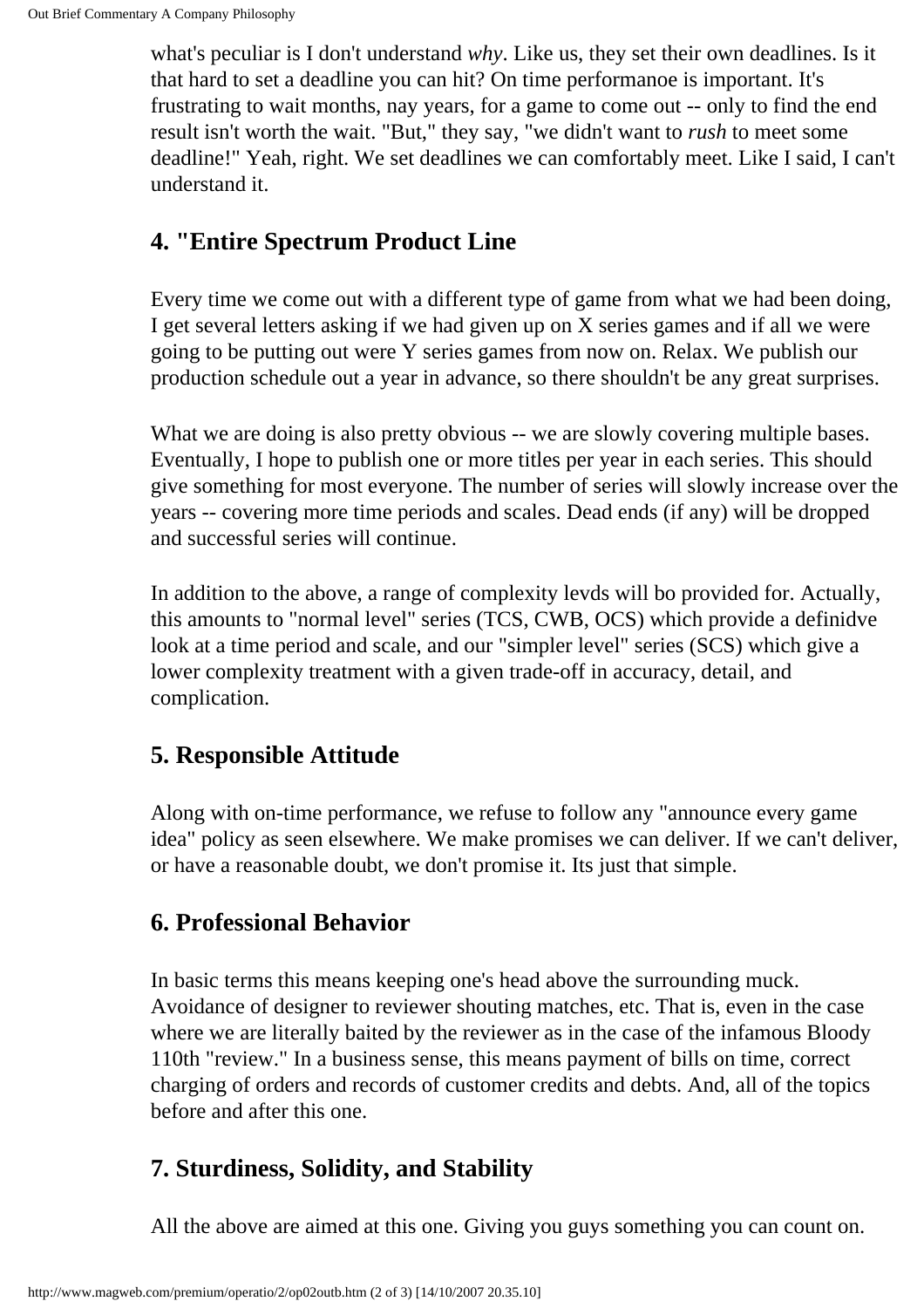what's peculiar is I don't understand *why*. Like us, they set their own deadlines. Is it that hard to set a deadline you can hit? On time performanoe is important. It's frustrating to wait months, nay years, for a game to come out -- only to find the end result isn't worth the wait. "But," they say, "we didn't want to *rush* to meet some deadline!" Yeah, right. We set deadlines we can comfortably meet. Like I said, I can't understand it.

## 4. "Entire Spectrum Product Line

Every time we come out with a different type of game from what we had been doing, I get several letters asking if we had given up on X series games and if all we were going to be putting out were Y series games from now on. Relax. We publish our production schedule out a year in advance, so there shouldn't be any great surprises.

What we are doing is also pretty obvious -- we are slowly covering multiple bases. Eventually, I hope to publish one or more titles per year in each series. This should give something for most everyone. The number of series will slowly increase over the years -- covering more time periods and scales. Dead ends (if any) will be dropped and successful series will continue.

In addition to the above, a range of complexity levds will bo provided for. Actually, this amounts to "normal level" series (TCS, CWB, OCS) which provide a definidve look at a time period and scale, and our "simpler level" series (SCS) which give a lower complexity treatment with a given trade-off in accuracy, detail, and complication.

## 5. Responsible Attitude

Along with on-time performance, we refuse to follow any "announce every game idea" policy as seen elsewhere. We make promises we can deliver. If we can't deliver, or have a reasonable doubt, we don't promise it. Its just that simple.

## 6. Professional Behavior

In basic terms this means keeping one's head above the surrounding muck. Avoidance of designer to reviewer shouting matches, etc. That is, even in the case where we are literally baited by the reviewer as in the case of the infamous Bloody 110th "review." In a business sense, this means payment of bills on time, correct charging of orders and records of customer credits and debts. And, all of the topics before and after this one.

## 7. Sturdiness, Solidity, and Stability

All the above are aimed at this one. Giving you guys something you can count on.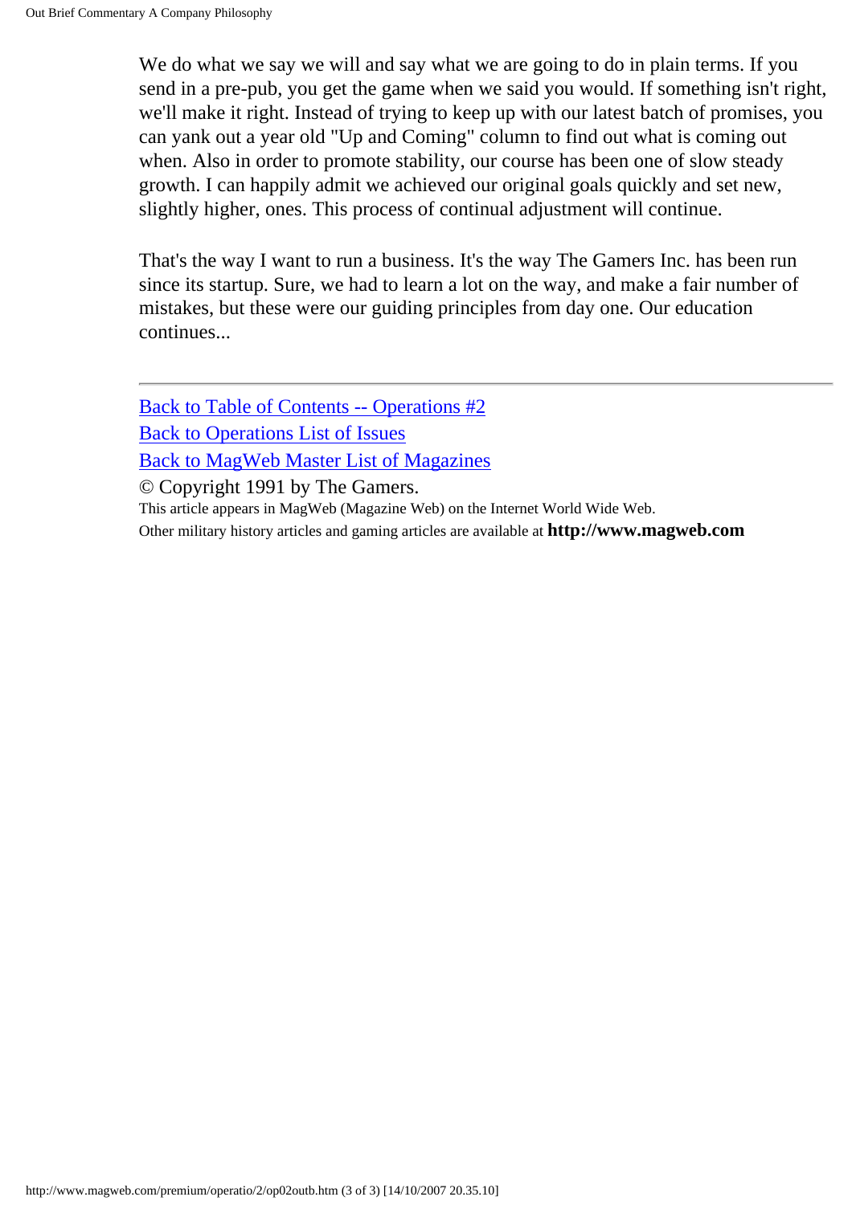We do what we say we will and say what we are going to do in plain terms. If you send in a pre-pub, you get the game when we said you would. If something isn't right, we'll make it right. Instead of trying to keep up with our latest batch of promises, you can yank out a year old "Up and Coming" column to find out what is coming out when. Also in order to promote stability, our course has been one of slow steady growth. I can happily admit we achieved our original goals quickly and set new, slightly higher, ones. This process of continual adjustment will continue.

That's the way I want to run a business. It's the way The Gamers Inc. has been run since its startup. Sure, we had to learn a lot on the way, and make a fair number of mistakes, but these were our guiding principles from day one. Our education continues...

---

Back to Table of Contents -- Operations #2

Back to Operations List of Issues

Back to MagWeb Master List of Magazines

© Copyright 1991 by The Gamers.

This article appears in MagWeb (Magazine Web) on the Internet World Wide Web.

Other military history articles and gaming articles are available at **http://www.magweb.com**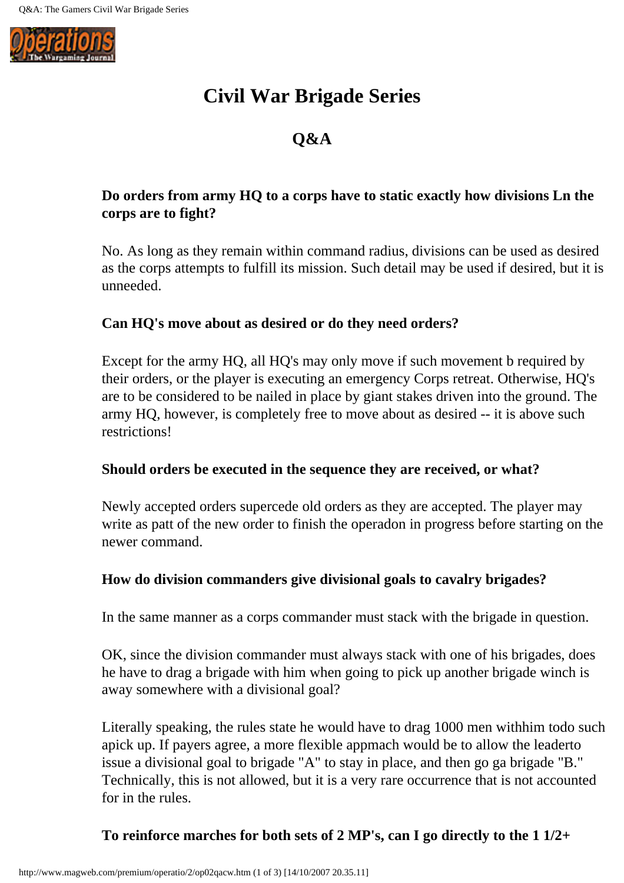# Civil War Brigade Series

## Q&A

**Do orders from army HQ to a corps have to static exactly how divisions Ln the corps are to fight?**

No. As long as they remain within command radius, divisions can be used as desired as the corps attempts to fulfill its mission. Such detail may be used if desired, but it is unneeded.

**Can HQ's move about as desired or do they need orders?**

Except for the army HQ, all HQ's may only move if such movement b required by their orders, or the player is executing an emergency Corps retreat. Otherwise, HQ's are to be considered to be nailed in place by giant stakes driven into the ground. The army HQ, however, is completely free to move about as desired -- it is above such restrictions!

**Should orders be executed in the sequence they are received, or what?**

Newly accepted orders supercede old orders as they are accepted. The player may write as patt of the new order to finish the operadon in progress before starting on the newer command.

**How do division commanders give divisional goals to cavalry brigades?**

In the same manner as a corps commander must stack with the brigade in question.

OK, since the division commander must always stack with one of his brigades, does he have to drag a brigade with him when going to pick up another brigade winch is away somewhere with a divisional goal?

Literally speaking, the rules state he would have to drag 1000 men withhim todo such apick up. If payers agree, a more flexible appmach would be to allow the leaderto issue a divisional goal to brigade "A" to stay in place, and then go ga brigade "B." Technically, this is not allowed, but it is a very rare occurrence that is not accounted for in the rules.

**To reinforce marches for both sets of 2 MP's, can I go directly to the 1 1/2+**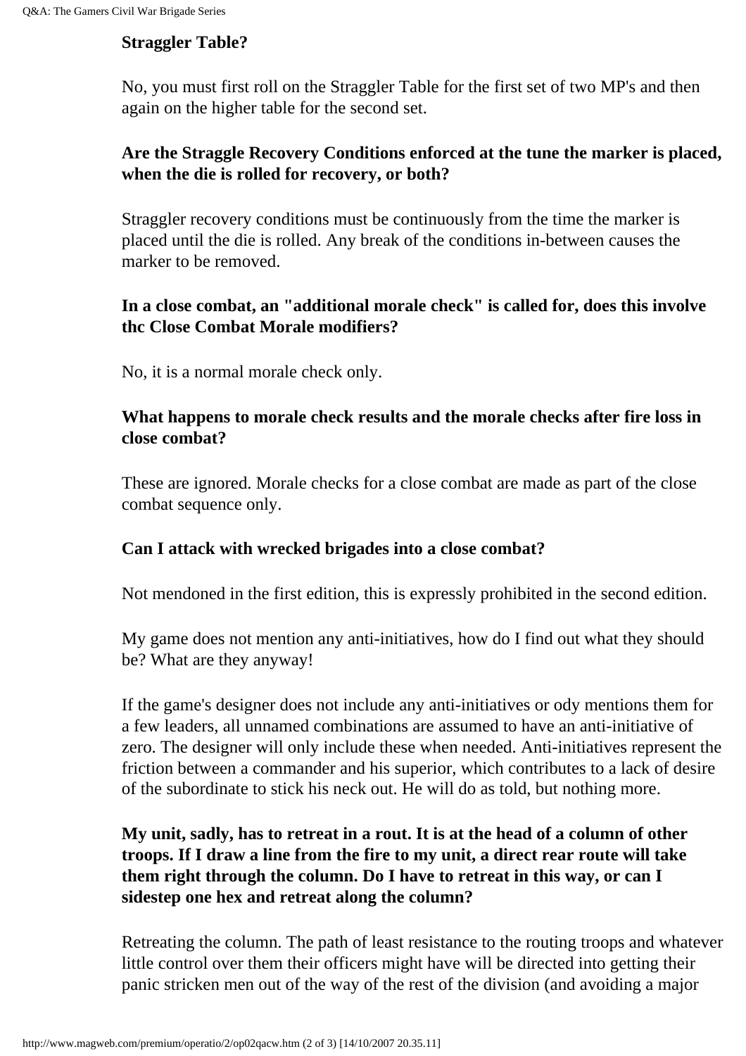**Straggler Table?**

No, you must first roll on the Straggler Table for the first set of two MP's and then again on the higher table for the second set.

**Are the Straggle Recovery Conditions enforced at the tune the marker is placed, when the die is rolled for recovery, or both?**

Straggler recovery conditions must be continuously from the time the marker is placed until the die is rolled. Any break of the conditions in-between causes the marker to be removed.

**In a close combat, an "additional morale check" is called for, does this involve thc Close Combat Morale modifiers?**

No, it is a normal morale check only.

**What happens to morale check results and the morale checks after fire loss in close combat?**

These are ignored. Morale checks for a close combat are made as part of the close combat sequence only.

**Can I attack with wrecked brigades into a close combat?**

Not mendoned in the first edition, this is expressly prohibited in the second edition.

My game does not mention any anti-initiatives, how do I find out what they should be? What are they anyway!

If the game's designer does not include any anti-initiatives or ody mentions them for a few leaders, all unnamed combinations are assumed to have an anti-initiative of zero. The designer will only include these when needed. Anti-initiatives represent the friction between a commander and his superior, which contributes to a lack of desire of the subordinate to stick his neck out. He will do as told, but nothing more.

**My unit, sadly, has to retreat in a rout. It is at the head of a column of other troops. If I draw a line from the fire to my unit, a direct rear route will take them right through the column. Do I have to retreat in this way, or can I sidestep one hex and retreat along the column?**

Retreating the column. The path of least resistance to the routing troops and whatever little control over them their officers might have will be directed into getting their panic stricken men out of the way of the rest of the division (and avoiding a major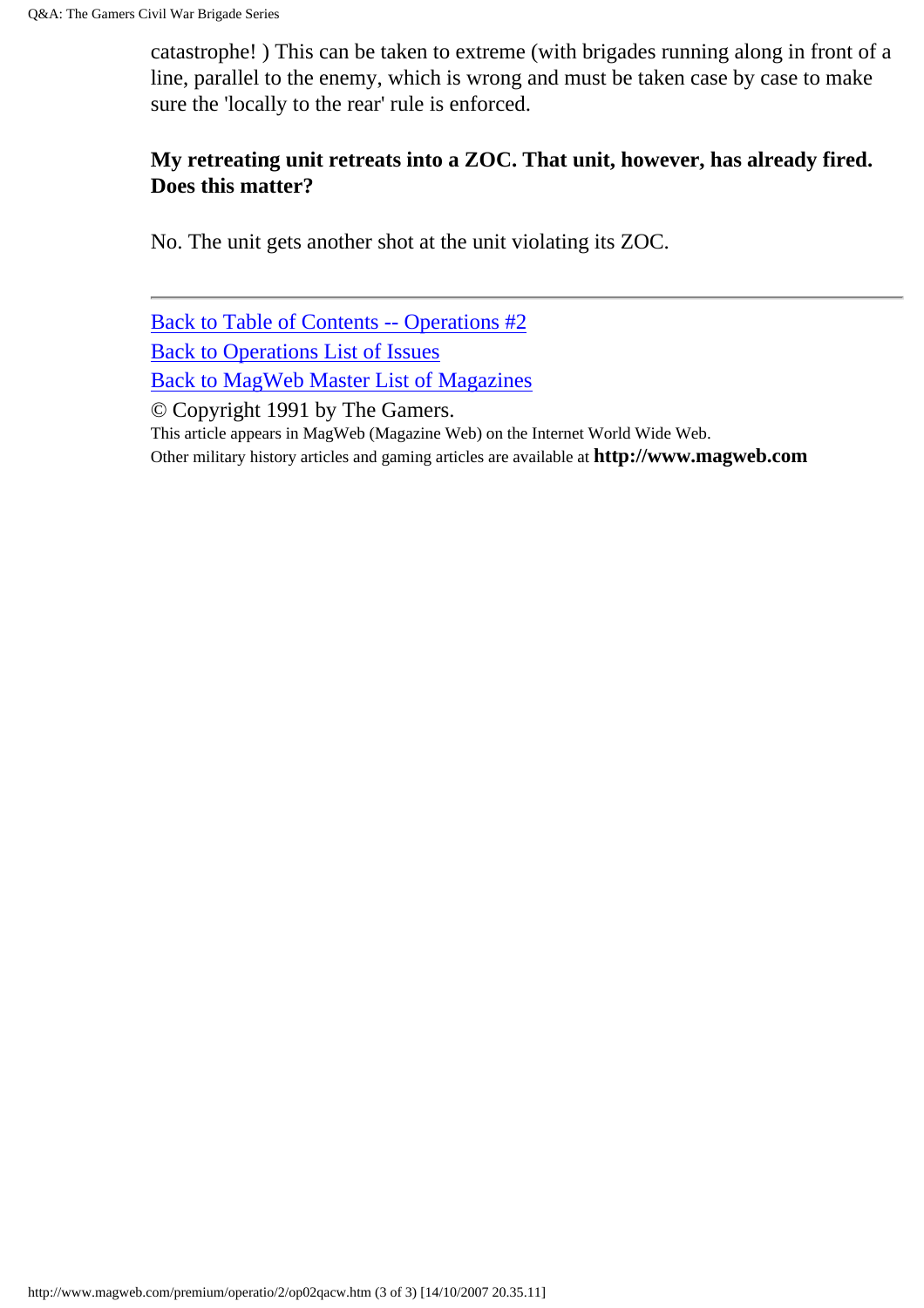catastrophe! ) This can be taken to extreme (with brigades running along in front of a line, parallel to the enemy, which is wrong and must be taken case by case to make sure the 'locally to the rear' rule is enforced.

**My retreating unit retreats into a ZOC. That unit, however, has already fired. Does this matter?**

No. The unit gets another shot at the unit violating its ZOC.

---

[Back to Table of Contents -- Operations #2](#)
[Back to Operations List of Issues](#)
[Back to MagWeb Master List of Magazines](#)
© Copyright 1991 by The Gamers.
This article appears in MagWeb (Magazine Web) on the Internet World Wide Web.
Other military history articles and gaming articles are available at **http://www.magweb.com**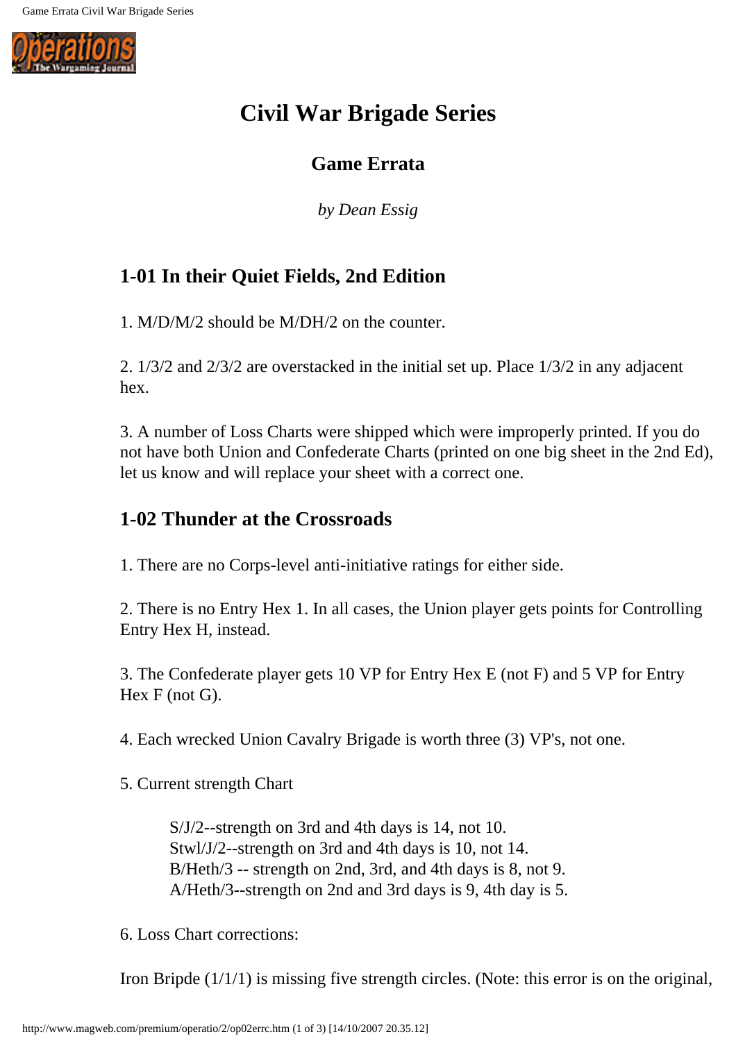# Civil War Brigade Series

## Game Errata

*by Dean Essig*

## 1-01 In their Quiet Fields, 2nd Edition

1. M/D/M/2 should be M/DH/2 on the counter.

2. 1/3/2 and 2/3/2 are overstacked in the initial set up. Place 1/3/2 in any adjacent hex.

3. A number of Loss Charts were shipped which were improperly printed. If you do not have both Union and Confederate Charts (printed on one big sheet in the 2nd Ed), let us know and will replace your sheet with a correct one.

## 1-02 Thunder at the Crossroads

1. There are no Corps-level anti-initiative ratings for either side.

2. There is no Entry Hex 1. In all cases, the Union player gets points for Controlling Entry Hex H, instead.

3. The Confederate player gets 10 VP for Entry Hex E (not F) and 5 VP for Entry Hex F (not G).

4. Each wrecked Union Cavalry Brigade is worth three (3) VP's, not one.

5. Current strength Chart

> S/J/2--strength on 3rd and 4th days is 14, not 10.
> Stwl/J/2--strength on 3rd and 4th days is 10, not 14.
> B/Heth/3 -- strength on 2nd, 3rd, and 4th days is 8, not 9.
> A/Heth/3--strength on 2nd and 3rd days is 9, 4th day is 5.

6. Loss Chart corrections:

Iron Bripde (1/1/1) is missing five strength circles. (Note: this error is on the original,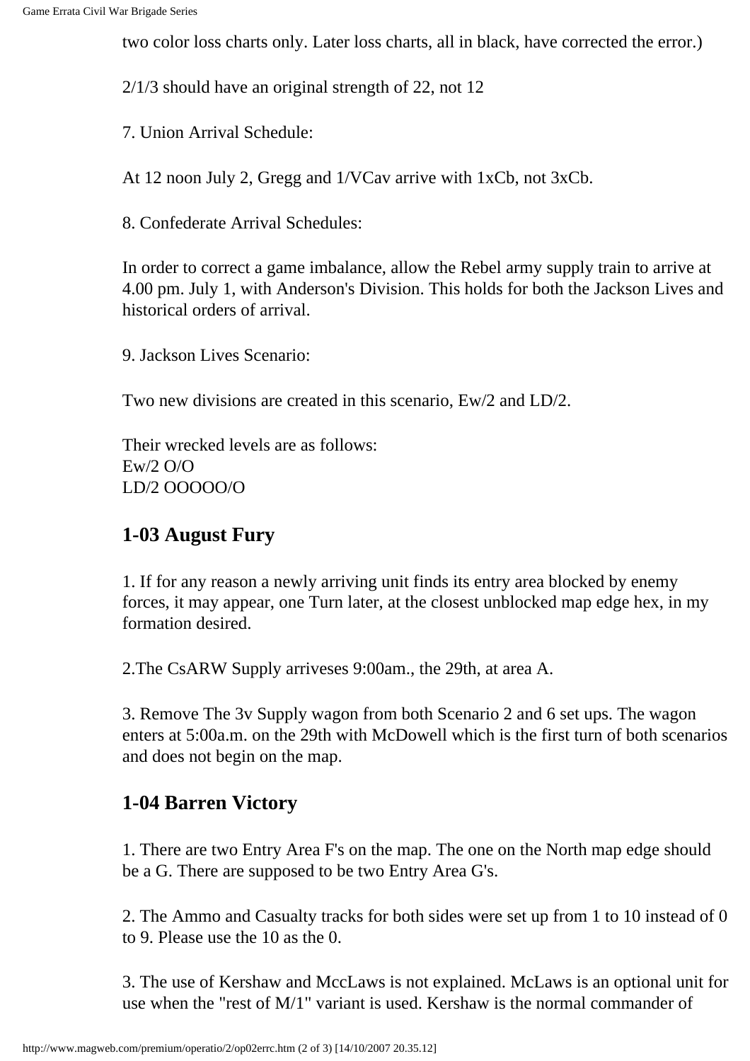two color loss charts only. Later loss charts, all in black, have corrected the error.)

2/1/3 should have an original strength of 22, not 12

7. Union Arrival Schedule:

At 12 noon July 2, Gregg and 1/VCav arrive with 1xCb, not 3xCb.

8. Confederate Arrival Schedules:

In order to correct a game imbalance, allow the Rebel army supply train to arrive at 4.00 pm. July 1, with Anderson's Division. This holds for both the Jackson Lives and historical orders of arrival.

9. Jackson Lives Scenario:

Two new divisions are created in this scenario, Ew/2 and LD/2.

Their wrecked levels are as follows:
Ew/2 O/O
LD/2 OOOOO/O

## 1-03 August Fury

1. If for any reason a newly arriving unit finds its entry area blocked by enemy forces, it may appear, one Turn later, at the closest unblocked map edge hex, in my formation desired.

2.The CsARW Supply arriveses 9:00am., the 29th, at area A.

3. Remove The 3v Supply wagon from both Scenario 2 and 6 set ups. The wagon enters at 5:00a.m. on the 29th with McDowell which is the first turn of both scenarios and does not begin on the map.

## 1-04 Barren Victory

1. There are two Entry Area F's on the map. The one on the North map edge should be a G. There are supposed to be two Entry Area G's.

2. The Ammo and Casualty tracks for both sides were set up from 1 to 10 instead of 0 to 9. Please use the 10 as the 0.

3. The use of Kershaw and MccLaws is not explained. McLaws is an optional unit for use when the "rest of M/1" variant is used. Kershaw is the normal commander of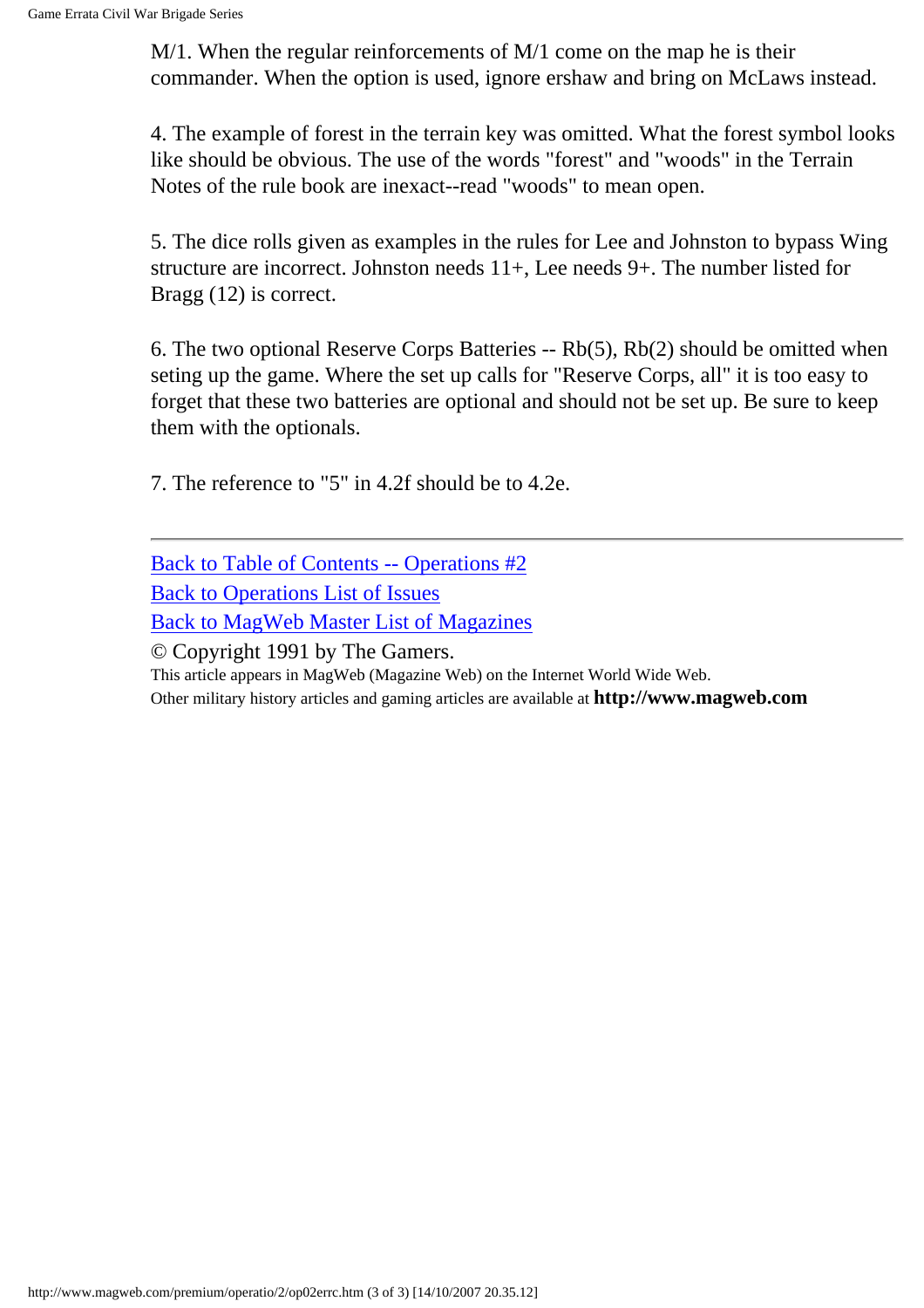M/1. When the regular reinforcements of M/1 come on the map he is their commander. When the option is used, ignore ershaw and bring on McLaws instead.

4. The example of forest in the terrain key was omitted. What the forest symbol looks like should be obvious. The use of the words "forest" and "woods" in the Terrain Notes of the rule book are inexact--read "woods" to mean open.

5. The dice rolls given as examples in the rules for Lee and Johnston to bypass Wing structure are incorrect. Johnston needs 11+, Lee needs 9+. The number listed for Bragg (12) is correct.

6. The two optional Reserve Corps Batteries -- Rb(5), Rb(2) should be omitted when seting up the game. Where the set up calls for "Reserve Corps, all" it is too easy to forget that these two batteries are optional and should not be set up. Be sure to keep them with the optionals.

7. The reference to "5" in 4.2f should be to 4.2e.

---

Back to Table of Contents -- Operations #2
Back to Operations List of Issues
Back to MagWeb Master List of Magazines
© Copyright 1991 by The Gamers.
This article appears in MagWeb (Magazine Web) on the Internet World Wide Web.
Other military history articles and gaming articles are available at **http://www.magweb.com**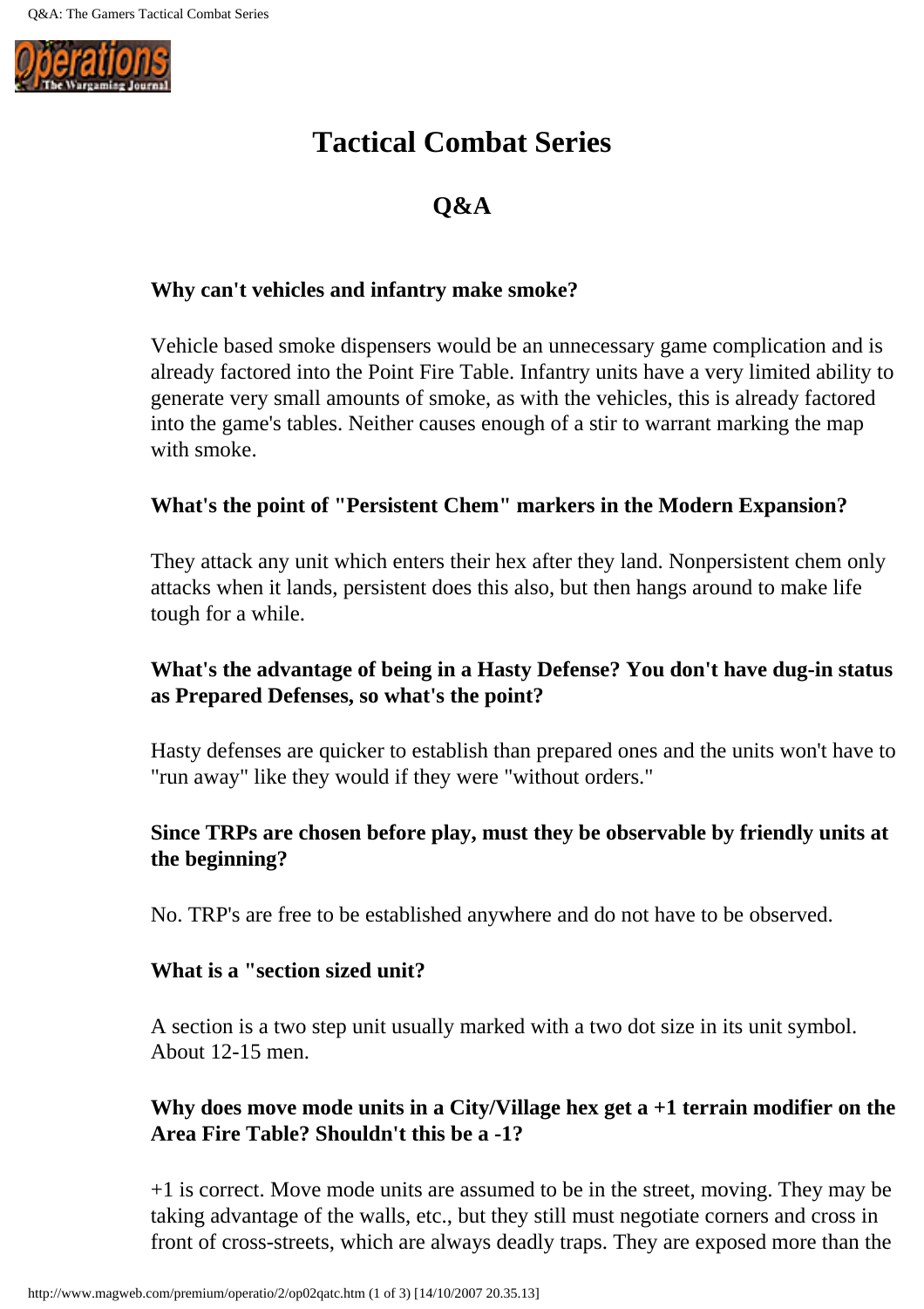# Tactical Combat Series

## Q&A

**Why can't vehicles and infantry make smoke?**

Vehicle based smoke dispensers would be an unnecessary game complication and is already factored into the Point Fire Table. Infantry units have a very limited ability to generate very small amounts of smoke, as with the vehicles, this is already factored into the game's tables. Neither causes enough of a stir to warrant marking the map with smoke.

**What's the point of "Persistent Chem" markers in the Modern Expansion?**

They attack any unit which enters their hex after they land. Nonpersistent chem only attacks when it lands, persistent does this also, but then hangs around to make life tough for a while.

**What's the advantage of being in a Hasty Defense? You don't have dug-in status as Prepared Defenses, so what's the point?**

Hasty defenses are quicker to establish than prepared ones and the units won't have to "run away" like they would if they were "without orders."

**Since TRPs are chosen before play, must they be observable by friendly units at the beginning?**

No. TRP's are free to be established anywhere and do not have to be observed.

**What is a "section sized unit?**

A section is a two step unit usually marked with a two dot size in its unit symbol. About 12-15 men.

**Why does move mode units in a City/Village hex get a +1 terrain modifier on the Area Fire Table? Shouldn't this be a -1?**

+1 is correct. Move mode units are assumed to be in the street, moving. They may be taking advantage of the walls, etc., but they still must negotiate corners and cross in front of cross-streets, which are always deadly traps. They are exposed more than the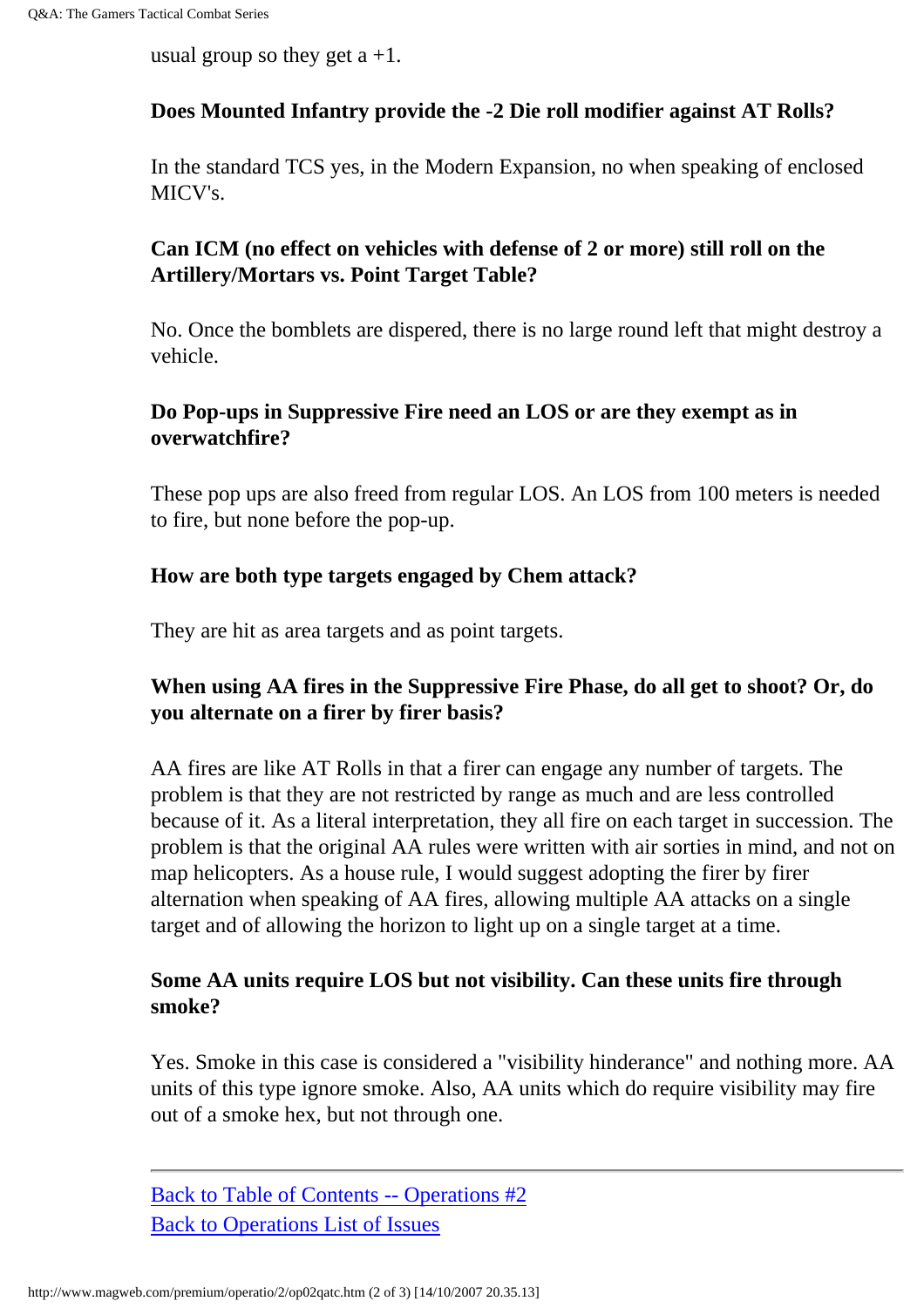usual group so they get a +1.

**Does Mounted Infantry provide the -2 Die roll modifier against AT Rolls?**

In the standard TCS yes, in the Modern Expansion, no when speaking of enclosed MICV's.

**Can ICM (no effect on vehicles with defense of 2 or more) still roll on the Artillery/Mortars vs. Point Target Table?**

No. Once the bomblets are dispered, there is no large round left that might destroy a vehicle.

**Do Pop-ups in Suppressive Fire need an LOS or are they exempt as in overwatchfire?**

These pop ups are also freed from regular LOS. An LOS from 100 meters is needed to fire, but none before the pop-up.

**How are both type targets engaged by Chem attack?**

They are hit as area targets and as point targets.

**When using AA fires in the Suppressive Fire Phase, do all get to shoot? Or, do you alternate on a firer by firer basis?**

AA fires are like AT Rolls in that a firer can engage any number of targets. The problem is that they are not restricted by range as much and are less controlled because of it. As a literal interpretation, they all fire on each target in succession. The problem is that the original AA rules were written with air sorties in mind, and not on map helicopters. As a house rule, I would suggest adopting the firer by firer alternation when speaking of AA fires, allowing multiple AA attacks on a single target and of allowing the horizon to light up on a single target at a time.

**Some AA units require LOS but not visibility. Can these units fire through smoke?**

Yes. Smoke in this case is considered a "visibility hinderance" and nothing more. AA units of this type ignore smoke. Also, AA units which do require visibility may fire out of a smoke hex, but not through one.

---

[Back to Table of Contents -- Operations #2]

[Back to Operations List of Issues]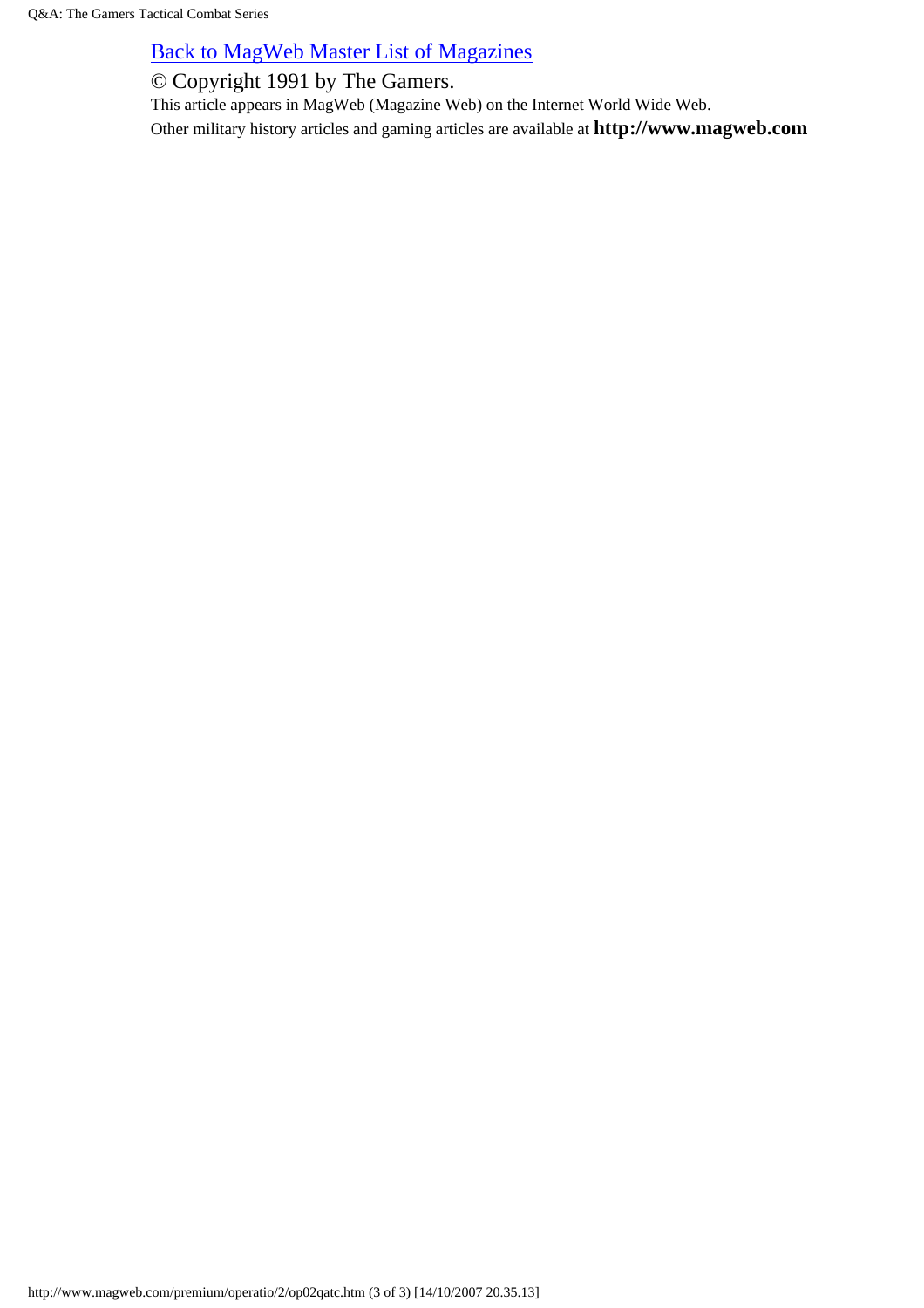[Back to MagWeb Master List of Magazines]

© Copyright 1991 by The Gamers.

This article appears in MagWeb (Magazine Web) on the Internet World Wide Web.

Other military history articles and gaming articles are available at **http://www.magweb.com**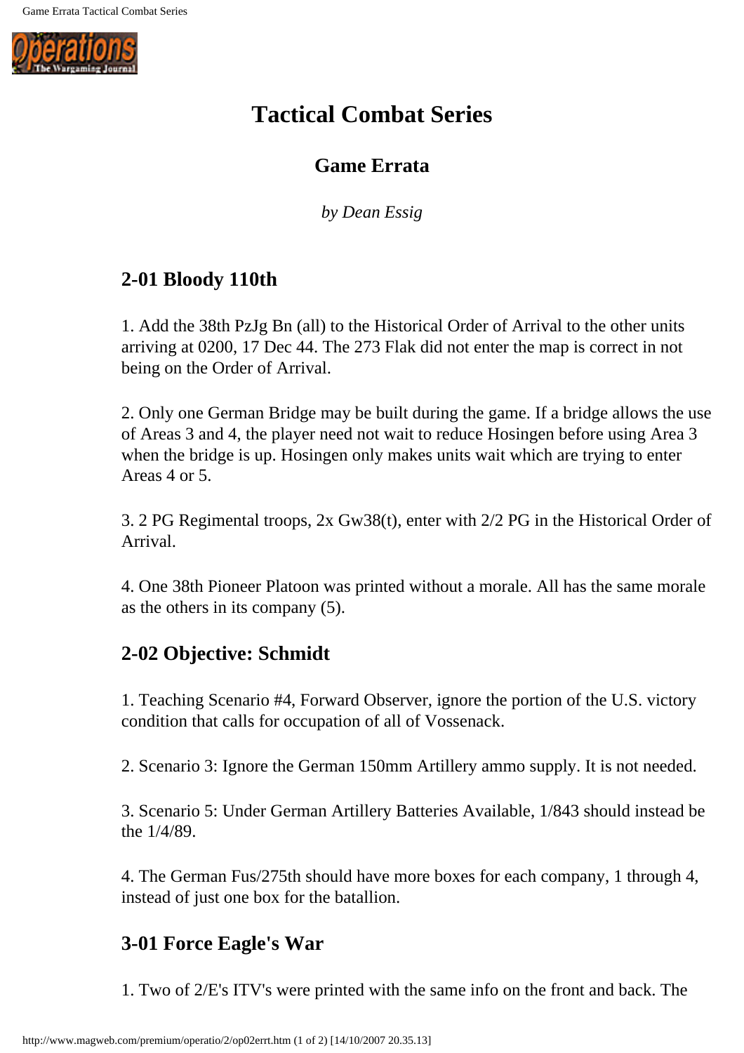# Tactical Combat Series

## Game Errata

*by Dean Essig*

### 2-01 Bloody 110th

1. Add the 38th PzJg Bn (all) to the Historical Order of Arrival to the other units arriving at 0200, 17 Dec 44. The 273 Flak did not enter the map is correct in not being on the Order of Arrival.

2. Only one German Bridge may be built during the game. If a bridge allows the use of Areas 3 and 4, the player need not wait to reduce Hosingen before using Area 3 when the bridge is up. Hosingen only makes units wait which are trying to enter Areas 4 or 5.

3. 2 PG Regimental troops, 2x Gw38(t), enter with 2/2 PG in the Historical Order of Arrival.

4. One 38th Pioneer Platoon was printed without a morale. All has the same morale as the others in its company (5).

### 2-02 Objective: Schmidt

1. Teaching Scenario #4, Forward Observer, ignore the portion of the U.S. victory condition that calls for occupation of all of Vossenack.

2. Scenario 3: Ignore the German 150mm Artillery ammo supply. It is not needed.

3. Scenario 5: Under German Artillery Batteries Available, 1/843 should instead be the 1/4/89.

4. The German Fus/275th should have more boxes for each company, 1 through 4, instead of just one box for the batallion.

### 3-01 Force Eagle's War

1. Two of 2/E's ITV's were printed with the same info on the front and back. The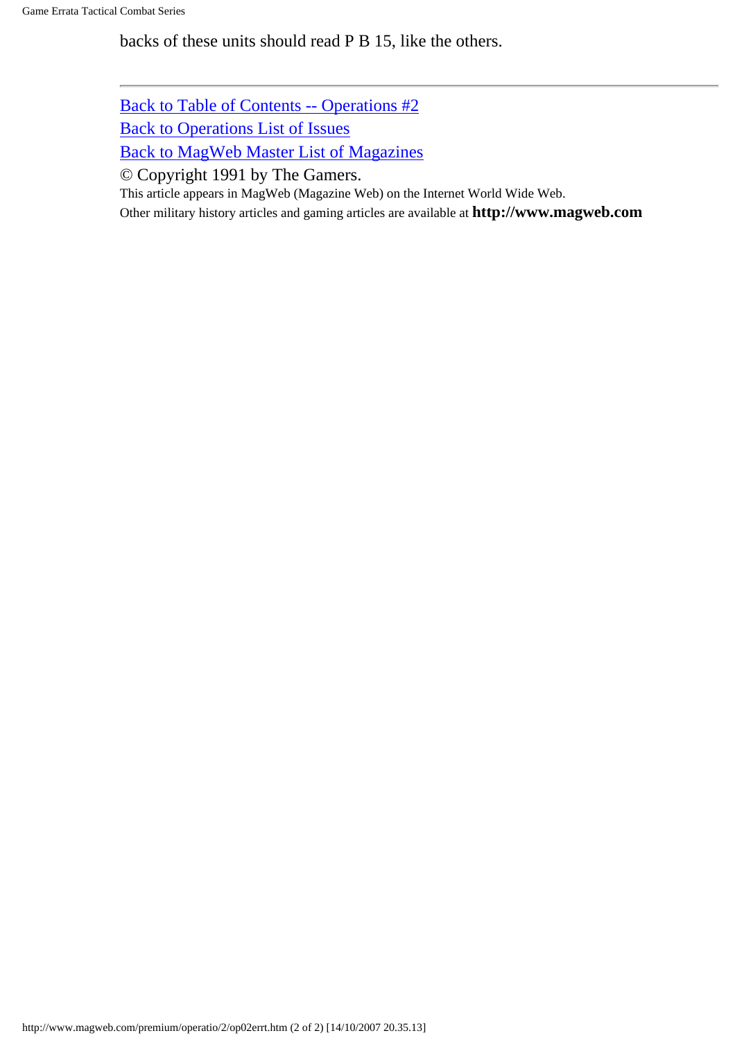backs of these units should read P B 15, like the others.

---

Back to Table of Contents -- Operations #2

Back to Operations List of Issues

Back to MagWeb Master List of Magazines

© Copyright 1991 by The Gamers.

This article appears in MagWeb (Magazine Web) on the Internet World Wide Web.
Other military history articles and gaming articles are available at **http://www.magweb.com**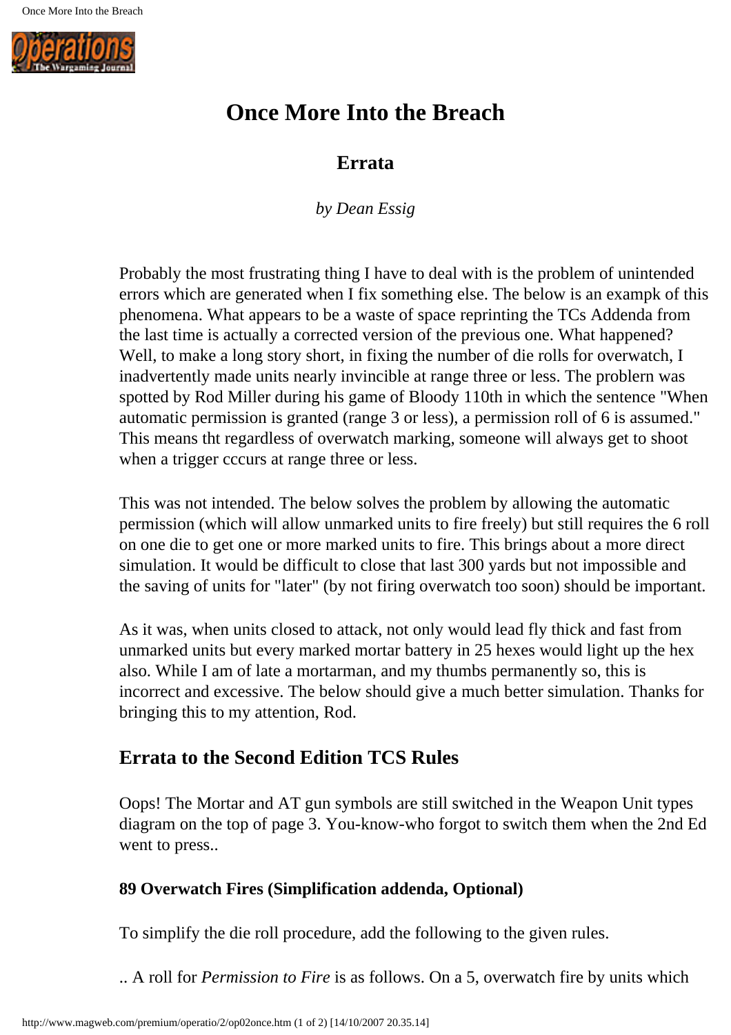# Once More Into the Breach

## Errata

*by Dean Essig*

Probably the most frustrating thing I have to deal with is the problem of unintended errors which are generated when I fix something else. The below is an exampk of this phenomena. What appears to be a waste of space reprinting the TCs Addenda from the last time is actually a corrected version of the previous one. What happened? Well, to make a long story short, in fixing the number of die rolls for overwatch, I inadvertently made units nearly invincible at range three or less. The problern was spotted by Rod Miller during his game of Bloody 110th in which the sentence "When automatic permission is granted (range 3 or less), a permission roll of 6 is assumed." This means tht regardless of overwatch marking, someone will always get to shoot when a trigger cccurs at range three or less.

This was not intended. The below solves the problem by allowing the automatic permission (which will allow unmarked units to fire freely) but still requires the 6 roll on one die to get one or more marked units to fire. This brings about a more direct simulation. It would be difficult to close that last 300 yards but not impossible and the saving of units for "later" (by not firing overwatch too soon) should be important.

As it was, when units closed to attack, not only would lead fly thick and fast from unmarked units but every marked mortar battery in 25 hexes would light up the hex also. While I am of late a mortarman, and my thumbs permanently so, this is incorrect and excessive. The below should give a much better simulation. Thanks for bringing this to my attention, Rod.

### Errata to the Second Edition TCS Rules

Oops! The Mortar and AT gun symbols are still switched in the Weapon Unit types diagram on the top of page 3. You-know-who forgot to switch them when the 2nd Ed went to press..

#### 89 Overwatch Fires (Simplification addenda, Optional)

To simplify the die roll procedure, add the following to the given rules.

.. A roll for *Permission to Fire* is as follows. On a 5, overwatch fire by units which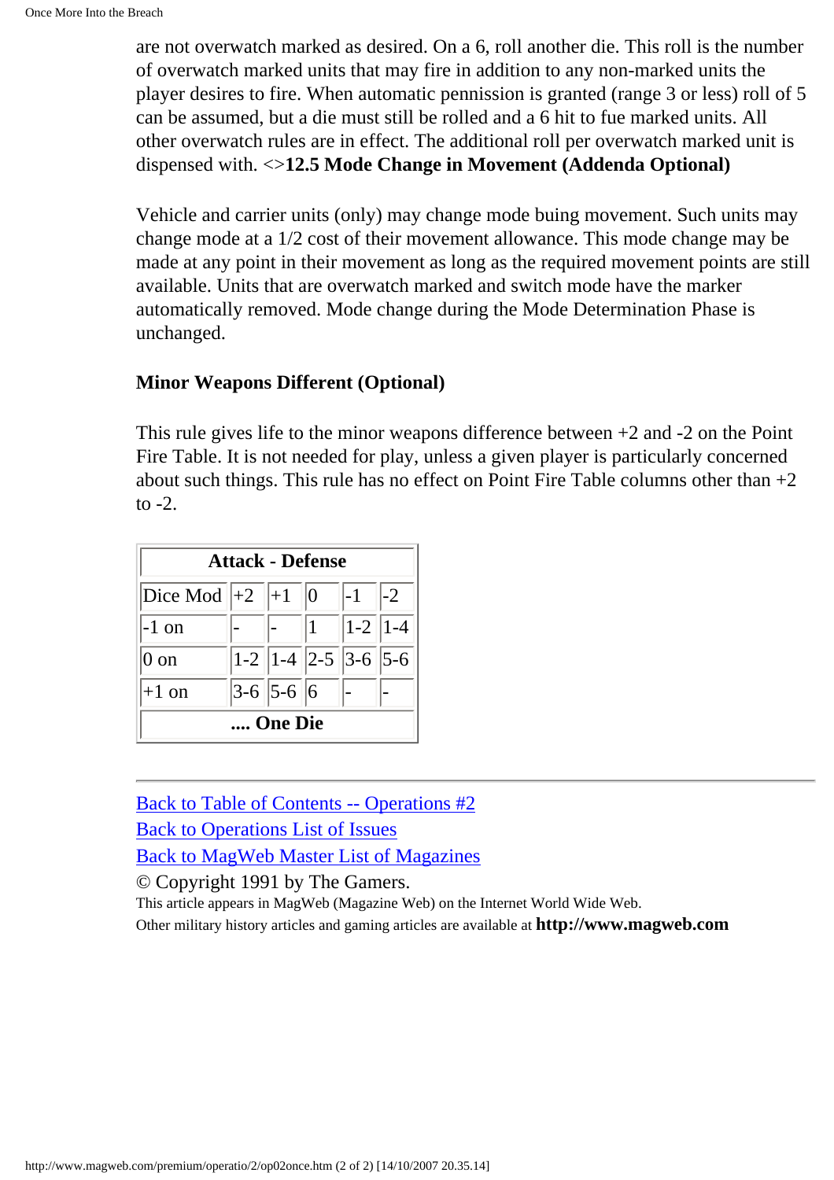are not overwatch marked as desired. On a 6, roll another die. This roll is the number of overwatch marked units that may fire in addition to any non-marked units the player desires to fire. When automatic pennission is granted (range 3 or less) roll of 5 can be assumed, but a die must still be rolled and a 6 hit to fue marked units. All other overwatch rules are in effect. The additional roll per overwatch marked unit is dispensed with. <>**12.5 Mode Change in Movement (Addenda Optional)**

Vehicle and carrier units (only) may change mode buing movement. Such units may change mode at a 1/2 cost of their movement allowance. This mode change may be made at any point in their movement as long as the required movement points are still available. Units that are overwatch marked and switch mode have the marker automatically removed. Mode change during the Mode Determination Phase is unchanged.

**Minor Weapons Different (Optional)**

This rule gives life to the minor weapons difference between +2 and -2 on the Point Fire Table. It is not needed for play, unless a given player is particularly concerned about such things. This rule has no effect on Point Fire Table columns other than +2 to -2.

| **Attack - Defense** | | | | | |
|---|---|---|---|---|---|
| Dice Mod | +2 | +1 | 0 | -1 | -2 |
| -1 on | - | - | 1 | 1-2 | 1-4 |
| 0 on | 1-2 | 1-4 | 2-5 | 3-6 | 5-6 |
| +1 on | 3-6 | 5-6 | 6 | - | - |
| **.... One Die** | | | | | |

---

Back to Table of Contents -- Operations #2
Back to Operations List of Issues
Back to MagWeb Master List of Magazines
© Copyright 1991 by The Gamers.
This article appears in MagWeb (Magazine Web) on the Internet World Wide Web.
Other military history articles and gaming articles are available at **http://www.magweb.com**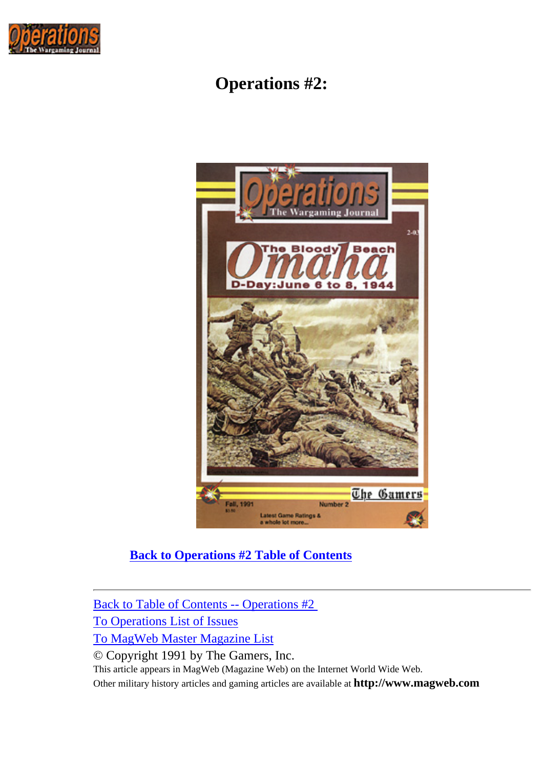# Operations #2:

**Back to Operations #2 Table of Contents**

---

Back to Table of Contents -- Operations #2
To Operations List of Issues
To MagWeb Master Magazine List
© Copyright 1991 by The Gamers, Inc.
This article appears in MagWeb (Magazine Web) on the Internet World Wide Web.
Other military history articles and gaming articles are available at **http://www.magweb.com**